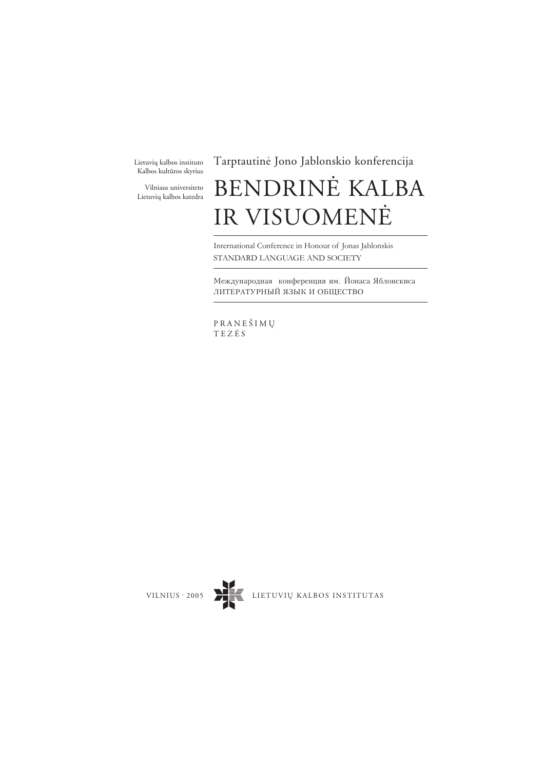Lietuvių kalbos instituto
Kalbos kultūros skyrius

Vilniaus universiteto
Lietuvių kalbos katedra

Tarptautinė Jono Jablonskio konferencija

# BENDRINĖ KALBA IR VISUOMENĖ

International Conference in Honour of Jonas Jablonskis
STANDARD LANGUAGE AND SOCIETY

Международная конференция им. Йонаса Яблонскиса
ЛИТЕРАТУРНЫЙ ЯЗЫК И ОБЩЕСТВО

PRANEŠIMŲ
TEZĖS

VILNIUS · 2005 LIETUVIŲ KALBOS INSTITUTAS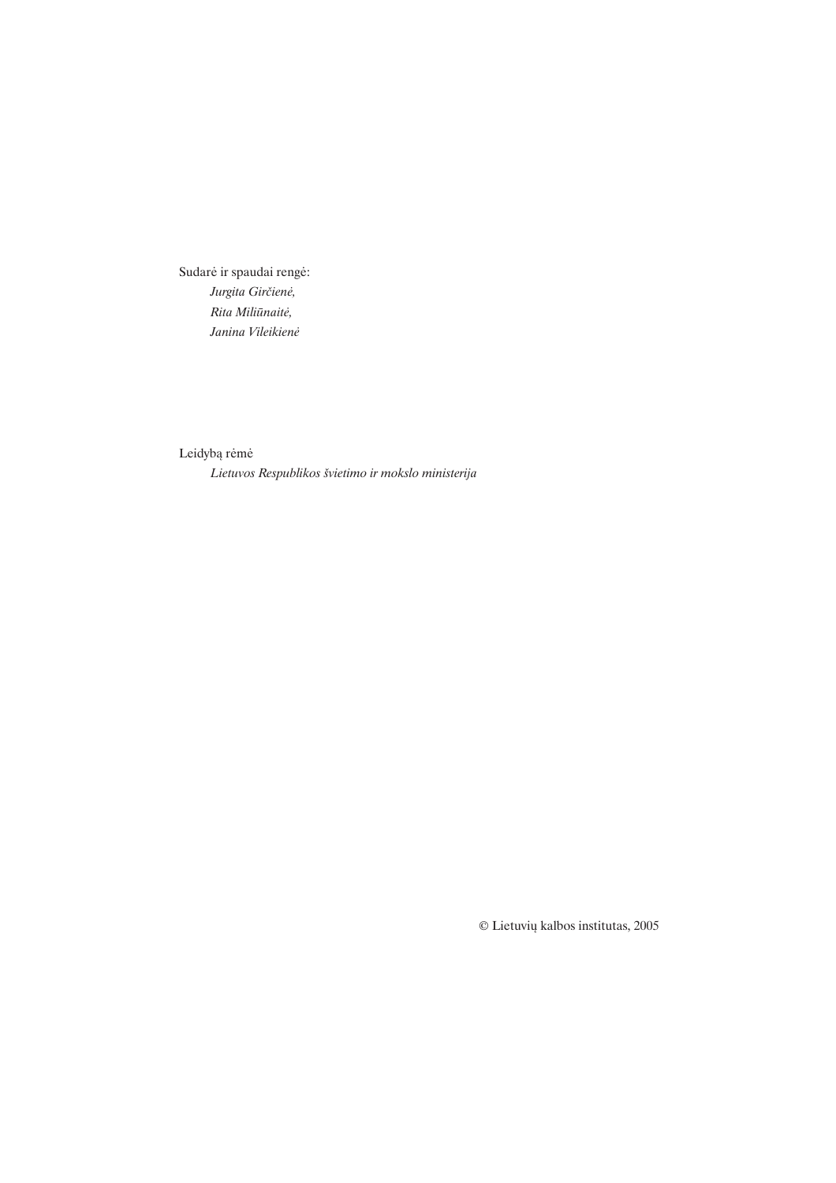Sudarė ir spaudai rengė:

*Jurgita Girčienė,*
*Rita Miliūnaitė,*
*Janina Vileikienė*

Leidybą rėmė

*Lietuvos Respublikos švietimo ir mokslo ministerija*

© Lietuvių kalbos institutas, 2005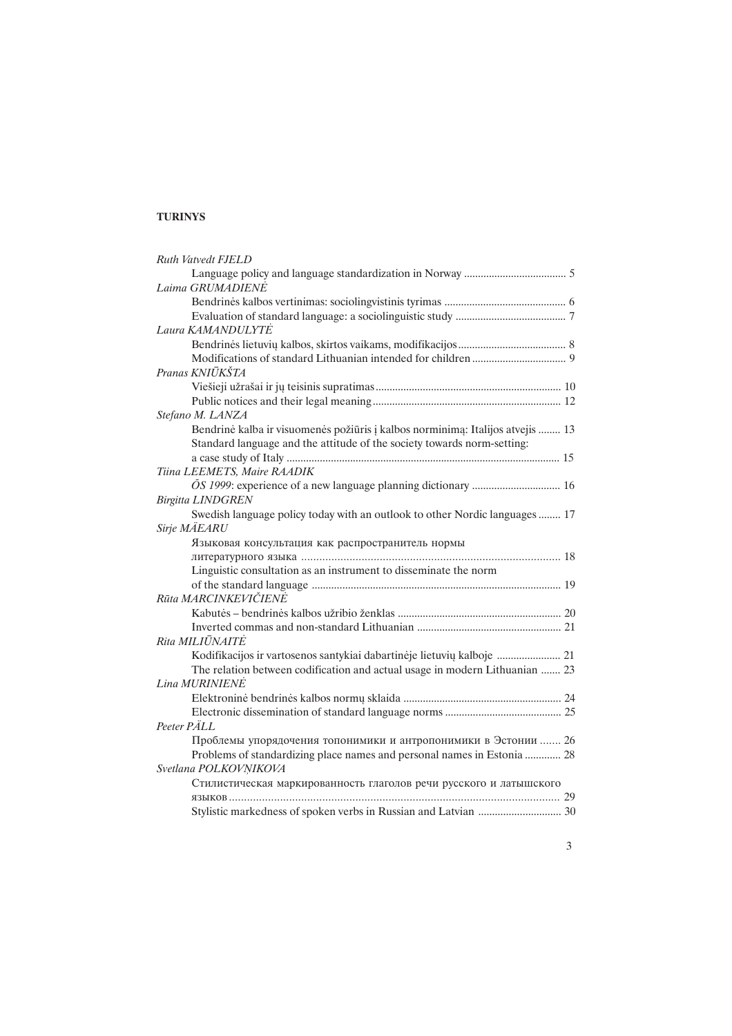# TURINYS

*Ruth Vatvedt FJELD*

Language policy and language standardization in Norway ..................................... 5

*Laima GRUMADIENĖ*

Bendrinės kalbos vertinimas: sociolingvistinis tyrimas ............................................ 6

Evaluation of standard language: a sociolinguistic study ........................................ 7

*Laura KAMANDULYTĖ*

Bendrinės lietuvių kalbos, skirtos vaikams, modifikacijos ....................................... 8

Modifications of standard Lithuanian intended for children .................................. 9

*Pranas KNIŪKŠTA*

Viešieji užrašai ir jų teisinis supratimas .................................................................. 10

Public notices and their legal meaning ................................................................... 12

*Stefano M. LANZA*

Bendrinė kalba ir visuomenės požiūris į kalbos norminimą: Italijos atvejis ........ 13

Standard language and the attitude of the society towards norm-setting: a case study of Italy ................................................................................................. 15

*Tiina LEEMETS, Maire RAADIK*

*ÕS 1999*: experience of a new language planning dictionary ................................ 16

*Birgitta LINDGREN*

Swedish language policy today with an outlook to other Nordic languages ........ 17

*Sirje MÄEARU*

Языковая консультация как распространитель нормы литературного языка ...................................................................................... 18

Linguistic consultation as an instrument to disseminate the norm of the standard language ......................................................................................... 19

*Rūta MARCINKEVIČIENĖ*

Kabutės – bendrinės kalbos užribio ženklas ........................................................... 20

Inverted commas and non-standard Lithuanian .................................................... 21

*Rita MILIŪNAITĖ*

Kodifikacijos ir vartosenos santykiai dabartinėje lietuvių kalboje ....................... 21

The relation between codification and actual usage in modern Lithuanian ....... 23

*Lina MURINIENĖ*

Elektroninė bendrinės kalbos normų sklaida ......................................................... 24

Electronic dissemination of standard language norms .......................................... 25

*Peeter PÄLL*

Проблемы упорядочения топонимики и антропонимики в Эстонии ....... 26

Problems of standardizing place names and personal names in Estonia ............. 28

*Svetlana POLKOVŅIKOVA*

Стилистическая маркированность глаголов речи русского и латышского языков .............................................................................................................. 29

Stylistic markedness of spoken verbs in Russian and Latvian .............................. 30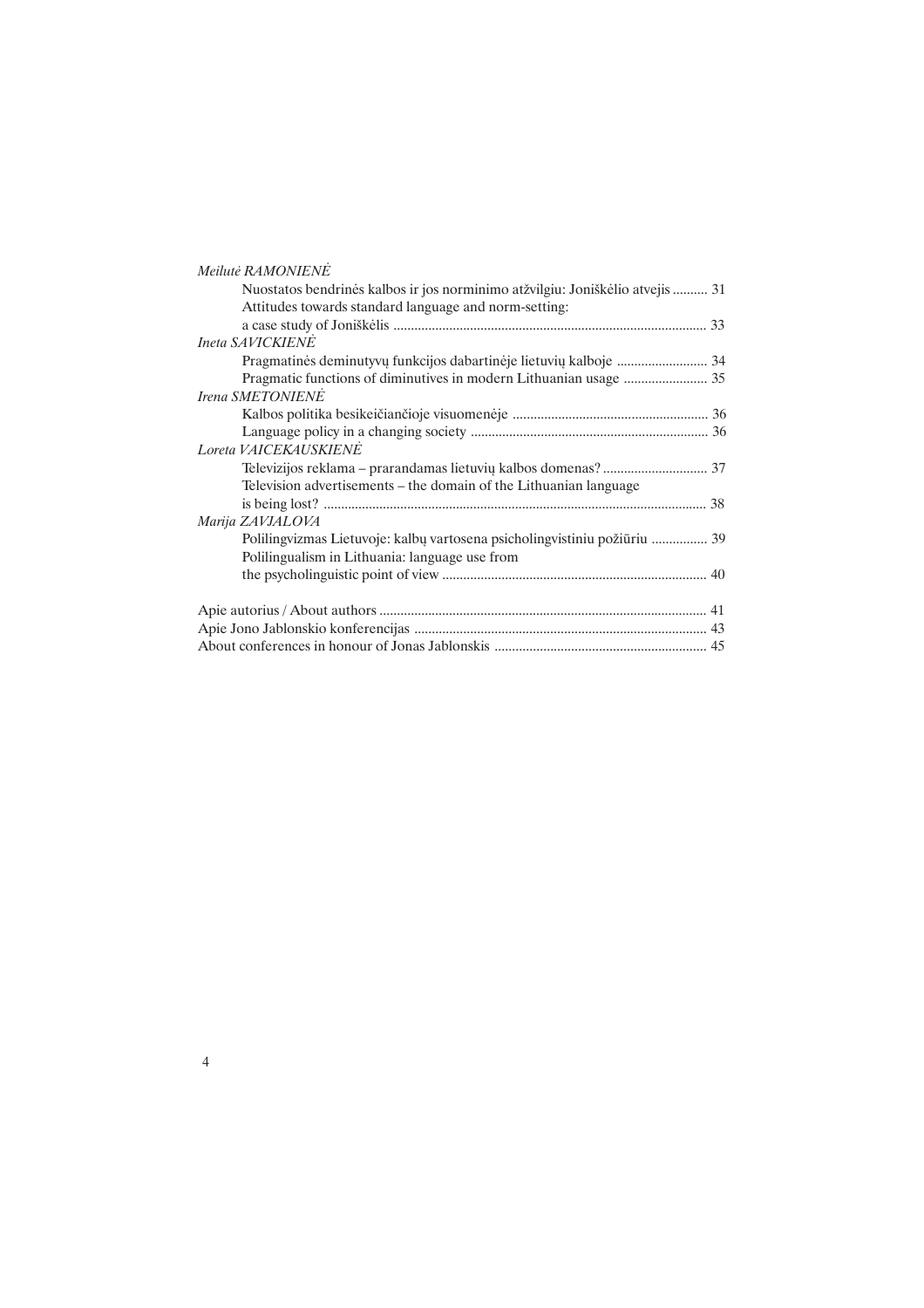*Meilutė RAMONIENĖ*

Nuostatos bendrinės kalbos ir jos norminimo atžvilgiu: Joniškėlio atvejis .......... 31

Attitudes towards standard language and norm-setting: a case study of Joniškėlis .......... 33

*Ineta SAVICKIENĖ*

Pragmatinės deminutyvų funkcijos dabartinėje lietuvių kalboje .......... 34

Pragmatic functions of diminutives in modern Lithuanian usage .......... 35

*Irena SMETONIENĖ*

Kalbos politika besikeičiančioje visuomenėje .......... 36

Language policy in a changing society .......... 36

*Loreta VAICEKAUSKIENĖ*

Televizijos reklama – prarandamas lietuvių kalbos domenas? .......... 37

Television advertisements – the domain of the Lithuanian language is being lost? .......... 38

*Marija ZAVJALOVA*

Polilingvizmas Lietuvoje: kalbų vartosena psicholingvistiniu požiūriu .......... 39

Polilingualism in Lithuania: language use from the psycholinguistic point of view .......... 40

Apie autorius / About authors .......... 41

Apie Jono Jablonskio konferencijas .......... 43

About conferences in honour of Jonas Jablonskis .......... 45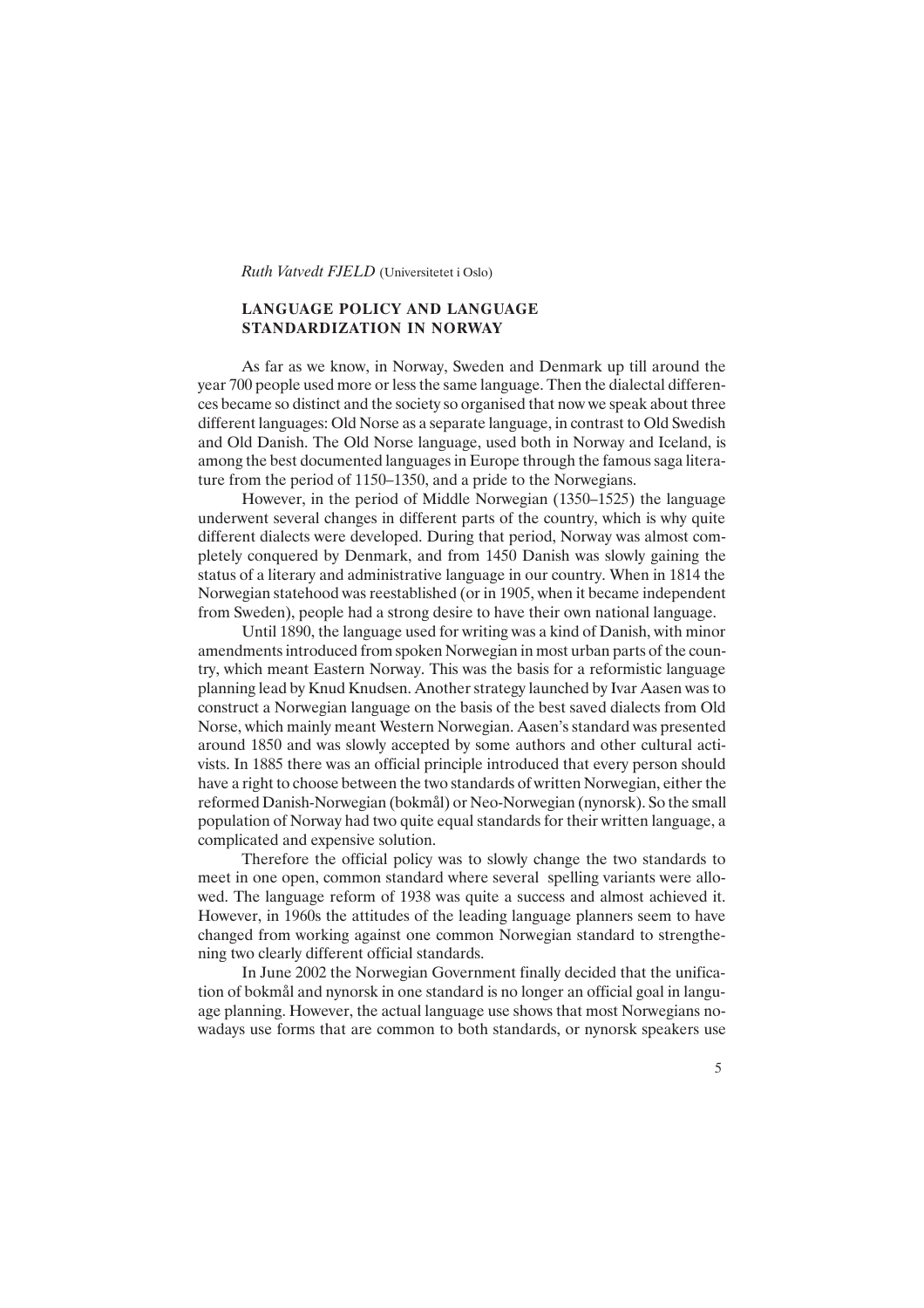*Ruth Vatvedt FJELD* (Universitetet i Oslo)

## LANGUAGE POLICY AND LANGUAGE STANDARDIZATION IN NORWAY

As far as we know, in Norway, Sweden and Denmark up till around the year 700 people used more or less the same language. Then the dialectal differences became so distinct and the society so organised that now we speak about three different languages: Old Norse as a separate language, in contrast to Old Swedish and Old Danish. The Old Norse language, used both in Norway and Iceland, is among the best documented languages in Europe through the famous saga literature from the period of 1150–1350, and a pride to the Norwegians.

However, in the period of Middle Norwegian (1350–1525) the language underwent several changes in different parts of the country, which is why quite different dialects were developed. During that period, Norway was almost completely conquered by Denmark, and from 1450 Danish was slowly gaining the status of a literary and administrative language in our country. When in 1814 the Norwegian statehood was reestablished (or in 1905, when it became independent from Sweden), people had a strong desire to have their own national language.

Until 1890, the language used for writing was a kind of Danish, with minor amendments introduced from spoken Norwegian in most urban parts of the country, which meant Eastern Norway. This was the basis for a reformistic language planning lead by Knud Knudsen. Another strategy launched by Ivar Aasen was to construct a Norwegian language on the basis of the best saved dialects from Old Norse, which mainly meant Western Norwegian. Aasen's standard was presented around 1850 and was slowly accepted by some authors and other cultural activists. In 1885 there was an official principle introduced that every person should have a right to choose between the two standards of written Norwegian, either the reformed Danish-Norwegian (bokmål) or Neo-Norwegian (nynorsk). So the small population of Norway had two quite equal standards for their written language, a complicated and expensive solution.

Therefore the official policy was to slowly change the two standards to meet in one open, common standard where several spelling variants were allowed. The language reform of 1938 was quite a success and almost achieved it. However, in 1960s the attitudes of the leading language planners seem to have changed from working against one common Norwegian standard to strengthening two clearly different official standards.

In June 2002 the Norwegian Government finally decided that the unification of bokmål and nynorsk in one standard is no longer an official goal in language planning. However, the actual language use shows that most Norwegians nowadays use forms that are common to both standards, or nynorsk speakers use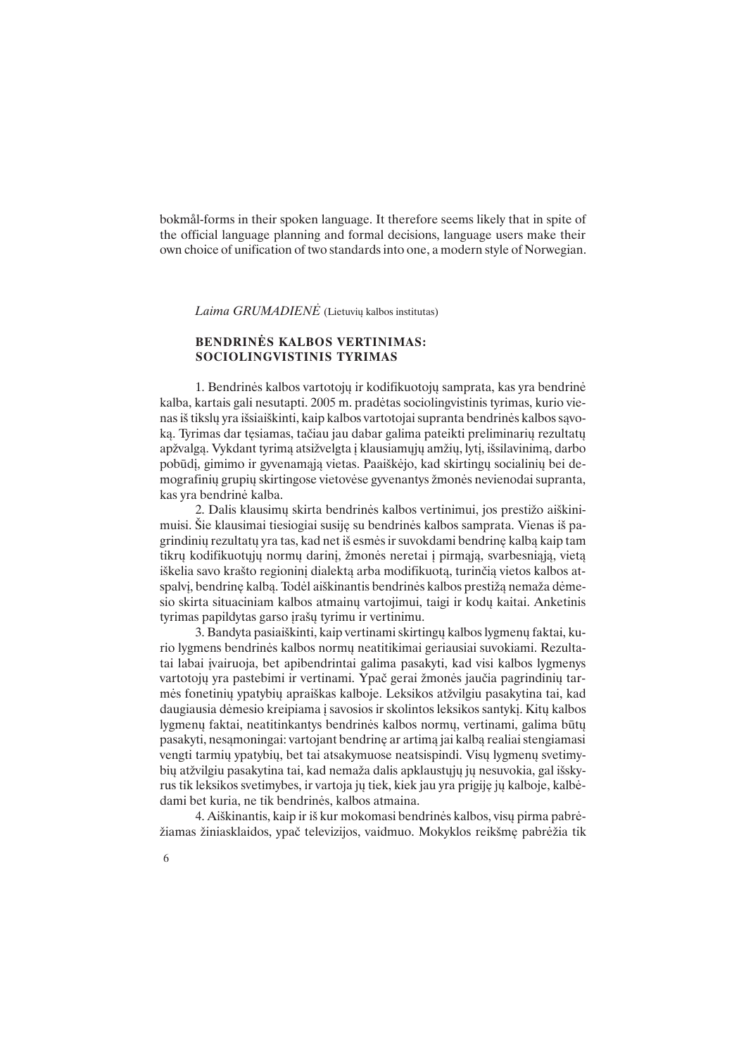bokmål-forms in their spoken language. It therefore seems likely that in spite of the official language planning and formal decisions, language users make their own choice of unification of two standards into one, a modern style of Norwegian.

*Laima GRUMADIENĖ* (Lietuvių kalbos institutas)

## BENDRINĖS KALBOS VERTINIMAS: SOCIOLINGVISTINIS TYRIMAS

1. Bendrinės kalbos vartotojų ir kodifikuotojų samprata, kas yra bendrinė kalba, kartais gali nesutapti. 2005 m. pradėtas sociolingvistinis tyrimas, kurio vienas iš tikslų yra išsiaiškinti, kaip kalbos vartotojai supranta bendrinės kalbos sąvoką. Tyrimas dar tęsiamas, tačiau jau dabar galima pateikti preliminarių rezultatų apžvalgą. Vykdant tyrimą atsižvelgta į klausiamųjų amžių, lytį, išsilavinimą, darbo pobūdį, gimimo ir gyvenamąją vietas. Paaiškėjo, kad skirtingų socialinių bei demografinių grupių skirtingose vietovėse gyvenantys žmonės nevienodai supranta, kas yra bendrinė kalba.

2. Dalis klausimų skirta bendrinės kalbos vertinimui, jos prestižo aiškinimuisi. Šie klausimai tiesiogiai susiję su bendrinės kalbos samprata. Vienas iš pagrindinių rezultatų yra tas, kad net iš esmės ir suvokdami bendrinę kalbą kaip tam tikrų kodifikuotųjų normų darinį, žmonės neretai į pirmąją, svarbesniąją, vietą iškelia savo krašto regioninį dialektą arba modifikuotą, turinčią vietos kalbos atspalvį, bendrinę kalbą. Todėl aiškinantis bendrinės kalbos prestižą nemaža dėmesio skirta situaciniam kalbos atmainų vartojimui, taigi ir kodų kaitai. Anketinis tyrimas papildytas garso įrašų tyrimu ir vertinimu.

3. Bandyta pasiaiškinti, kaip vertinami skirtingų kalbos lygmenų faktai, kurio lygmens bendrinės kalbos normų neatitikimai geriausiai suvokiami. Rezultatai labai įvairuoja, bet apibendrintai galima pasakyti, kad visi kalbos lygmenys vartotojų yra pastebimi ir vertinami. Ypač gerai žmonės jaučia pagrindinių tarmės fonetinių ypatybių apraiškas kalboje. Leksikos atžvilgiu pasakytina tai, kad daugiausia dėmesio kreipiama į savosios ir skolintos leksikos santykį. Kitų kalbos lygmenų faktai, neatitinkantys bendrinės kalbos normų, vertinami, galima būtų pasakyti, nesąmoningai: vartojant bendrinę ar artimą jai kalbą realiai stengiamasi vengti tarmių ypatybių, bet tai atsakymuose neatsispindi. Visų lygmenų svetimybių atžvilgiu pasakytina tai, kad nemaža dalis apklaustųjų jų nesuvokia, gal išskyrus tik leksikos svetimybes, ir vartoja jų tiek, kiek jau yra prigiję jų kalboje, kalbėdami bet kuria, ne tik bendrinės, kalbos atmaina.

4. Aiškinantis, kaip ir iš kur mokomasi bendrinės kalbos, visų pirma pabrėžiamas žiniasklaidos, ypač televizijos, vaidmuo. Mokyklos reikšmę pabrėžia tik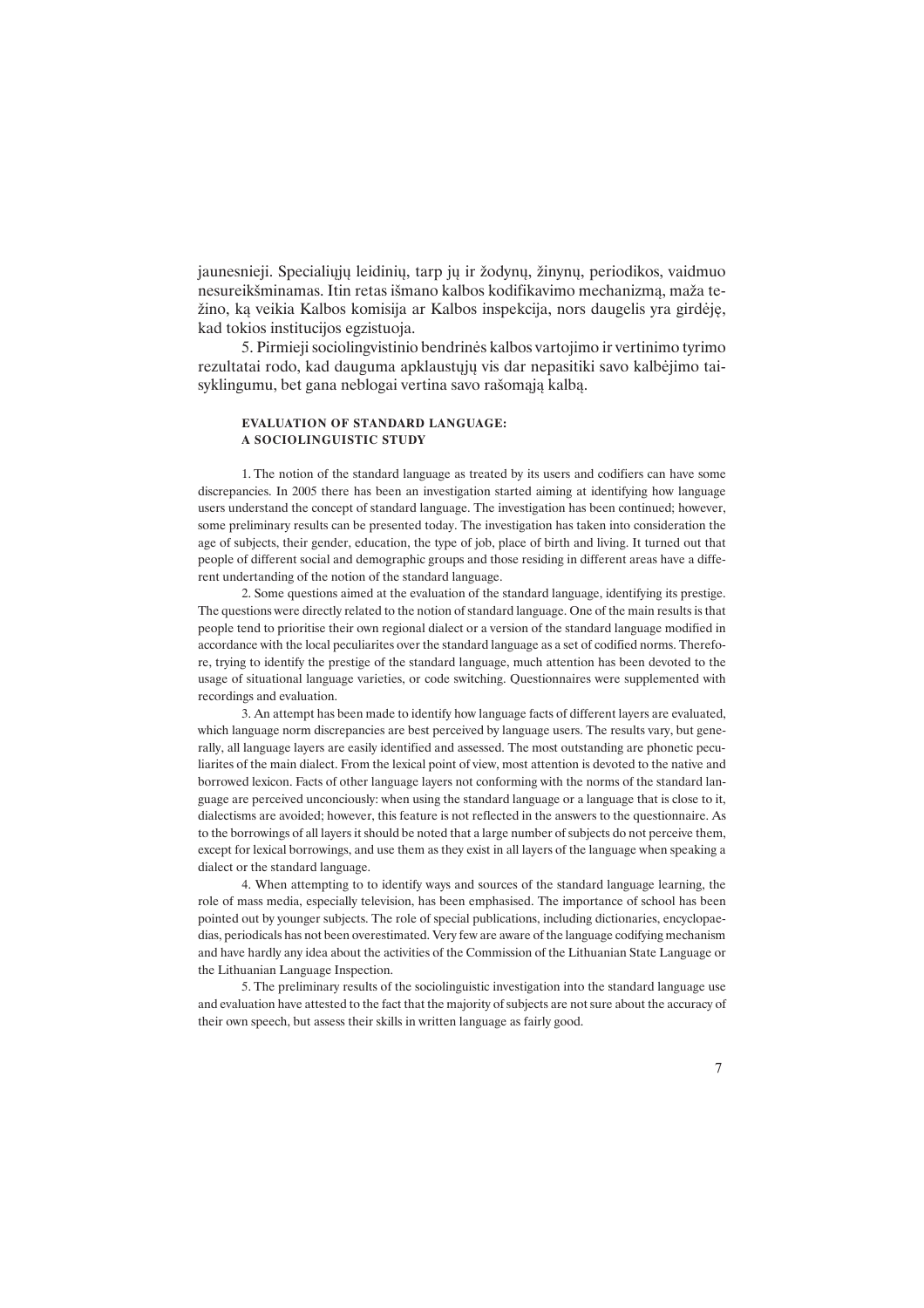jaunesnieji. Specialiųjų leidinių, tarp jų ir žodynų, žinynų, periodikos, vaidmuo nesureikšminamas. Itin retas išmano kalbos kodifikavimo mechanizmą, maža težino, ką veikia Kalbos komisija ar Kalbos inspekcija, nors daugelis yra girdėję, kad tokios institucijos egzistuoja.

5. Pirmieji sociolingvistinio bendrinės kalbos vartojimo ir vertinimo tyrimo rezultatai rodo, kad dauguma apklaustųjų vis dar nepasitiki savo kalbėjimo taisyklingumu, bet gana neblogai vertina savo rašomąją kalbą.

### EVALUATION OF STANDARD LANGUAGE: A SOCIOLINGUISTIC STUDY

1. The notion of the standard language as treated by its users and codifiers can have some discrepancies. In 2005 there has been an investigation started aiming at identifying how language users understand the concept of standard language. The investigation has been continued; however, some preliminary results can be presented today. The investigation has taken into consideration the age of subjects, their gender, education, the type of job, place of birth and living. It turned out that people of different social and demographic groups and those residing in different areas have a different undertanding of the notion of the standard language.

2. Some questions aimed at the evaluation of the standard language, identifying its prestige. The questions were directly related to the notion of standard language. One of the main results is that people tend to prioritise their own regional dialect or a version of the standard language modified in accordance with the local peculiarites over the standard language as a set of codified norms. Therefore, trying to identify the prestige of the standard language, much attention has been devoted to the usage of situational language varieties, or code switching. Questionnaires were supplemented with recordings and evaluation.

3. An attempt has been made to identify how language facts of different layers are evaluated, which language norm discrepancies are best perceived by language users. The results vary, but generally, all language layers are easily identified and assessed. The most outstanding are phonetic peculiarites of the main dialect. From the lexical point of view, most attention is devoted to the native and borrowed lexicon. Facts of other language layers not conforming with the norms of the standard language are perceived unconciously: when using the standard language or a language that is close to it, dialectisms are avoided; however, this feature is not reflected in the answers to the questionnaire. As to the borrowings of all layers it should be noted that a large number of subjects do not perceive them, except for lexical borrowings, and use them as they exist in all layers of the language when speaking a dialect or the standard language.

4. When attempting to to identify ways and sources of the standard language learning, the role of mass media, especially television, has been emphasised. The importance of school has been pointed out by younger subjects. The role of special publications, including dictionaries, encyclopaedias, periodicals has not been overestimated. Very few are aware of the language codifying mechanism and have hardly any idea about the activities of the Commission of the Lithuanian State Language or the Lithuanian Language Inspection.

5. The preliminary results of the sociolinguistic investigation into the standard language use and evaluation have attested to the fact that the majority of subjects are not sure about the accuracy of their own speech, but assess their skills in written language as fairly good.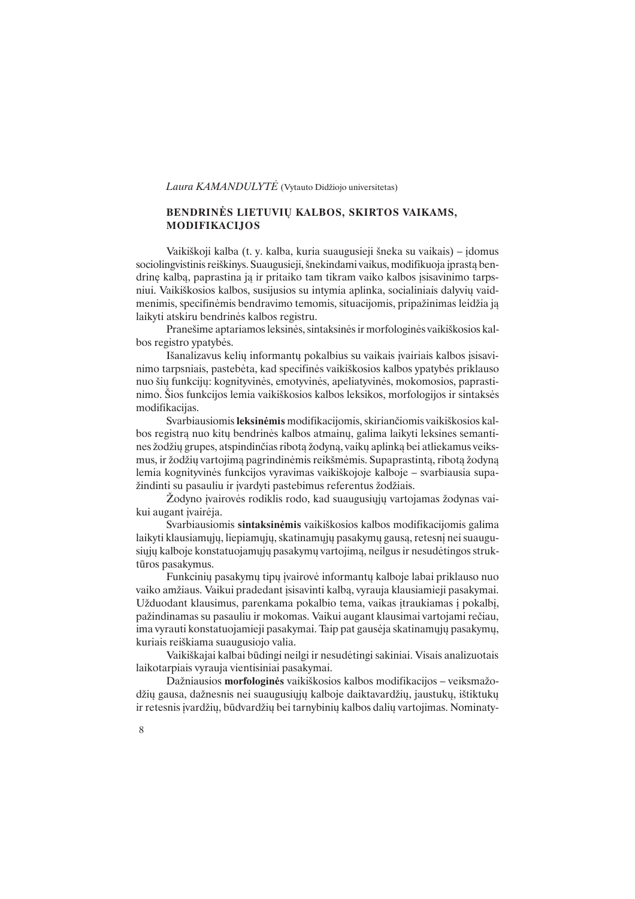*Laura KAMANDULYTĖ* (Vytauto Didžiojo universitetas)

## BENDRINĖS LIETUVIŲ KALBOS, SKIRTOS VAIKAMS, MODIFIKACIJOS

Vaikiškoji kalba (t. y. kalba, kuria suaugusieji šneka su vaikais) – įdomus sociolingvistinis reiškinys. Suaugusieji, šnekindami vaikus, modifikuoja įprastą bendrinę kalbą, paprastina ją ir pritaiko tam tikram vaiko kalbos įsisavinimo tarpsniui. Vaikiškosios kalbos, susijusios su intymia aplinka, socialiniais dalyvių vaidmenimis, specifinėmis bendravimo temomis, situacijomis, pripažinimas leidžia ją laikyti atskiru bendrinės kalbos registru.

Pranešime aptariamos leksinės, sintaksinės ir morfologinės vaikiškosios kalbos registro ypatybės.

Išanalizavus kelių informantų pokalbius su vaikais įvairiais kalbos įsisavinimo tarpsniais, pastebėta, kad specifinės vaikiškosios kalbos ypatybės priklauso nuo šių funkcijų: kognityvinės, emotyvinės, apeliatyvinės, mokomosios, paprastinimo. Šios funkcijos lemia vaikiškosios kalbos leksikos, morfologijos ir sintaksės modifikacijas.

Svarbiausiomis **leksinėmis** modifikacijomis, skiriančiomis vaikiškosios kalbos registrą nuo kitų bendrinės kalbos atmainų, galima laikyti leksines semantines žodžių grupes, atspindinčias ribotą žodyną, vaikų aplinką bei atliekamus veiksmus, ir žodžių vartojimą pagrindinėmis reikšmėmis. Supaprastintą, ribotą žodyną lemia kognityvinės funkcijos vyravimas vaikiškojoje kalboje – svarbiausia supažindinti su pasauliu ir įvardyti pastebimus referentus žodžiais.

Žodyno įvairovės rodiklis rodo, kad suaugusiųjų vartojamas žodynas vaikui augant įvairėja.

Svarbiausiomis **sintaksinėmis** vaikiškosios kalbos modifikacijomis galima laikyti klausiamųjų, liepiamųjų, skatinamųjų pasakymų gausą, retesnį nei suaugusiųjų kalboje konstatuojamųjų pasakymų vartojimą, neilgus ir nesudėtingos struktūros pasakymus.

Funkcinių pasakymų tipų įvairovė informantų kalboje labai priklauso nuo vaiko amžiaus. Vaikui pradedant įsisavinti kalbą, vyrauja klausiamieji pasakymai. Užduodant klausimus, parenkama pokalbio tema, vaikas įtraukiamas į pokalbį, pažindinamas su pasauliu ir mokomas. Vaikui augant klausimai vartojami rečiau, ima vyrauti konstatuojamieji pasakymai. Taip pat gausėja skatinamųjų pasakymų, kuriais reiškiama suaugusiojo valia.

Vaikiškajai kalbai būdingi neilgi ir nesudėtingi sakiniai. Visais analizuotais laikotarpiais vyrauja vientisiniai pasakymai.

Dažniausios **morfologinės** vaikiškosios kalbos modifikacijos – veiksmažodžių gausa, dažnesnis nei suaugusiųjų kalboje daiktavardžių, jaustukų, ištiktukų ir retesnis įvardžių, būdvardžių bei tarnybinių kalbos dalių vartojimas. Nominaty-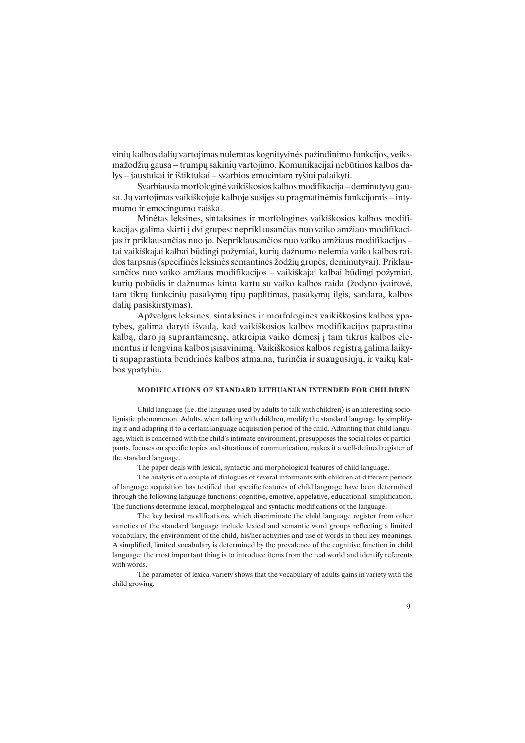vinių kalbos dalių vartojimas nulemtas kognityvinės pažindinimo funkcijos, veiksmažodžių gausa – trumpų sakinių vartojimo. Komunikacijai nebūtinos kalbos dalys – jaustukai ir ištiktukai – svarbios emociniam ryšiui palaikyti.

Svarbiausia morfologinė vaikiškosios kalbos modifikacija – deminutyvų gausa. Jų vartojimas vaikiškojoje kalboje susijęs su pragmatinėmis funkcijomis – intymumo ir emocingumo raiška.

Minėtas leksines, sintaksines ir morfologines vaikiškosios kalbos modifikacijas galima skirti į dvi grupes: nepriklausančias nuo vaiko amžiaus modifikacijas ir priklausančias nuo jo. Nepriklausančios nuo vaiko amžiaus modifikacijos – tai vaikiškajai kalbai būdingi požymiai, kurių dažnumo nelemia vaiko kalbos raidos tarpsnis (specifinės leksinės semantinės žodžių grupės, deminutyvai). Priklausančios nuo vaiko amžiaus modifikacijos – vaikiškajai kalbai būdingi požymiai, kurių pobūdis ir dažnumas kinta kartu su vaiko kalbos raida (žodyno įvairovė, tam tikrų funkcinių pasakymų tipų paplitimas, pasakymų ilgis, sandara, kalbos dalių pasiskirstymas).

Apžvelgus leksines, sintaksines ir morfologines vaikiškosios kalbos ypatybes, galima daryti išvadą, kad vaikiškosios kalbos modifikacijos paprastina kalbą, daro ją suprantamesnę, atkreipia vaiko dėmesį į tam tikrus kalbos elementus ir lengvina kalbos įsisavinimą. Vaikiškosios kalbos registrą galima laikyti supaprastinta bendrinės kalbos atmaina, turinčia ir suaugusiųjų, ir vaikų kalbos ypatybių.

### MODIFICATIONS OF STANDARD LITHUANIAN INTENDED FOR CHILDREN

Child language (i.e. the language used by adults to talk with children) is an interesting socioliguistic phenomenon. Adults, when talking with children, modify the standard language by simplifying it and adapting it to a certain language acquisition period of the child. Admitting that child language, which is concerned with the child's intimate environment, presupposes the social roles of participants, focuses on specific topics and situations of communication, makes it a well-defined register of the standard language.

The paper deals with lexical, syntactic and morphological features of child language.

The analysis of a couple of dialogues of several informants with children at different periods of language acquisition has testified that specific features of child language have been determined through the following language functions: cognitive, emotive, appelative, educational, simplification. The functions determine lexical, morphological and syntactic modifications of the language.

The key **lexical** modifications, which discriminate the child language register from other varieties of the standard language include lexical and semantic word groups reflecting a limited vocabulary, the environment of the child, his/her activities and use of words in their key meanings. A simplified, limited vocabulary is determined by the prevalence of the cognitive function in child language: the most important thing is to introduce items from the real world and identify referents with words.

The parameter of lexical variety shows that the vocabulary of adults gains in variety with the child growing.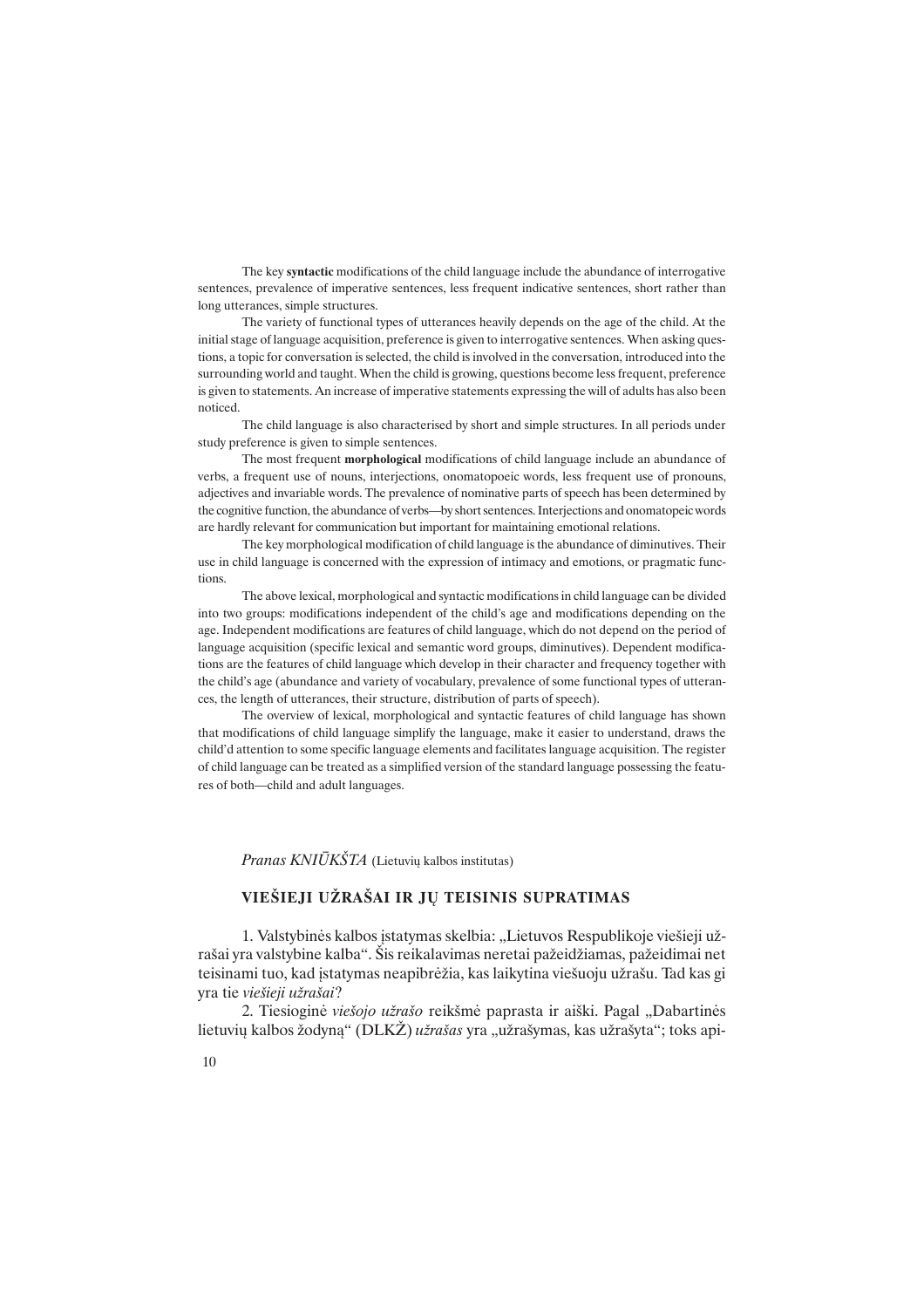The key **syntactic** modifications of the child language include the abundance of interrogative sentences, prevalence of imperative sentences, less frequent indicative sentences, short rather than long utterances, simple structures.

The variety of functional types of utterances heavily depends on the age of the child. At the initial stage of language acquisition, preference is given to interrogative sentences. When asking questions, a topic for conversation is selected, the child is involved in the conversation, introduced into the surrounding world and taught. When the child is growing, questions become less frequent, preference is given to statements. An increase of imperative statements expressing the will of adults has also been noticed.

The child language is also characterised by short and simple structures. In all periods under study preference is given to simple sentences.

The most frequent **morphological** modifications of child language include an abundance of verbs, a frequent use of nouns, interjections, onomatopoeic words, less frequent use of pronouns, adjectives and invariable words. The prevalence of nominative parts of speech has been determined by the cognitive function, the abundance of verbs—by short sentences. Interjections and onomatopeic words are hardly relevant for communication but important for maintaining emotional relations.

The key morphological modification of child language is the abundance of diminutives. Their use in child language is concerned with the expression of intimacy and emotions, or pragmatic functions.

The above lexical, morphological and syntactic modifications in child language can be divided into two groups: modifications independent of the child's age and modifications depending on the age. Independent modifications are features of child language, which do not depend on the period of language acquisition (specific lexical and semantic word groups, diminutives). Dependent modifications are the features of child language which develop in their character and frequency together with the child's age (abundance and variety of vocabulary, prevalence of some functional types of utterances, the length of utterances, their structure, distribution of parts of speech).

The overview of lexical, morphological and syntactic features of child language has shown that modifications of child language simplify the language, make it easier to understand, draws the child'd attention to some specific language elements and facilitates language acquisition. The register of child language can be treated as a simplified version of the standard language possessing the features of both—child and adult languages.

*Pranas KNIŪKŠTA* (Lietuvių kalbos institutas)

## VIEŠIEJI UŽRAŠAI IR JŲ TEISINIS SUPRATIMAS

1. Valstybinės kalbos įstatymas skelbia: „Lietuvos Respublikoje viešieji užrašai yra valstybine kalba". Šis reikalavimas neretai pažeidžiamas, pažeidimai net teisinami tuo, kad įstatymas neapibrėžia, kas laikytina viešuoju užrašu. Tad kas gi yra tie *viešieji užrašai*?

2. Tiesioginė *viešojo užrašo* reikšmė paprasta ir aiški. Pagal „Dabartinės lietuvių kalbos žodyną" (DLKŽ) *užrašas* yra „užrašymas, kas užrašyta"; toks api-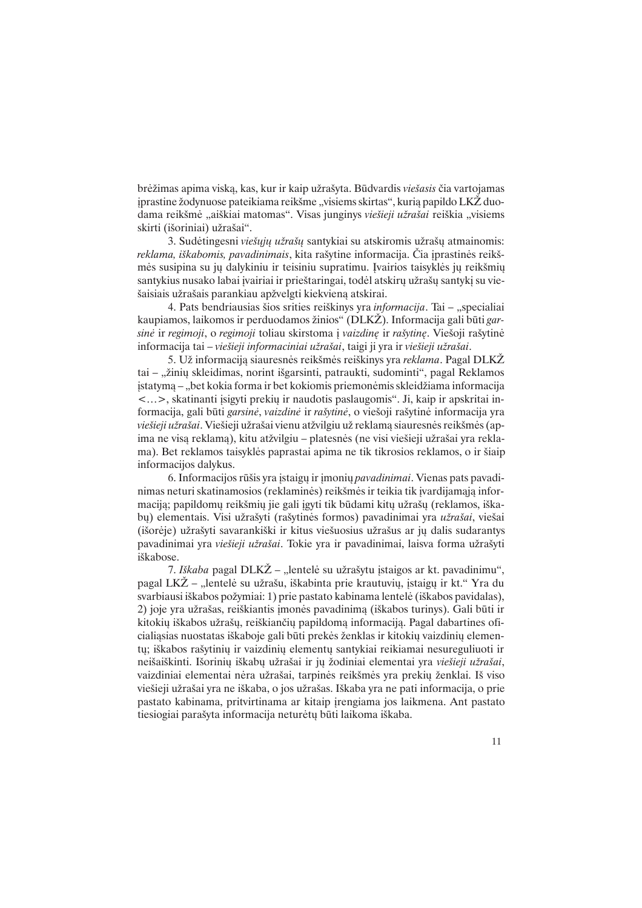brėžimas apima viską, kas, kur ir kaip užrašyta. Būdvardis *viešasis* čia vartojamas įprastine žodynuose pateikiama reikšme „visiems skirtas“, kurią papildo LKŽ duodama reikšmė „aiškiai matomas“. Visas junginys *viešieji užrašai* reiškia „visiems skirti (išoriniai) užrašai“.

3. Sudėtingesni *viešųjų užrašų* santykiai su atskiromis užrašų atmainomis: *reklama, iškabomis, pavadinimais*, kita rašytine informacija. Čia įprastinės reikšmės susipina su jų dalykiniu ir teisiniu supratimu. Įvairios taisyklės jų reikšmių santykius nusako labai įvairiai ir prieštaringai, todėl atskirų užrašų santykį su viešaisiais užrašais parankiau apžvelgti kiekvieną atskirai.

4. Pats bendriausias šios srities reiškinys yra *informacija*. Tai – „specialiai kaupiamos, laikomos ir perduodamos žinios“ (DLKŽ). Informacija gali būti *garsinė* ir *regimoji*, o *regimoji* toliau skirstoma į *vaizdinę* ir *rašytinę*. Viešoji rašytinė informacija tai – *viešieji informaciniai užrašai*, taigi ji yra ir *viešieji užrašai*.

5. Už informaciją siauresnės reikšmės reiškinys yra *reklama*. Pagal DLKŽ tai – „žinių skleidimas, norint išgarsinti, patraukti, sudominti“, pagal Reklamos įstatymą – „bet kokia forma ir bet kokiomis priemonėmis skleidžiama informacija <...>, skatinanti įsigyti prekių ir naudotis paslaugomis“. Ji, kaip ir apskritai informacija, gali būti *garsinė*, *vaizdinė* ir *rašytinė*, o viešoji rašytinė informacija yra *viešieji užrašai*. Viešieji užrašai vienu atžvilgiu už reklamą siauresnės reikšmės (apima ne visą reklamą), kitu atžvilgiu – platesnės (ne visi viešieji užrašai yra reklama). Bet reklamos taisyklės paprastai apima ne tik tikrosios reklamos, o ir šiaip informacijos dalykus.

6. Informacijos rūšis yra įstaigų ir įmonių *pavadinimai*. Vienas pats pavadinimas neturi skatinamosios (reklaminės) reikšmės ir teikia tik įvardijamąją informaciją; papildomų reikšmių jie gali įgyti tik būdami kitų užrašų (reklamos, iškabų) elementais. Visi užrašyti (rašytinės formos) pavadinimai yra *užrašai*, viešai (išorėje) užrašyti savarankiški ir kitus viešuosius užrašus ar jų dalis sudarantys pavadinimai yra *viešieji užrašai*. Tokie yra ir pavadinimai, laisva forma užrašyti iškabose.

7. *Iškaba* pagal DLKŽ – „lentelė su užrašytu įstaigos ar kt. pavadinimu“, pagal LKŽ – „lentelė su užrašu, iškabinta prie krautuvių, įstaigų ir kt.“ Yra du svarbiausi iškabos požymiai: 1) prie pastato kabinama lentelė (iškabos pavidalas), 2) joje yra užrašas, reiškiantis įmonės pavadinimą (iškabos turinys). Gali būti ir kitokių iškabos užrašų, reiškiančių papildomą informaciją. Pagal dabartines oficialiąsias nuostatas iškaboje gali būti prekės ženklas ir kitokių vaizdinių elementų; iškabos rašytinių ir vaizdinių elementų santykiai reikiamai nesureguliuoti ir neišaiškinti. Išorinių iškabų užrašai ir jų žodiniai elementai yra *viešieji užrašai*, vaizdiniai elementai nėra užrašai, tarpinės reikšmės yra prekių ženklai. Iš viso viešieji užrašai yra ne iškaba, o jos užrašas. Iškaba yra ne pati informacija, o prie pastato kabinama, pritvirtinama ar kitaip įrengiama jos laikmena. Ant pastato tiesiogiai parašyta informacija neturėtų būti laikoma iškaba.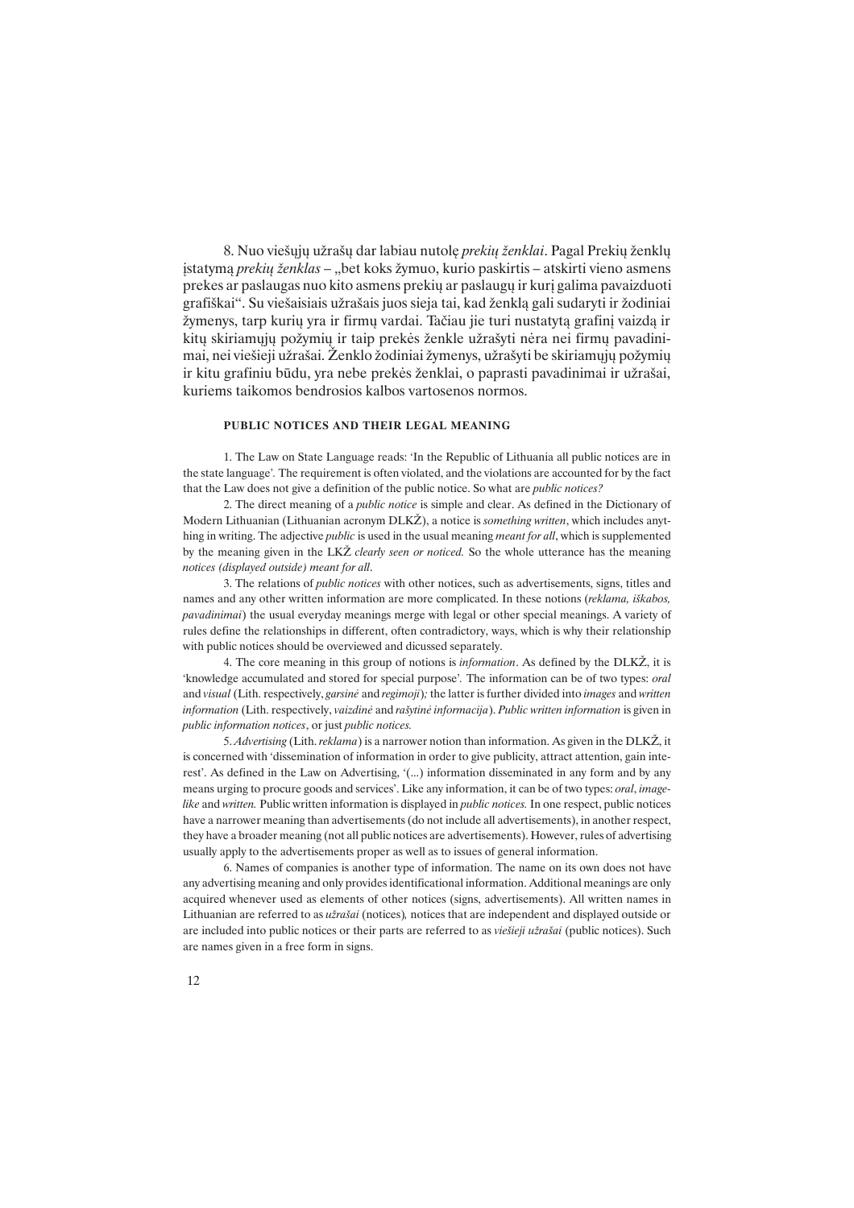8. Nuo viešųjų užrašų dar labiau nutolę *prekių ženklai*. Pagal Prekių ženklų įstatymą *prekių ženklas* – „bet koks žymuo, kurio paskirtis – atskirti vieno asmens prekes ar paslaugas nuo kito asmens prekių ar paslaugų ir kurį galima pavaizduoti grafiškai". Su viešaisiais užrašais juos sieja tai, kad ženklą gali sudaryti ir žodiniai žymenys, tarp kurių yra ir firmų vardai. Tačiau jie turi nustatytą grafinį vaizdą ir kitų skiriamųjų požymių ir taip prekės ženkle užrašyti nėra nei firmų pavadinimai, nei viešieji užrašai. Ženklo žodiniai žymenys, užrašyti be skiriamųjų požymių ir kitu grafiniu būdu, yra nebe prekės ženklai, o paprasti pavadinimai ir užrašai, kuriems taikomos bendrosios kalbos vartosenos normos.

#### PUBLIC NOTICES AND THEIR LEGAL MEANING

1. The Law on State Language reads: 'In the Republic of Lithuania all public notices are in the state language'. The requirement is often violated, and the violations are accounted for by the fact that the Law does not give a definition of the public notice. So what are *public notices?*

2. The direct meaning of a *public notice* is simple and clear. As defined in the Dictionary of Modern Lithuanian (Lithuanian acronym DLKŽ), a notice is *something written*, which includes anything in writing. The adjective *public* is used in the usual meaning *meant for all*, which is supplemented by the meaning given in the LKŽ *clearly seen or noticed.* So the whole utterance has the meaning *notices (displayed outside) meant for all*.

3. The relations of *public notices* with other notices, such as advertisements, signs, titles and names and any other written information are more complicated. In these notions (*reklama, iškabos, pavadinimai*) the usual everyday meanings merge with legal or other special meanings. A variety of rules define the relationships in different, often contradictory, ways, which is why their relationship with public notices should be overviewed and dicussed separately.

4. The core meaning in this group of notions is *information*. As defined by the DLKŽ, it is 'knowledge accumulated and stored for special purpose'. The information can be of two types: *oral* and *visual* (Lith. respectively, *garsinė* and *regimoji*)*;* the latter is further divided into *images* and *written information* (Lith. respectively, *vaizdinė* and *rašytinė informacija*). *Public written information* is given in *public information notices*, or just *public notices.*

5. *Advertising* (Lith. *reklama*) is a narrower notion than information. As given in the DLKŽ, it is concerned with 'dissemination of information in order to give publicity, attract attention, gain interest'. As defined in the Law on Advertising, '(...) information disseminated in any form and by any means urging to procure goods and services'. Like any information, it can be of two types: *oral*, *image-like* and *written.* Public written information is displayed in *public notices.* In one respect, public notices have a narrower meaning than advertisements (do not include all advertisements), in another respect, they have a broader meaning (not all public notices are advertisements). However, rules of advertising usually apply to the advertisements proper as well as to issues of general information.

6. Names of companies is another type of information. The name on its own does not have any advertising meaning and only provides identificational information. Additional meanings are only acquired whenever used as elements of other notices (signs, advertisements). All written names in Lithuanian are referred to as *užrašai* (notices)*,* notices that are independent and displayed outside or are included into public notices or their parts are referred to as *viešieji užrašai* (public notices). Such are names given in a free form in signs.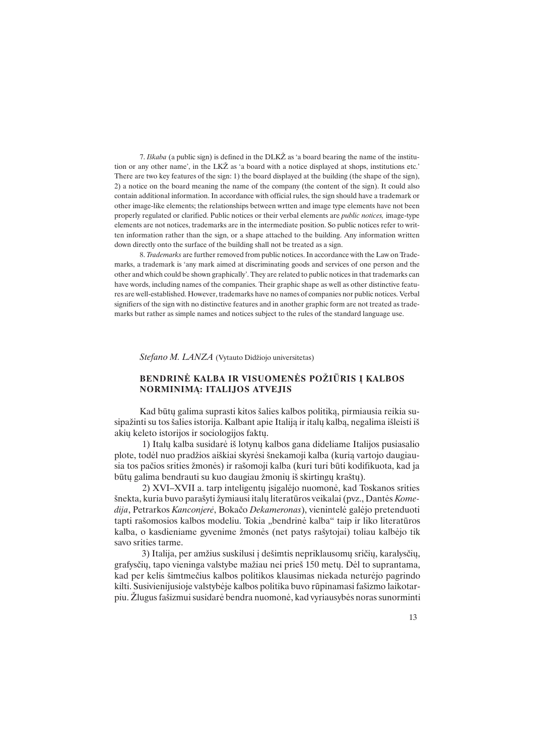7. *Iškaba* (a public sign) is defined in the DLKŽ as 'a board bearing the name of the institution or any other name', in the LKŽ as 'a board with a notice displayed at shops, institutions etc.' There are two key features of the sign: 1) the board displayed at the building (the shape of the sign), 2) a notice on the board meaning the name of the company (the content of the sign). It could also contain additional information. In accordance with official rules, the sign should have a trademark or other image-like elements; the relationships between wrtten and image type elements have not been properly regulated or clarified. Public notices or their verbal elements are *public notices,* image-type elements are not notices, trademarks are in the intermediate position. So public notices refer to written information rather than the sign, or a shape attached to the building. Any information written down directly onto the surface of the building shall not be treated as a sign.

8. *Trademarks* are further removed from public notices. In accordance with the Law on Trademarks, a trademark is 'any mark aimed at discriminating goods and services of one person and the other and which could be shown graphically'. They are related to public notices in that trademarks can have words, including names of the companies. Their graphic shape as well as other distinctive features are well-established. However, trademarks have no names of companies nor public notices. Verbal signifiers of the sign with no distinctive features and in another graphic form are not treated as trademarks but rather as simple names and notices subject to the rules of the standard language use.

*Stefano M. LANZA* (Vytauto Didžiojo universitetas)

## BENDRINĖ KALBA IR VISUOMENĖS POŽIŪRIS Į KALBOS NORMINIMĄ: ITALIJOS ATVEJIS

Kad būtų galima suprasti kitos šalies kalbos politiką, pirmiausia reikia susipažinti su tos šalies istorija. Kalbant apie Italiją ir italų kalbą, negalima išleisti iš akių keleto istorijos ir sociologijos faktų.

1) Italų kalba susidarė iš lotynų kalbos gana dideliame Italijos pusiasalio plote, todėl nuo pradžios aiškiai skyrėsi šnekamoji kalba (kurią vartojo daugiausia tos pačios srities žmonės) ir rašomoji kalba (kuri turi būti kodifikuota, kad ja būtų galima bendrauti su kuo daugiau žmonių iš skirtingų kraštų).

2) XVI–XVII a. tarp inteligentų įsigalėjo nuomonė, kad Toskanos srities šnekta, kuria buvo parašyti žymiausi italų literatūros veikalai (pvz., Dantės *Komedija*, Petrarkos *Kanconjerė*, Bokačo *Dekameronas*), vienintelė galėjo pretenduoti tapti rašomosios kalbos modeliu. Tokia „bendrinė kalba" taip ir liko literatūros kalba, o kasdieniame gyvenime žmonės (net patys rašytojai) toliau kalbėjo tik savo srities tarme.

3) Italija, per amžius suskilusi į dešimtis nepriklausomų sričių, karalysčių, grafysčių, tapo vieninga valstybe mažiau nei prieš 150 metų. Dėl to suprantama, kad per kelis šimtmečius kalbos politikos klausimas niekada neturėjo pagrindo kilti. Susivienijusioje valstybėje kalbos politika buvo rūpinamasi fašizmo laikotarpiu. Žlugus fašizmui susidarė bendra nuomonė, kad vyriausybės noras sunorminti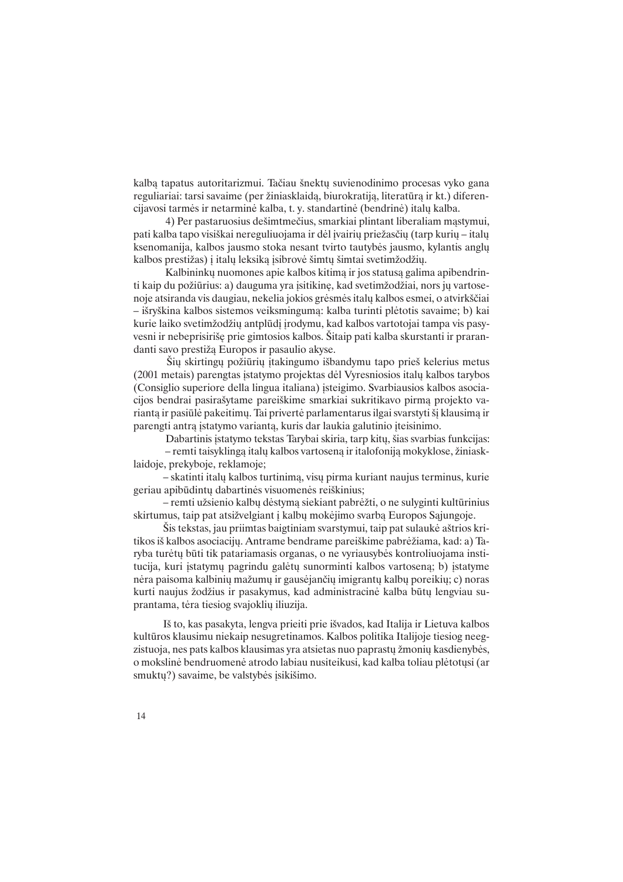kalbą tapatus autoritarizmui. Tačiau šnektų suvienodinimo procesas vyko gana reguliariai: tarsi savaime (per žiniasklaidą, biurokratiją, literatūrą ir kt.) diferencijavosi tarmės ir netarminė kalba, t. y. standartinė (bendrinė) italų kalba.

4) Per pastaruosius dešimtmečius, smarkiai plintant liberaliam mąstymui, pati kalba tapo visiškai nereguliuojama ir dėl įvairių priežasčių (tarp kurių – italų ksenomanija, kalbos jausmo stoka nesant tvirto tautybės jausmo, kylantis anglų kalbos prestižas) į italų leksiką įsibrovė šimtų šimtai svetimžodžių.

Kalbininkų nuomones apie kalbos kitimą ir jos statusą galima apibendrinti kaip du požiūrius: a) dauguma yra įsitikinę, kad svetimžodžiai, nors jų vartosenoje atsiranda vis daugiau, nekelia jokios grėsmės italų kalbos esmei, o atvirkščiai – išryškina kalbos sistemos veiksmingumą: kalba turinti plėtotis savaime; b) kai kurie laiko svetimžodžių antplūdį įrodymu, kad kalbos vartotojai tampa vis pasyvesni ir nebeprisirišę prie gimtosios kalbos. Šitaip pati kalba skurstanti ir prarandanti savo prestižą Europos ir pasaulio akyse.

Šių skirtingų požiūrių įtakingumo išbandymu tapo prieš kelerius metus (2001 metais) parengtas įstatymo projektas dėl Vyresniosios italų kalbos tarybos (Consiglio superiore della lingua italiana) įsteigimo. Svarbiausios kalbos asociacijos bendrai pasirašytame pareiškime smarkiai sukritikavo pirmą projekto variantą ir pasiūlė pakeitimų. Tai privertė parlamentarus ilgai svarstyti šį klausimą ir parengti antrą įstatymo variantą, kuris dar laukia galutinio įteisinimo.

Dabartinis įstatymo tekstas Tarybai skiria, tarp kitų, šias svarbias funkcijas:

– remti taisyklingą italų kalbos vartoseną ir italofoniją mokyklose, žiniasklaidoje, prekyboje, reklamoje;

– skatinti italų kalbos turtinimą, visų pirma kuriant naujus terminus, kurie geriau apibūdintų dabartinės visuomenės reiškinius;

– remti užsienio kalbų dėstymą siekiant pabrėžti, o ne sulyginti kultūrinius skirtumus, taip pat atsižvelgiant į kalbų mokėjimo svarbą Europos Sąjungoje.

Šis tekstas, jau priimtas baigtiniam svarstymui, taip pat sulaukė aštrios kritikos iš kalbos asociacijų. Antrame bendrame pareiškime pabrėžiama, kad: a) Taryba turėtų būti tik patariamasis organas, o ne vyriausybės kontroliuojama institucija, kuri įstatymų pagrindu galėtų sunorminti kalbos vartoseną; b) įstatyme nėra paisoma kalbinių mažumų ir gausėjančių imigrantų kalbų poreikių; c) noras kurti naujus žodžius ir pasakymus, kad administracinė kalba būtų lengviau suprantama, tėra tiesiog svajoklių iliuzija.

Iš to, kas pasakyta, lengva prieiti prie išvados, kad Italija ir Lietuva kalbos kultūros klausimu niekaip nesugretinamos. Kalbos politika Italijoje tiesiog neegzistuoja, nes pats kalbos klausimas yra atsietas nuo paprastų žmonių kasdienybės, o mokslinė bendruomenė atrodo labiau nusiteikusi, kad kalba toliau plėtotųsi (ar smuktų?) savaime, be valstybės įsikišimo.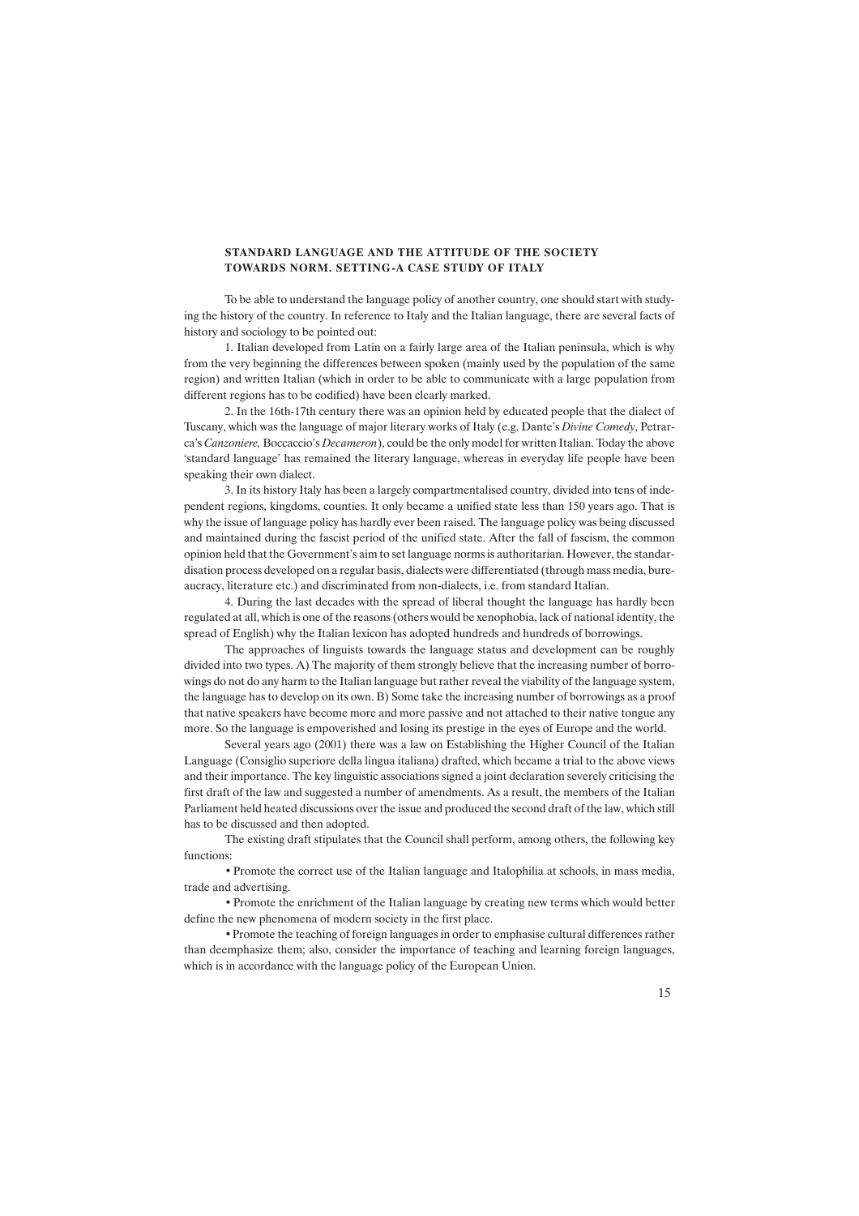## STANDARD LANGUAGE AND THE ATTITUDE OF THE SOCIETY TOWARDS NORM. SETTING-A CASE STUDY OF ITALY

To be able to understand the language policy of another country, one should start with studying the history of the country. In reference to Italy and the Italian language, there are several facts of history and sociology to be pointed out:

1. Italian developed from Latin on a fairly large area of the Italian peninsula, which is why from the very beginning the differences between spoken (mainly used by the population of the same region) and written Italian (which in order to be able to communicate with a large population from different regions has to be codified) have been clearly marked.

2. In the 16th-17th century there was an opinion held by educated people that the dialect of Tuscany, which was the language of major literary works of Italy (e.g. Dante's *Divine Comedy*, Petrarca's *Canzoniere,* Boccaccio's *Decameron*), could be the only model for written Italian. Today the above 'standard language' has remained the literary language, whereas in everyday life people have been speaking their own dialect.

3. In its history Italy has been a largely compartmentalised country, divided into tens of independent regions, kingdoms, counties. It only became a unified state less than 150 years ago. That is why the issue of language policy has hardly ever been raised. The language policy was being discussed and maintained during the fascist period of the unified state. After the fall of fascism, the common opinion held that the Government's aim to set language norms is authoritarian. However, the standardisation process developed on a regular basis, dialects were differentiated (through mass media, bureaucracy, literature etc.) and discriminated from non-dialects, i.e. from standard Italian.

4. During the last decades with the spread of liberal thought the language has hardly been regulated at all, which is one of the reasons (others would be xenophobia, lack of national identity, the spread of English) why the Italian lexicon has adopted hundreds and hundreds of borrowings.

The approaches of linguists towards the language status and development can be roughly divided into two types. A) The majority of them strongly believe that the increasing number of borrowings do not do any harm to the Italian language but rather reveal the viability of the language system, the language has to develop on its own. B) Some take the increasing number of borrowings as a proof that native speakers have become more and more passive and not attached to their native tongue any more. So the language is empoverished and losing its prestige in the eyes of Europe and the world.

Several years ago (2001) there was a law on Establishing the Higher Council of the Italian Language (Consiglio superiore della lingua italiana) drafted, which became a trial to the above views and their importance. The key linguistic associations signed a joint declaration severely criticising the first draft of the law and suggested a number of amendments. As a result, the members of the Italian Parliament held heated discussions over the issue and produced the second draft of the law, which still has to be discussed and then adopted.

The existing draft stipulates that the Council shall perform, among others, the following key functions:

• Promote the correct use of the Italian language and Italophilia at schools, in mass media, trade and advertising.

• Promote the enrichment of the Italian language by creating new terms which would better define the new phenomena of modern society in the first place.

• Promote the teaching of foreign languages in order to emphasise cultural differences rather than deemphasize them; also, consider the importance of teaching and learning foreign languages, which is in accordance with the language policy of the European Union.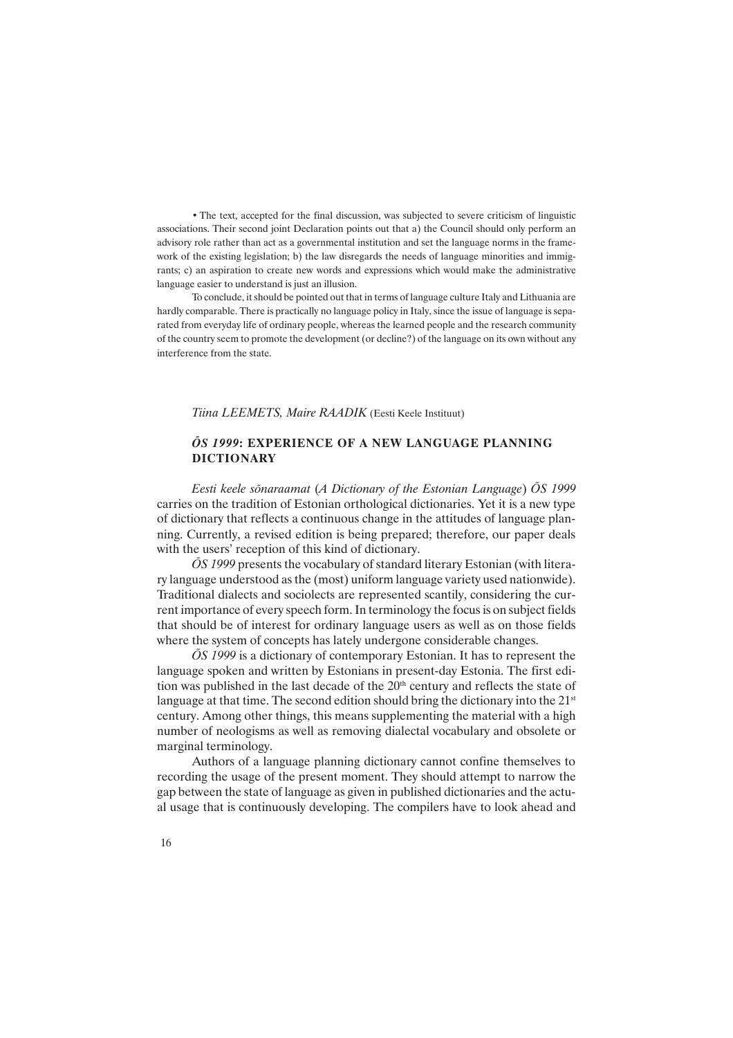• The text, accepted for the final discussion, was subjected to severe criticism of linguistic associations. Their second joint Declaration points out that a) the Council should only perform an advisory role rather than act as a governmental institution and set the language norms in the framework of the existing legislation; b) the law disregards the needs of language minorities and immigrants; c) an aspiration to create new words and expressions which would make the administrative language easier to understand is just an illusion.

To conclude, it should be pointed out that in terms of language culture Italy and Lithuania are hardly comparable. There is practically no language policy in Italy, since the issue of language is separated from everyday life of ordinary people, whereas the learned people and the research community of the country seem to promote the development (or decline?) of the language on its own without any interference from the state.

*Tiina LEEMETS, Maire RAADIK* (Eesti Keele Instituut)

## *ÕS 1999*: EXPERIENCE OF A NEW LANGUAGE PLANNING DICTIONARY

*Eesti keele sõnaraamat* (*A Dictionary of the Estonian Language*) *ÕS 1999* carries on the tradition of Estonian orthological dictionaries. Yet it is a new type of dictionary that reflects a continuous change in the attitudes of language planning. Currently, a revised edition is being prepared; therefore, our paper deals with the users' reception of this kind of dictionary.

*ÕS 1999* presents the vocabulary of standard literary Estonian (with literary language understood as the (most) uniform language variety used nationwide). Traditional dialects and sociolects are represented scantily, considering the current importance of every speech form. In terminology the focus is on subject fields that should be of interest for ordinary language users as well as on those fields where the system of concepts has lately undergone considerable changes.

*ÕS 1999* is a dictionary of contemporary Estonian. It has to represent the language spoken and written by Estonians in present-day Estonia. The first edition was published in the last decade of the 20th century and reflects the state of language at that time. The second edition should bring the dictionary into the 21st century. Among other things, this means supplementing the material with a high number of neologisms as well as removing dialectal vocabulary and obsolete or marginal terminology.

Authors of a language planning dictionary cannot confine themselves to recording the usage of the present moment. They should attempt to narrow the gap between the state of language as given in published dictionaries and the actual usage that is continuously developing. The compilers have to look ahead and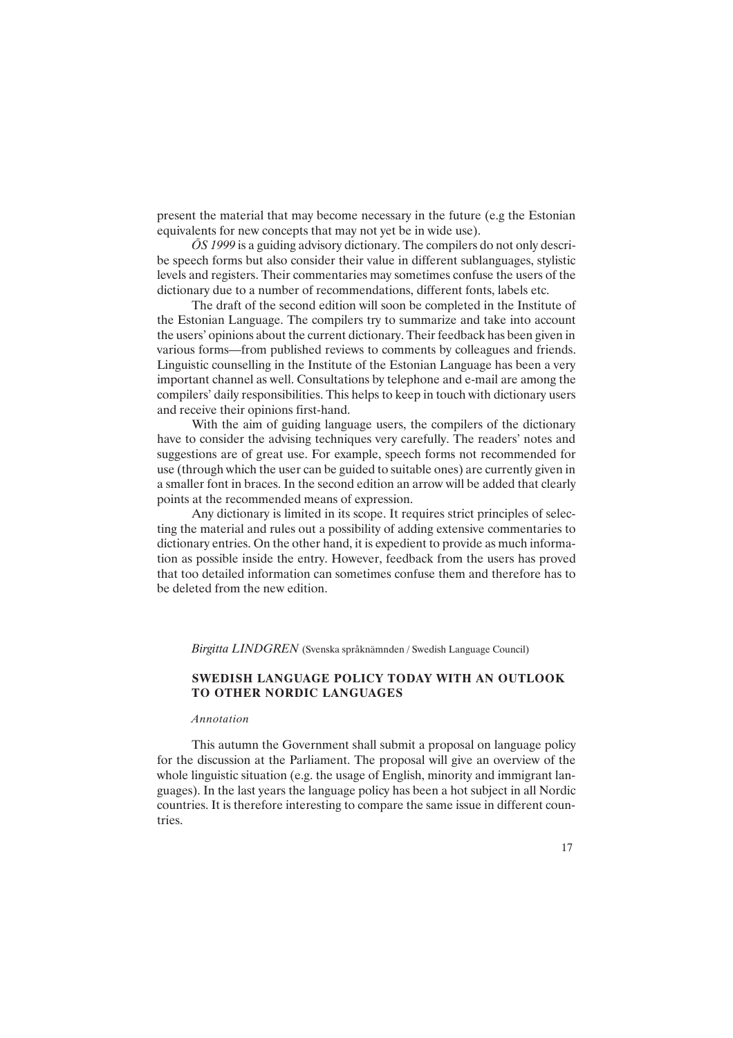present the material that may become necessary in the future (e.g the Estonian equivalents for new concepts that may not yet be in wide use).

*ÕS 1999* is a guiding advisory dictionary. The compilers do not only describe speech forms but also consider their value in different sublanguages, stylistic levels and registers. Their commentaries may sometimes confuse the users of the dictionary due to a number of recommendations, different fonts, labels etc.

The draft of the second edition will soon be completed in the Institute of the Estonian Language. The compilers try to summarize and take into account the users' opinions about the current dictionary. Their feedback has been given in various forms—from published reviews to comments by colleagues and friends. Linguistic counselling in the Institute of the Estonian Language has been a very important channel as well. Consultations by telephone and e-mail are among the compilers' daily responsibilities. This helps to keep in touch with dictionary users and receive their opinions first-hand.

With the aim of guiding language users, the compilers of the dictionary have to consider the advising techniques very carefully. The readers' notes and suggestions are of great use. For example, speech forms not recommended for use (through which the user can be guided to suitable ones) are currently given in a smaller font in braces. In the second edition an arrow will be added that clearly points at the recommended means of expression.

Any dictionary is limited in its scope. It requires strict principles of selecting the material and rules out a possibility of adding extensive commentaries to dictionary entries. On the other hand, it is expedient to provide as much information as possible inside the entry. However, feedback from the users has proved that too detailed information can sometimes confuse them and therefore has to be deleted from the new edition.

*Birgitta LINDGREN* (Svenska språknämnden / Swedish Language Council)

## SWEDISH LANGUAGE POLICY TODAY WITH AN OUTLOOK TO OTHER NORDIC LANGUAGES

*Annotation*

This autumn the Government shall submit a proposal on language policy for the discussion at the Parliament. The proposal will give an overview of the whole linguistic situation (e.g. the usage of English, minority and immigrant languages). In the last years the language policy has been a hot subject in all Nordic countries. It is therefore interesting to compare the same issue in different countries.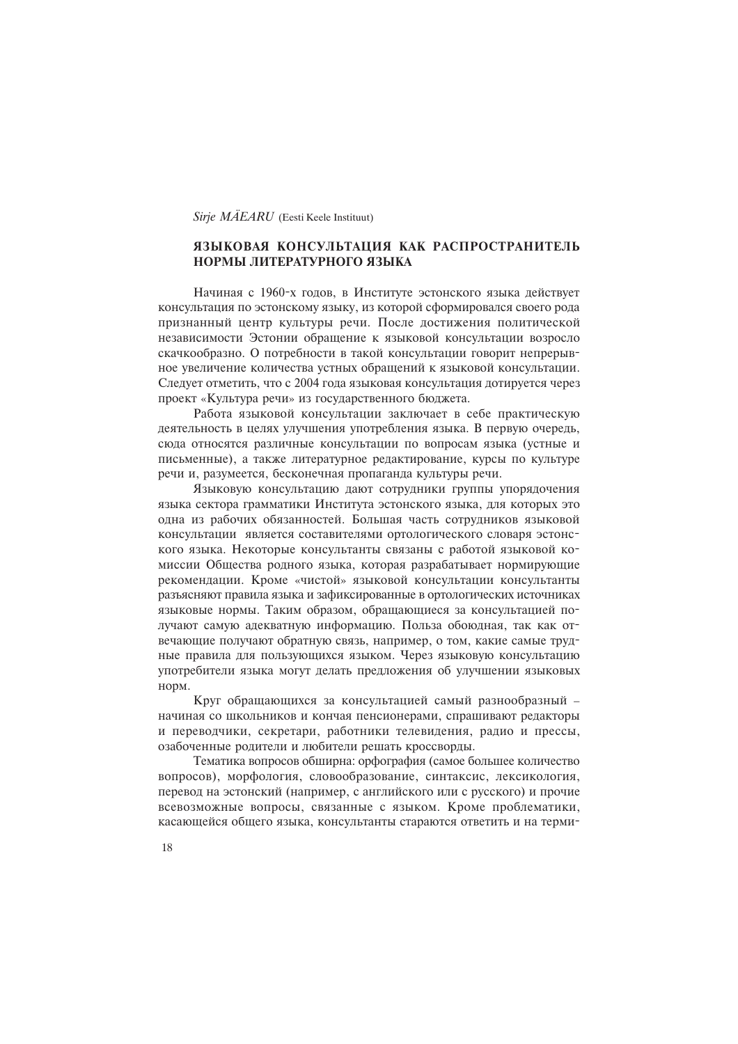*Sirje MÄEARU* (Eesti Keele Instituut)

## ЯЗЫКОВАЯ КОНСУЛЬТАЦИЯ КАК РАСПРОСТРАНИТЕЛЬ НОРМЫ ЛИТЕРАТУРНОГО ЯЗЫКА

Начиная с 1960-х годов, в Институте эстонского языка действует консультация по эстонскому языку, из которой сформировался своего рода признанный центр культуры речи. После достижения политической независимости Эстонии обращение к языковой консультации возросло скачкообразно. О потребности в такой консультации говорит непрерывное увеличение количества устных обращений к языковой консультации. Следует отметить, что с 2004 года языковая консультация дотируется через проект «Культура речи» из государственного бюджета.

Работа языковой консультации заключает в себе практическую деятельность в целях улучшения употребления языка. В первую очередь, сюда относятся различные консультации по вопросам языка (устные и письменные), а также литературное редактирование, курсы по культуре речи и, разумеется, бесконечная пропаганда культуры речи.

Языковую консультацию дают сотрудники группы упорядочения языка сектора грамматики Института эстонского языка, для которых это одна из рабочих обязанностей. Большая часть сотрудников языковой консультации является составителями ортологического словаря эстонского языка. Некоторые консультанты связаны с работой языковой комиссии Общества родного языка, которая разрабатывает нормирующие рекомендации. Кроме «чистой» языковой консультации консультанты разъясняют правила языка и зафиксированные в ортологических источниках языковые нормы. Таким образом, обращающиеся за консультацией получают самую адекватную информацию. Польза обоюдная, так как отвечающие получают обратную связь, например, о том, какие самые трудные правила для пользующихся языком. Через языковую консультацию употребители языка могут делать предложения об улучшении языковых норм.

Круг обращающихся за консультацией самый разнообразный – начиная со школьников и кончая пенсионерами, спрашивают редакторы и переводчики, секретари, работники телевидения, радио и прессы, озабоченные родители и любители решать кроссворды.

Тематика вопросов обширна: орфография (самое большее количество вопросов), морфология, словообразование, синтаксис, лексикология, перевод на эстонский (например, с английского или с русского) и прочие всевозможные вопросы, связанные с языком. Кроме проблематики, касающейся общего языка, консультанты стараются ответить и на терми-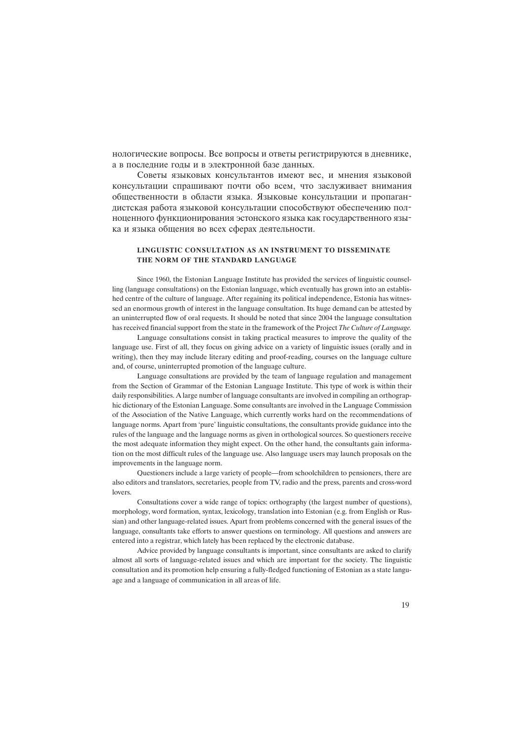нологические вопросы. Все вопросы и ответы регистрируются в дневнике, а в последние годы и в электронной базе данных.

Советы языковых консультантов имеют вес, и мнения языковой консультации спрашивают почти обо всем, что заслуживает внимания общественности в области языка. Языковые консультации и пропагандистская работа языковой консультации способствуют обеспечению полноценного функционирования эстонского языка как государственного языка и языка общения во всех сферах деятельности.

### LINGUISTIC CONSULTATION AS AN INSTRUMENT TO DISSEMINATE THE NORM OF THE STANDARD LANGUAGE

Since 1960, the Estonian Language Institute has provided the services of linguistic counselling (language consultations) on the Estonian language, which eventually has grown into an established centre of the culture of language. After regaining its political independence, Estonia has witnessed an enormous growth of interest in the language consultation. Its huge demand can be attested by an uninterrupted flow of oral requests. It should be noted that since 2004 the language consultation has received financial support from the state in the framework of the Project *The Culture of Language.*

Language consultations consist in taking practical measures to improve the quality of the language use. First of all, they focus on giving advice on a variety of linguistic issues (orally and in writing), then they may include literary editing and proof-reading, courses on the language culture and, of course, uninterrupted promotion of the language culture.

Language consultations are provided by the team of language regulation and management from the Section of Grammar of the Estonian Language Institute. This type of work is within their daily responsibilities. A large number of language consultants are involved in compiling an orthographic dictionary of the Estonian Language. Some consultants are involved in the Language Commission of the Association of the Native Language, which currently works hard on the recommendations of language norms. Apart from 'pure' linguistic consultations, the consultants provide guidance into the rules of the language and the language norms as given in orthological sources. So questioners receive the most adequate information they might expect. On the other hand, the consultants gain information on the most difficult rules of the language use. Also language users may launch proposals on the improvements in the language norm.

Questioners include a large variety of people—from schoolchildren to pensioners, there are also editors and translators, secretaries, people from TV, radio and the press, parents and cross-word lovers.

Consultations cover a wide range of topics: orthography (the largest number of questions), morphology, word formation, syntax, lexicology, translation into Estonian (e.g. from English or Russian) and other language-related issues. Apart from problems concerned with the general issues of the language, consultants take efforts to answer questions on terminology. All questions and answers are entered into a registrar, which lately has been replaced by the electronic database.

Advice provided by language consultants is important, since consultants are asked to clarify almost all sorts of language-related issues and which are important for the society. The linguistic consultation and its promotion help ensuring a fully-fledged functioning of Estonian as a state language and a language of communication in all areas of life.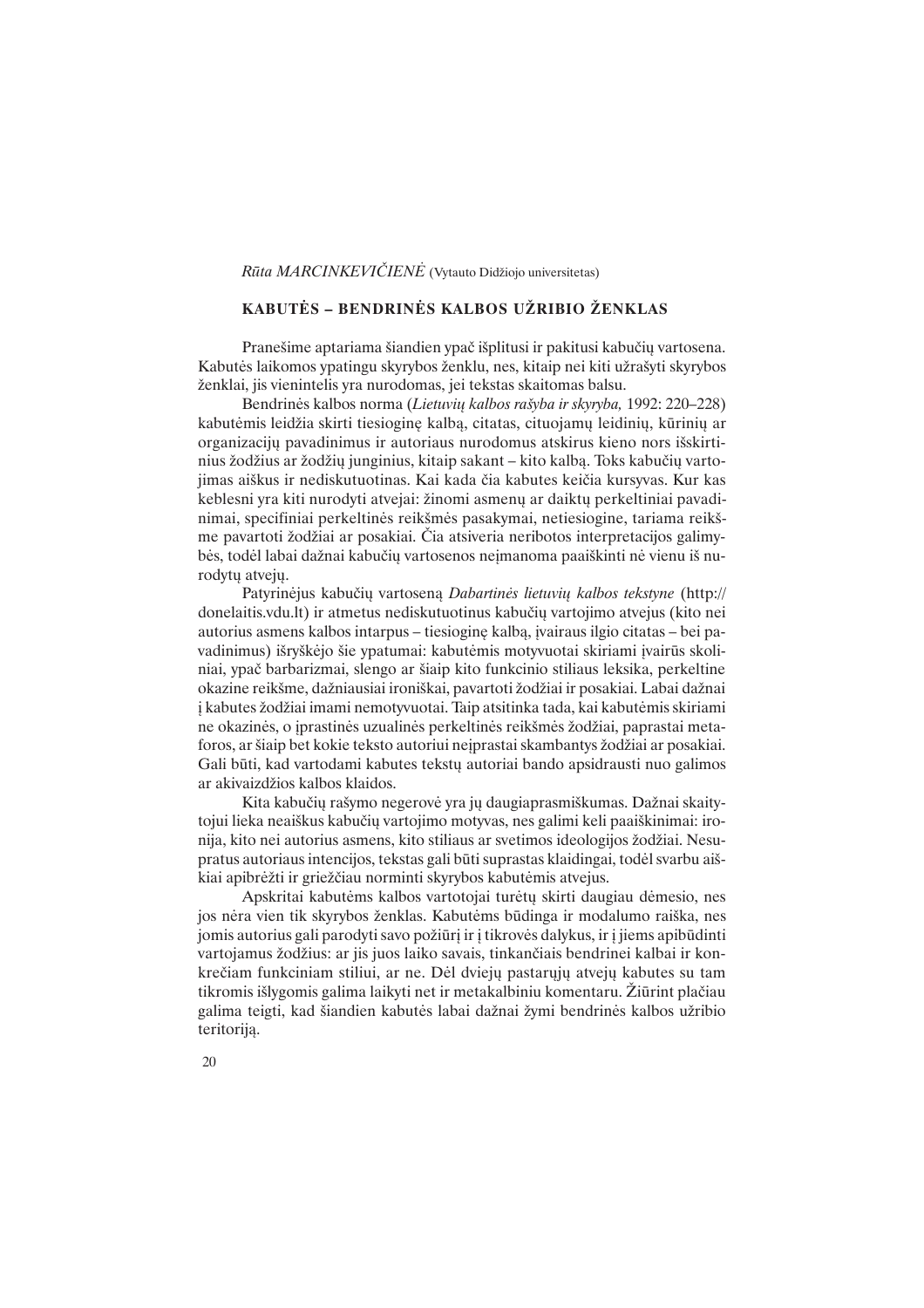*Rūta MARCINKEVIČIENĖ* (Vytauto Didžiojo universitetas)

## KABUTĖS – BENDRINĖS KALBOS UŽRIBIO ŽENKLAS

Pranešime aptariama šiandien ypač išplitusi ir pakitusi kabučių vartosena. Kabutės laikomos ypatingu skyrybos ženklu, nes, kitaip nei kiti užrašyti skyrybos ženklai, jis vienintelis yra nurodomas, jei tekstas skaitomas balsu.

Bendrinės kalbos norma (*Lietuvių kalbos rašyba ir skyryba,* 1992: 220–228) kabutėmis leidžia skirti tiesioginę kalbą, citatas, cituojamų leidinių, kūrinių ar organizacijų pavadinimus ir autoriaus nurodomus atskirus kieno nors išskirtinius žodžius ar žodžių junginius, kitaip sakant – kito kalbą. Toks kabučių vartojimas aiškus ir nediskutuotinas. Kai kada čia kabutes keičia kursyvas. Kur kas keblesni yra kiti nurodyti atvejai: žinomi asmenų ar daiktų perkeltiniai pavadinimai, specifiniai perkeltinės reikšmės pasakymai, netiesiogine, tariama reikšme pavartoti žodžiai ar posakiai. Čia atsiveria neribotos interpretacijos galimybės, todėl labai dažnai kabučių vartosenos neįmanoma paaiškinti nė vienu iš nurodytų atvejų.

Patyrinėjus kabučių vartoseną *Dabartinės lietuvių kalbos tekstyne* (http://donelaitis.vdu.lt) ir atmetus nediskutuotinus kabučių vartojimo atvejus (kito nei autorius asmens kalbos intarpus – tiesioginę kalbą, įvairaus ilgio citatas – bei pavadinimus) išryškėjo šie ypatumai: kabutėmis motyvuotai skiriami įvairūs skoliniai, ypač barbarizmai, slengo ar šiaip kito funkcinio stiliaus leksika, perkeltine okazine reikšme, dažniausiai ironiškai, pavartoti žodžiai ir posakiai. Labai dažnai į kabutes žodžiai imami nemotyvuotai. Taip atsitinka tada, kai kabutėmis skiriami ne okazinės, o įprastinės uzualinės perkeltinės reikšmės žodžiai, paprastai metaforos, ar šiaip bet kokie teksto autoriui neįprastai skambantys žodžiai ar posakiai. Gali būti, kad vartodami kabutes tekstų autoriai bando apsidrausti nuo galimos ar akivaizdžios kalbos klaidos.

Kita kabučių rašymo negerovė yra jų daugiaprasmiškumas. Dažnai skaitytojui lieka neaiškus kabučių vartojimo motyvas, nes galimi keli paaiškinimai: ironija, kito nei autorius asmens, kito stiliaus ar svetimos ideologijos žodžiai. Nesupratus autoriaus intencijos, tekstas gali būti suprastas klaidingai, todėl svarbu aiškiai apibrėžti ir griežčiau norminti skyrybos kabutėmis atvejus.

Apskritai kabutėms kalbos vartotojai turėtų skirti daugiau dėmesio, nes jos nėra vien tik skyrybos ženklas. Kabutėms būdinga ir modalumo raiška, nes jomis autorius gali parodyti savo požiūrį ir į tikrovės dalykus, ir į jiems apibūdinti vartojamus žodžius: ar jis juos laiko savais, tinkančiais bendrinei kalbai ir konkrečiam funkciniam stiliui, ar ne. Dėl dviejų pastarųjų atvejų kabutes su tam tikromis išlygomis galima laikyti net ir metakalbiniu komentaru. Žiūrint plačiau galima teigti, kad šiandien kabutės labai dažnai žymi bendrinės kalbos užribio teritoriją.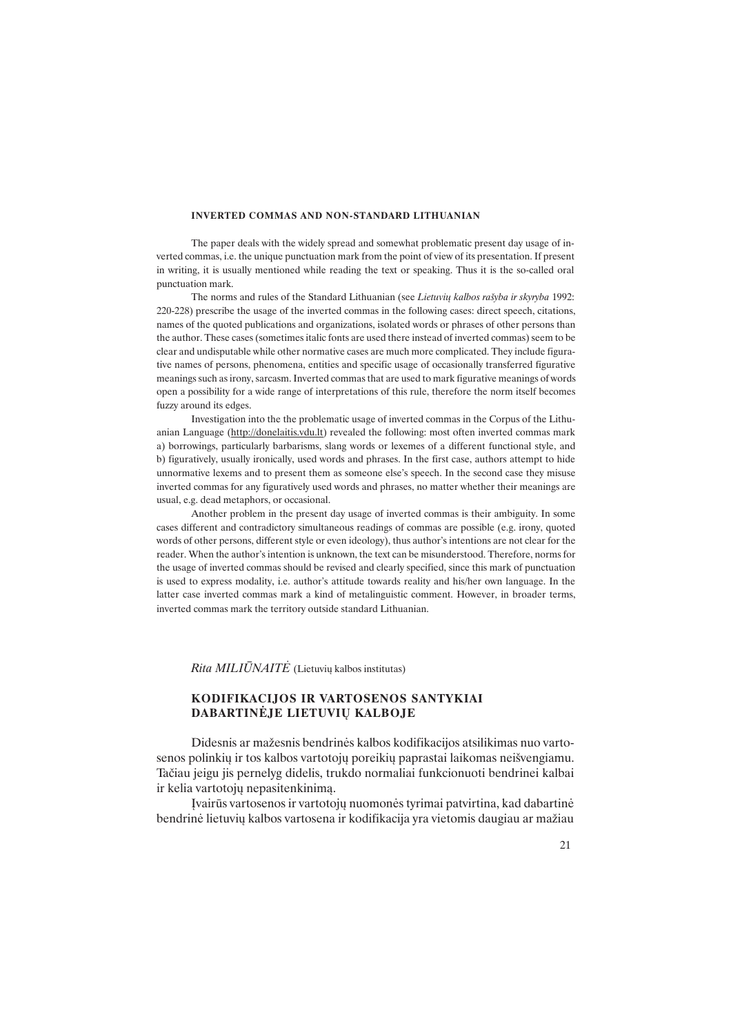#### INVERTED COMMAS AND NON-STANDARD LITHUANIAN

The paper deals with the widely spread and somewhat problematic present day usage of inverted commas, i.e. the unique punctuation mark from the point of view of its presentation. If present in writing, it is usually mentioned while reading the text or speaking. Thus it is the so-called oral punctuation mark.

The norms and rules of the Standard Lithuanian (see *Lietuvių kalbos rašyba ir skyryba* 1992: 220-228) prescribe the usage of the inverted commas in the following cases: direct speech, citations, names of the quoted publications and organizations, isolated words or phrases of other persons than the author. These cases (sometimes italic fonts are used there instead of inverted commas) seem to be clear and undisputable while other normative cases are much more complicated. They include figurative names of persons, phenomena, entities and specific usage of occasionally transferred figurative meanings such as irony, sarcasm. Inverted commas that are used to mark figurative meanings of words open a possibility for a wide range of interpretations of this rule, therefore the norm itself becomes fuzzy around its edges.

Investigation into the the problematic usage of inverted commas in the Corpus of the Lithuanian Language (http://donelaitis.vdu.lt) revealed the following: most often inverted commas mark a) borrowings, particularly barbarisms, slang words or lexemes of a different functional style, and b) figuratively, usually ironically, used words and phrases. In the first case, authors attempt to hide unnormative lexems and to present them as someone else's speech. In the second case they misuse inverted commas for any figuratively used words and phrases, no matter whether their meanings are usual, e.g. dead metaphors, or occasional.

Another problem in the present day usage of inverted commas is their ambiguity. In some cases different and contradictory simultaneous readings of commas are possible (e.g. irony, quoted words of other persons, different style or even ideology), thus author's intentions are not clear for the reader. When the author's intention is unknown, the text can be misunderstood. Therefore, norms for the usage of inverted commas should be revised and clearly specified, since this mark of punctuation is used to express modality, i.e. author's attitude towards reality and his/her own language. In the latter case inverted commas mark a kind of metalinguistic comment. However, in broader terms, inverted commas mark the territory outside standard Lithuanian.

*Rita MILIŪNAITĖ* (Lietuvių kalbos institutas)

## KODIFIKACIJOS IR VARTOSENOS SANTYKIAI DABARTINĖJE LIETUVIŲ KALBOJE

Didesnis ar mažesnis bendrinės kalbos kodifikacijos atsilikimas nuo vartosenos polinkių ir tos kalbos vartotojų poreikių paprastai laikomas neišvengiamu. Tačiau jeigu jis pernelyg didelis, trukdo normaliai funkcionuoti bendrinei kalbai ir kelia vartotojų nepasitenkinimą.

Įvairūs vartosenos ir vartotojų nuomonės tyrimai patvirtina, kad dabartinė bendrinė lietuvių kalbos vartosena ir kodifikacija yra vietomis daugiau ar mažiau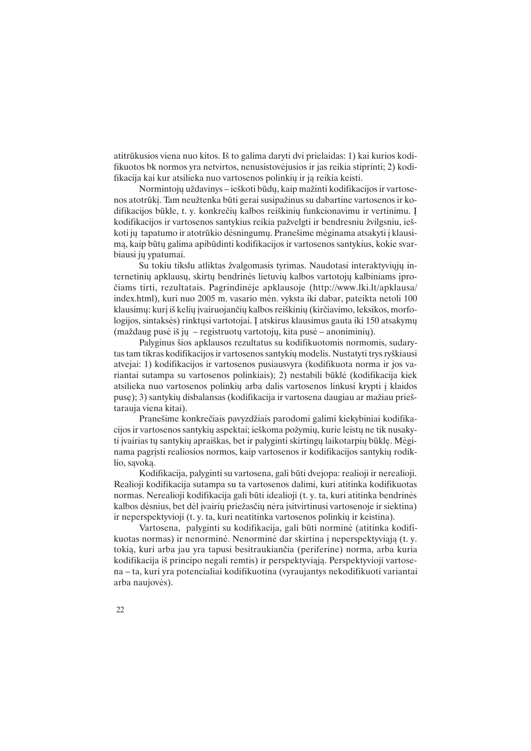atitrūkusios viena nuo kitos. Iš to galima daryti dvi prielaidas: 1) kai kurios kodifikuotos bk normos yra netvirtos, nenusistovėjusios ir jas reikia stiprinti; 2) kodifikacija kai kur atsilieka nuo vartosenos polinkių ir ją reikia keisti.

Normintojų uždavinys – ieškoti būdų, kaip mažinti kodifikacijos ir vartosenos atotrūkį. Tam neužtenka būti gerai susipažinus su dabartine vartosenos ir kodifikacijos būkle, t. y. konkrečių kalbos reiškinių funkcionavimu ir vertinimu. Į kodifikacijos ir vartosenos santykius reikia pažvelgti ir bendresniu žvilgsniu, ieškoti jų tapatumo ir atotrūkio dėsningumų. Pranešime mėginama atsakyti į klausimą, kaip būtų galima apibūdinti kodifikacijos ir vartosenos santykius, kokie svarbiausi jų ypatumai.

Su tokiu tikslu atliktas žvalgomasis tyrimas. Naudotasi interaktyviųjų internetinių apklausų, skirtų bendrinės lietuvių kalbos vartotojų kalbiniams įpročiams tirti, rezultatais. Pagrindinėje apklausoje (http://www.lki.lt/apklausa/index.html), kuri nuo 2005 m. vasario mėn. vyksta iki dabar, pateikta netoli 100 klausimų: kurį iš kelių įvairuojančių kalbos reiškinių (kirčiavimo, leksikos, morfologijos, sintaksės) rinktųsi vartotojai. Į atskirus klausimus gauta iki 150 atsakymų (maždaug pusė iš jų – registruotų vartotojų, kita pusė – anoniminių).

Palyginus šios apklausos rezultatus su kodifikuotomis normomis, sudarytas tam tikras kodifikacijos ir vartosenos santykių modelis. Nustatyti trys ryškiausi atvejai: 1) kodifikacijos ir vartosenos pusiausvyra (kodifikuota norma ir jos variantai sutampa su vartosenos polinkiais); 2) nestabili būklė (kodifikacija kiek atsilieka nuo vartosenos polinkių arba dalis vartosenos linkusi krypti į klaidos pusę); 3) santykių disbalansas (kodifikacija ir vartosena daugiau ar mažiau prieštarauja viena kitai).

Pranešime konkrečiais pavyzdžiais parodomi galimi kiekybiniai kodifikacijos ir vartosenos santykių aspektai; ieškoma požymių, kurie leistų ne tik nusakyti įvairias tų santykių apraiškas, bet ir palyginti skirtingų laikotarpių būklę. Mėginama pagrįsti realiosios normos, kaip vartosenos ir kodifikacijos santykių rodiklio, sąvoką.

Kodifikacija, palyginti su vartosena, gali būti dvejopa: realioji ir nerealioji. Realioji kodifikacija sutampa su ta vartosenos dalimi, kuri atitinka kodifikuotas normas. Nerealioji kodifikacija gali būti idealioji (t. y. ta, kuri atitinka bendrinės kalbos dėsnius, bet dėl įvairių priežasčių nėra įsitvirtinusi vartosenoje ir siektina) ir neperspektyvioji (t. y. ta, kuri neatitinka vartosenos polinkių ir keistina).

Vartosena, palyginti su kodifikacija, gali būti norminė (atitinka kodifikuotas normas) ir nenorminė. Nenorminė dar skirtina į neperspektyviąją (t. y. tokią, kuri arba jau yra tapusi besitraukiančia (periferine) norma, arba kuria kodifikacija iš principo negali remtis) ir perspektyviąją. Perspektyvioji vartosena – ta, kuri yra potencialiai kodifikuotina (vyraujantys nekodifikuoti variantai arba naujovės).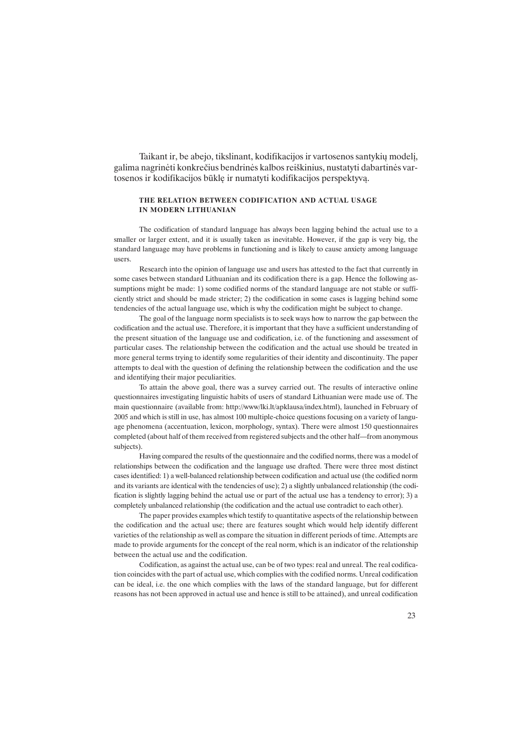Taikant ir, be abejo, tikslinant, kodifikacijos ir vartosenos santykių modelį, galima nagrinėti konkrečius bendrinės kalbos reiškinius, nustatyti dabartinės vartosenos ir kodifikacijos būklę ir numatyti kodifikacijos perspektyvą.

## THE RELATION BETWEEN CODIFICATION AND ACTUAL USAGE IN MODERN LITHUANIAN

The codification of standard language has always been lagging behind the actual use to a smaller or larger extent, and it is usually taken as inevitable. However, if the gap is very big, the standard language may have problems in functioning and is likely to cause anxiety among language users.

Research into the opinion of language use and users has attested to the fact that currently in some cases between standard Lithuanian and its codification there is a gap. Hence the following assumptions might be made: 1) some codified norms of the standard language are not stable or sufficiently strict and should be made stricter; 2) the codification in some cases is lagging behind some tendencies of the actual language use, which is why the codification might be subject to change.

The goal of the language norm specialists is to seek ways how to narrow the gap between the codification and the actual use. Therefore, it is important that they have a sufficient understanding of the present situation of the language use and codification, i.e. of the functioning and assessment of particular cases. The relationship between the codification and the actual use should be treated in more general terms trying to identify some regularities of their identity and discontinuity. The paper attempts to deal with the question of defining the relationship between the codification and the use and identifying their major peculiarities.

To attain the above goal, there was a survey carried out. The results of interactive online questionnaires investigating linguistic habits of users of standard Lithuanian were made use of. The main questionnaire (available from: http://www/lki.lt/apklausa/index.html), launched in February of 2005 and which is still in use, has almost 100 multiple-choice questions focusing on a variety of language phenomena (accentuation, lexicon, morphology, syntax). There were almost 150 questionnaires completed (about half of them received from registered subjects and the other half—from anonymous subjects).

Having compared the results of the questionnaire and the codified norms, there was a model of relationships between the codification and the language use drafted. There were three most distinct cases identified: 1) a well-balanced relationship between codification and actual use (the codified norm and its variants are identical with the tendencies of use); 2) a slightly unbalanced relationship (the codification is slightly lagging behind the actual use or part of the actual use has a tendency to error); 3) a completely unbalanced relationship (the codification and the actual use contradict to each other).

The paper provides examples which testify to quantitative aspects of the relationship between the codification and the actual use; there are features sought which would help identify different varieties of the relationship as well as compare the situation in different periods of time. Attempts are made to provide arguments for the concept of the real norm, which is an indicator of the relationship between the actual use and the codification.

Codification, as against the actual use, can be of two types: real and unreal. The real codification coincides with the part of actual use, which complies with the codified norms. Unreal codification can be ideal, i.e. the one which complies with the laws of the standard language, but for different reasons has not been approved in actual use and hence is still to be attained), and unreal codification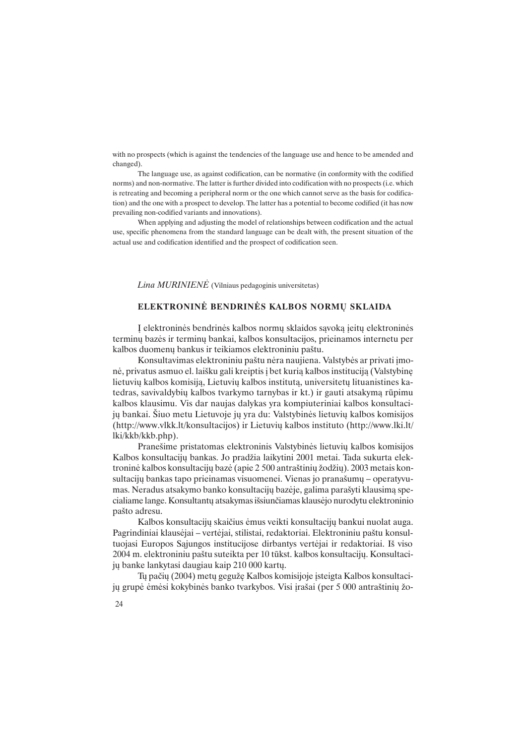with no prospects (which is against the tendencies of the language use and hence to be amended and changed).

The language use, as against codification, can be normative (in conformity with the codified norms) and non-normative. The latter is further divided into codification with no prospects (i.e. which is retreating and becoming a peripheral norm or the one which cannot serve as the basis for codification) and the one with a prospect to develop. The latter has a potential to become codified (it has now prevailing non-codified variants and innovations).

When applying and adjusting the model of relationships between codification and the actual use, specific phenomena from the standard language can be dealt with, the present situation of the actual use and codification identified and the prospect of codification seen.

*Lina MURINIENĖ* (Vilniaus pedagoginis universitetas)

## ELEKTRONINĖ BENDRINĖS KALBOS NORMŲ SKLAIDA

Į elektroninės bendrinės kalbos normų sklaidos sąvoką įeitų elektroninės terminų bazės ir terminų bankai, kalbos konsultacijos, prieinamos internetu per kalbos duomenų bankus ir teikiamos elektroniniu paštu.

Konsultavimas elektroniniu paštu nėra naujiena. Valstybės ar privati įmonė, privatus asmuo el. laišku gali kreiptis į bet kurią kalbos instituciją (Valstybinę lietuvių kalbos komisiją, Lietuvių kalbos institutą, universitetų lituanistines katedras, savivaldybių kalbos tvarkymo tarnybas ir kt.) ir gauti atsakymą rūpimu kalbos klausimu. Vis dar naujas dalykas yra kompiuteriniai kalbos konsultacijų bankai. Šiuo metu Lietuvoje jų yra du: Valstybinės lietuvių kalbos komisijos (http://www.vlkk.lt/konsultacijos) ir Lietuvių kalbos instituto (http://www.lki.lt/lki/kkb/kkb.php).

Pranešime pristatomas elektroninis Valstybinės lietuvių kalbos komisijos Kalbos konsultacijų bankas. Jo pradžia laikytini 2001 metai. Tada sukurta elektroninė kalbos konsultacijų bazė (apie 2 500 antraštinių žodžių). 2003 metais konsultacijų bankas tapo prieinamas visuomenei. Vienas jo pranašumų – operatyvumas. Neradus atsakymo banko konsultacijų bazėje, galima parašyti klausimą specialiame lange. Konsultantų atsakymas išsiunčiamas klausėjo nurodytu elektroninio pašto adresu.

Kalbos konsultacijų skaičius ėmus veikti konsultacijų bankui nuolat auga. Pagrindiniai klausėjai – vertėjai, stilistai, redaktoriai. Elektroniniu paštu konsultuojasi Europos Sąjungos institucijose dirbantys vertėjai ir redaktoriai. Iš viso 2004 m. elektroniniu paštu suteikta per 10 tūkst. kalbos konsultacijų. Konsultacijų banke lankytasi daugiau kaip 210 000 kartų.

Tų pačių (2004) metų gegužę Kalbos komisijoje įsteigta Kalbos konsultacijų grupė ėmėsi kokybinės banko tvarkybos. Visi įrašai (per 5 000 antraštinių žo-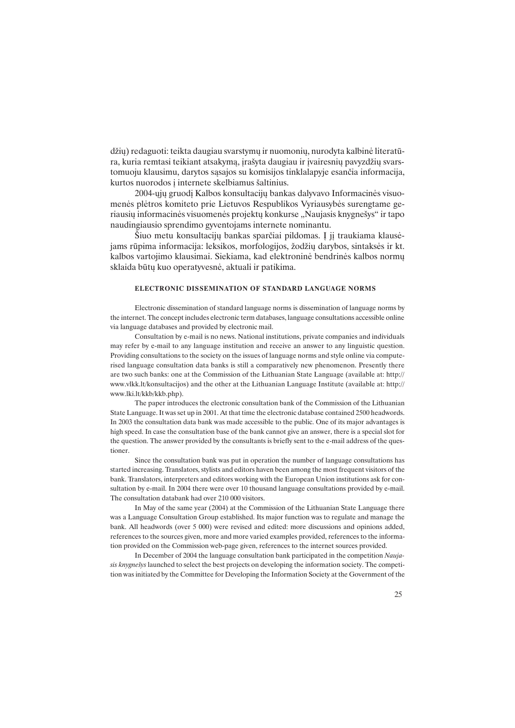džių) redaguoti: teikta daugiau svarstymų ir nuomonių, nurodyta kalbinė literatūra, kuria remtasi teikiant atsakymą, įrašyta daugiau ir įvairesnių pavyzdžių svarstomuoju klausimu, darytos sąsajos su komisijos tinklalapyje esančia informacija, kurtos nuorodos į internete skelbiamus šaltinius.

2004-ųjų gruodį Kalbos konsultacijų bankas dalyvavo Informacinės visuomenės plėtros komiteto prie Lietuvos Respublikos Vyriausybės surengtame geriausių informacinės visuomenės projektų konkurse „Naujasis knygnešys" ir tapo naudingiausio sprendimo gyventojams internete nominantu.

Šiuo metu konsultacijų bankas sparčiai pildomas. Į jį traukiama klausėjams rūpima informacija: leksikos, morfologijos, žodžių darybos, sintaksės ir kt. kalbos vartojimo klausimai. Siekiama, kad elektroninė bendrinės kalbos normų sklaida būtų kuo operatyvesnė, aktuali ir patikima.

## ELECTRONIC DISSEMINATION OF STANDARD LANGUAGE NORMS

Electronic dissemination of standard language norms is dissemination of language norms by the internet. The concept includes electronic term databases, language consultations accessible online via language databases and provided by electronic mail.

Consultation by e-mail is no news. National institutions, private companies and individuals may refer by e-mail to any language institution and receive an answer to any linguistic question. Providing consultations to the society on the issues of language norms and style online via computerised language consultation data banks is still a comparatively new phenomenon. Presently there are two such banks: one at the Commission of the Lithuanian State Language (available at: http://www.vlkk.lt/konsultacijos) and the other at the Lithuanian Language Institute (available at: http://www.lki.lt/kkb/kkb.php).

The paper introduces the electronic consultation bank of the Commission of the Lithuanian State Language. It was set up in 2001. At that time the electronic database contained 2500 headwords. In 2003 the consultation data bank was made accessible to the public. One of its major advantages is high speed. In case the consultation base of the bank cannot give an answer, there is a special slot for the question. The answer provided by the consultants is briefly sent to the e-mail address of the questioner.

Since the consultation bank was put in operation the number of language consultations has started increasing. Translators, stylists and editors haven been among the most frequent visitors of the bank. Translators, interpreters and editors working with the European Union institutions ask for consultation by e-mail. In 2004 there were over 10 thousand language consultations provided by e-mail. The consultation databank had over 210 000 visitors.

In May of the same year (2004) at the Commission of the Lithuanian State Language there was a Language Consultation Group established. Its major function was to regulate and manage the bank. All headwords (over 5 000) were revised and edited: more discussions and opinions added, references to the sources given, more and more varied examples provided, references to the information provided on the Commission web-page given, references to the internet sources provided.

In December of 2004 the language consultation bank participated in the competition *Naujasis knygnešys* launched to select the best projects on developing the information society. The competition was initiated by the Committee for Developing the Information Society at the Government of the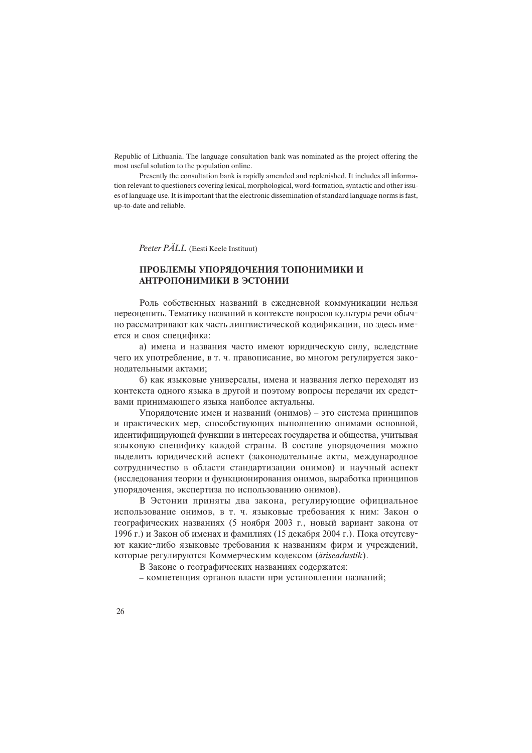Republic of Lithuania. The language consultation bank was nominated as the project offering the most useful solution to the population online.

Presently the consultation bank is rapidly amended and replenished. It includes all information relevant to questioners covering lexical, morphological, word-formation, syntactic and other issues of language use. It is important that the electronic dissemination of standard language norms is fast, up-to-date and reliable.

*Peeter PÄLL* (Eesti Keele Instituut)

## ПРОБЛЕМЫ УПОРЯДОЧЕНИЯ ТОПОНИМИКИ И АНТРОПОНИМИКИ В ЭСТОНИИ

Роль собственных названий в ежедневной коммуникации нельзя переоценить. Тематику названий в контексте вопросов культуры речи обычно рассматривают как часть лингвистической кодификации, но здесь имеется и своя специфика:

а) имена и названия часто имеют юридическую силу, вследствие чего их употребление, в т. ч. правописание, во многом регулируется законодательными актами;

б) как языковые универсалы, имена и названия легко переходят из контекста одного языка в другой и поэтому вопросы передачи их средствами принимающего языка наиболее актуальны.

Упорядочение имен и названий (онимов) – это система принципов и практических мер, способствующих выполнению онимами основной, идентифицирующей функции в интересах государства и общества, учитывая языковую специфику каждой страны. В составе упорядочения можно выделить юридический аспект (законодательные акты, международное сотрудничество в области стандартизации онимов) и научный аспект (исследования теории и функционирования онимов, выработка принципов упорядочения, экспертиза по использованию онимов).

В Эстонии приняты два закона, регулирующие официальное использование онимов, в т. ч. языковые требования к ним: Закон о географических названиях (5 ноября 2003 г., новый вариант закона от 1996 г.) и Закон об именах и фамилиях (15 декабря 2004 г.). Пока отсутствуют какие-либо языковые требования к названиям фирм и учреждений, которые регулируются Коммерческим кодексом (*äriseadustik*).

В Законе о географических названиях содержатся:

– компетенция органов власти при установлении названий;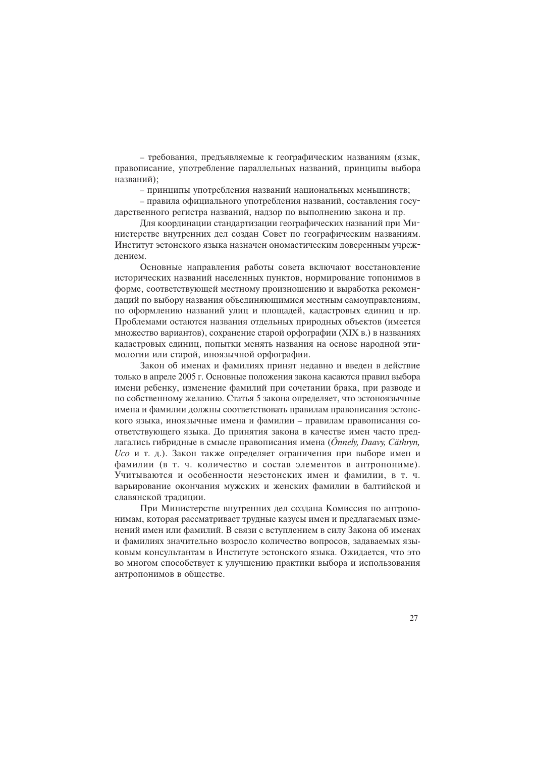– требования, предъявляемые к географическим названиям (язык, правописание, употребление параллельных названий, принципы выбора названий);

– принципы употребления названий национальных меньшинств;

– правила официального употребления названий, составления государственного регистра названий, надзор по выполнению закона и пр.

Для координации стандартизации географических названий при Министерстве внутренних дел создан Совет по географическим названиям. Институт эстонского языка назначен ономастическим доверенным учреждением.

Основные направления работы совета включают восстановление исторических названий населенных пунктов, нормирование топонимов в форме, соответствующей местному произношению и выработка рекомендаций по выбору названия объединяющимися местным самоуправлениям, по оформлению названий улиц и площадей, кадастровых единиц и пр. Проблемами остаются названия отдельных природных объектов (имеется множество вариантов), сохранение старой орфографии (XIX в.) в названиях кадастровых единиц, попытки менять названия на основе народной этимологии или старой, иноязычной орфографии.

Закон об именах и фамилиях принят недавно и введен в действие только в апреле 2005 г. Основные положения закона касаются правил выбора имени ребенку, изменение фамилий при сочетании брака, при разводе и по собственному желанию. Статья 5 закона определяет, что эстоноязычные имена и фамилии должны соответствовать правилам правописания эстонского языка, иноязычные имена и фамилии – правилам правописания соответствующего языка. До принятия закона в качестве имен часто предлагались гибридные в смысле правописания имена (*Õnnely, Daavy, Cäthryn, Uco* и т. д.). Закон также определяет ограничения при выборе имен и фамилии (в т. ч. количество и состав элементов в антропониме). Учитываются и особенности неэстонских имен и фамилии, в т. ч. варьирование окончания мужских и женских фамилии в балтийской и славянской традиции.

При Министерстве внутренних дел создана Комиссия по антропонимам, которая рассматривает трудные казусы имен и предлагаемых изменений имен или фамилий. В связи с вступлением в силу Закона об именах и фамилиях значительно возросло количество вопросов, задаваемых языковым консультантам в Институте эстонского языка. Ожидается, что это во многом способствует к улучшению практики выбора и использования антропонимов в обществе.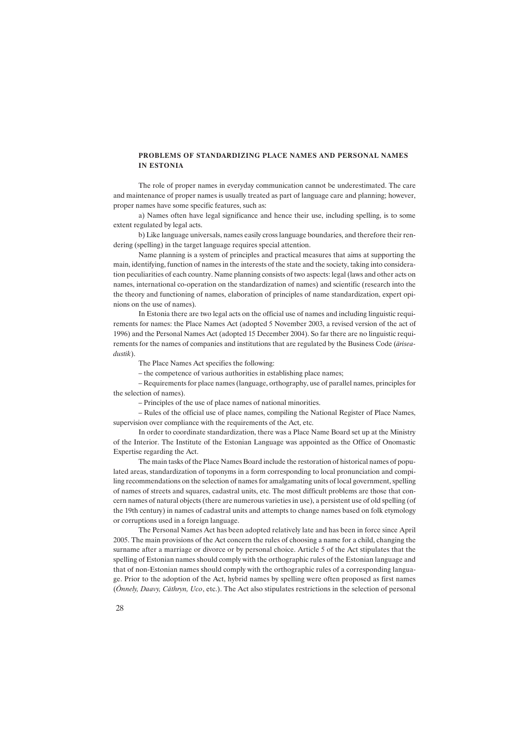## PROBLEMS OF STANDARDIZING PLACE NAMES AND PERSONAL NAMES IN ESTONIA

The role of proper names in everyday communication cannot be underestimated. The care and maintenance of proper names is usually treated as part of language care and planning; however, proper names have some specific features, such as:

a) Names often have legal significance and hence their use, including spelling, is to some extent regulated by legal acts.

b) Like language universals, names easily cross language boundaries, and therefore their rendering (spelling) in the target language requires special attention.

Name planning is a system of principles and practical measures that aims at supporting the main, identifying, function of names in the interests of the state and the society, taking into consideration peculiarities of each country. Name planning consists of two aspects: legal (laws and other acts on names, international co-operation on the standardization of names) and scientific (research into the theory and functioning of names, elaboration of principles of name standardization, expert opinions on the use of names).

In Estonia there are two legal acts on the official use of names and including linguistic requirements for names: the Place Names Act (adopted 5 November 2003, a revised version of the act of 1996) and the Personal Names Act (adopted 15 December 2004). So far there are no linguistic requirements for the names of companies and institutions that are regulated by the Business Code (*äriseadustik*).

The Place Names Act specifies the following:

– the competence of various authorities in establishing place names;

– Requirements for place names (language, orthography, use of parallel names, principles for the selection of names).

– Principles of the use of place names of national minorities.

– Rules of the official use of place names, compiling the National Register of Place Names, supervision over compliance with the requirements of the Act, etc.

In order to coordinate standardization, there was a Place Name Board set up at the Ministry of the Interior. The Institute of the Estonian Language was appointed as the Office of Onomastic Expertise regarding the Act.

The main tasks of the Place Names Board include the restoration of historical names of populated areas, standardization of toponyms in a form corresponding to local pronunciation and compiling recommendations on the selection of names for amalgamating units of local government, spelling of names of streets and squares, cadastral units, etc. The most difficult problems are those that concern names of natural objects (there are numerous varieties in use), a persistent use of old spelling (of the 19th century) in names of cadastral units and attempts to change names based on folk etymology or corruptions used in a foreign language.

The Personal Names Act has been adopted relatively late and has been in force since April 2005. The main provisions of the Act concern the rules of choosing a name for a child, changing the surname after a marriage or divorce or by personal choice. Article 5 of the Act stipulates that the spelling of Estonian names should comply with the orthographic rules of the Estonian language and that of non-Estonian names should comply with the orthographic rules of a corresponding language. Prior to the adoption of the Act, hybrid names by spelling were often proposed as first names (*Õnnely, Daavy, Cäthryn, Uco*, etc.). The Act also stipulates restrictions in the selection of personal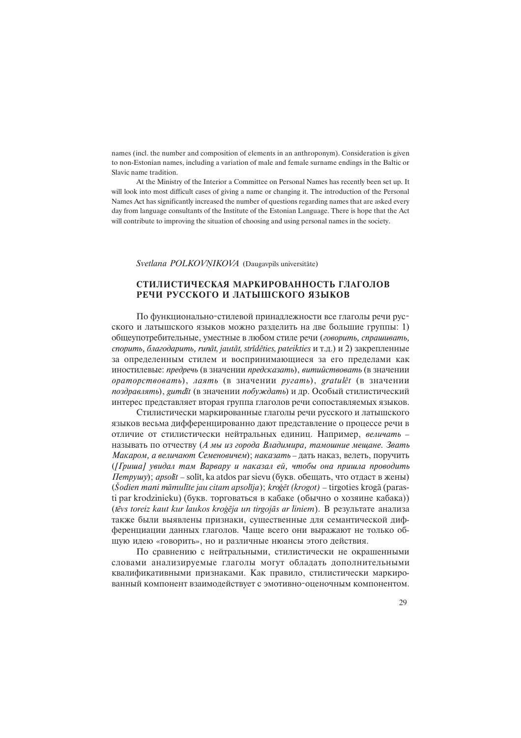names (incl. the number and composition of elements in an anthroponym). Consideration is given to non-Estonian names, including a variation of male and female surname endings in the Baltic or Slavic name tradition.

At the Ministry of the Interior a Committee on Personal Names has recently been set up. It will look into most difficult cases of giving a name or changing it. The introduction of the Personal Names Act has significantly increased the number of questions regarding names that are asked every day from language consultants of the Institute of the Estonian Language. There is hope that the Act will contribute to improving the situation of choosing and using personal names in the society.

*Svetlana POLKOVŅIKOVA* (Daugavpils universitāte)

## СТИЛИСТИЧЕСКАЯ МАРКИРОВАННОСТЬ ГЛАГОЛОВ РЕЧИ РУССКОГО И ЛАТЫШСКОГО ЯЗЫКОВ

По функционально-стилевой принадлежности все глаголы речи русского и латышского языков можно разделить на две большие группы: 1) общеупотребительные, уместные в любом стиле речи (*говорить, спрашивать, спорить, благодарить, runāt, jautāt, strīdēties, pateikties* и т.д.) и 2) закрепленные за определенным стилем и воспринимающиеся за его пределами как иностилевые: *предречь* (в значении *предсказать*), *витийствовать* (в значении *ораторствовать*), *лаять* (в значении *ругать*), *gratulēt* (в значении *поздравлять*), *gumdīt* (в значении *побуждать*) и др. Особый стилистический интерес представляет вторая группа глаголов речи сопоставляемых языков.

Стилистически маркированные глаголы речи русского и латышского языков весьма дифференцированно дают представление о процессе речи в отличие от стилистически нейтральных единиц. Например, *величать* – называть по отчеству (*А мы из города Владимира, тамошние мещане. Звать Макаром, а величают Семеновичем*); *наказать* – дать наказ, велеть, поручить (*[Гриша] увидал там Варвару и наказал ей, чтобы она пришла проводить Петрушу*); *apsolīt* – solīt, ka atdos par sievu (букв. обещать, что отдаст в жены) (*Šodien mani māmulīte jau citam apsolīja*); *kroģēt (krogot)* – tirgoties krogā (parasti par krodzinieku) (букв. торговаться в кабаке (обычно о хозяине кабака)) (*tēvs toreiz kaut kur laukos kroģēja un tirgojās ar liniem*). В результате анализа также были выявлены признаки, существенные для семантической дифференциации данных глаголов. Чаще всего они выражают не только общую идею «говорить», но и различные нюансы этого действия.

По сравнению с нейтральными, стилистически не окрашенными словами анализируемые глаголы могут обладать дополнительными квалификативными признаками. Как правило, стилистически маркированный компонент взаимодействует с эмотивно-оценочным компонентом.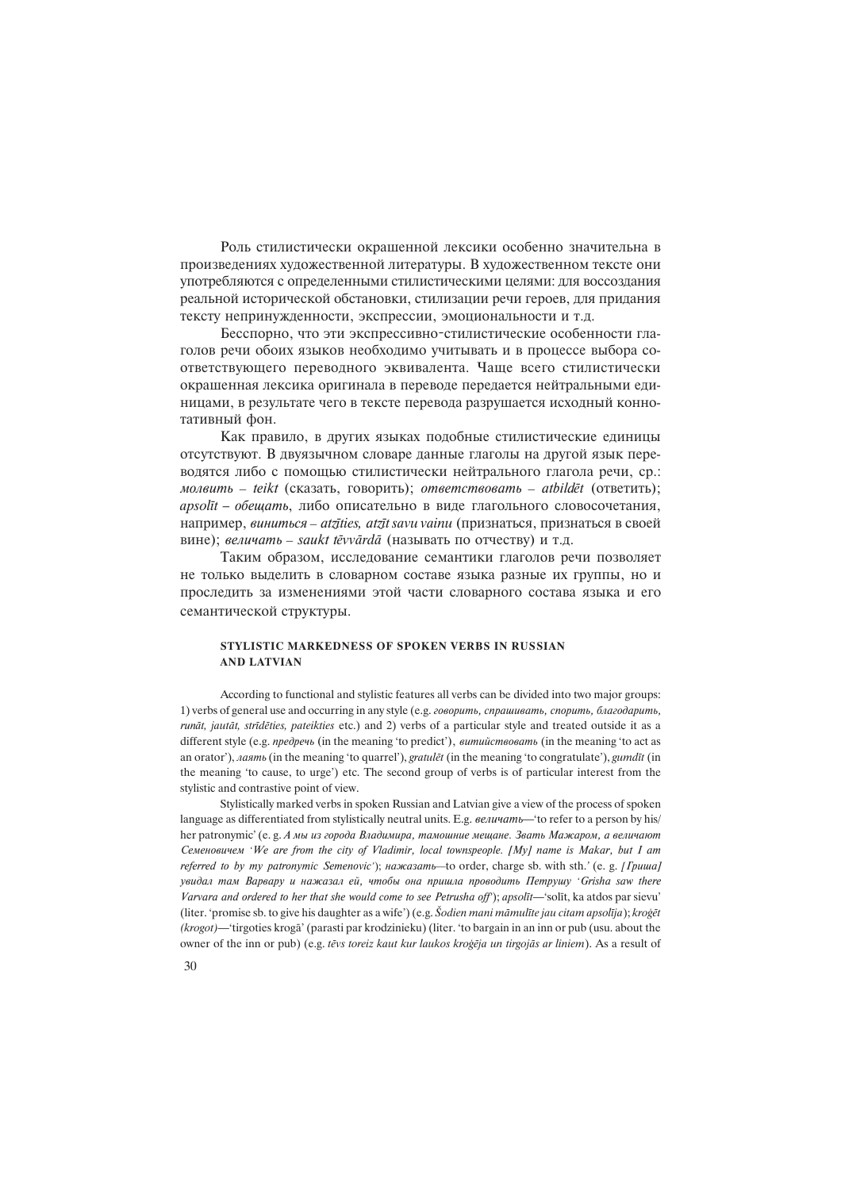Роль стилистически окрашенной лексики особенно значительна в произведениях художественной литературы. В художественном тексте они употребляются с определенными стилистическими целями: для воссоздания реальной исторической обстановки, стилизации речи героев, для придания тексту непринужденности, экспрессии, эмоциональности и т.д.

Бесспорно, что эти экспрессивно-стилистические особенности глаголов речи обоих языков необходимо учитывать и в процессе выбора соответствующего переводного эквивалента. Чаще всего стилистически окрашенная лексика оригинала в переводе передается нейтральными единицами, в результате чего в тексте перевода разрушается исходный коннотативный фон.

Как правило, в других языках подобные стилистические единицы отсутствуют. В двуязычном словаре данные глаголы на другой язык переводятся либо с помощью стилистически нейтрального глагола речи, ср.: *молвить* – *teikt* (сказать, говорить); *ответствовать* – *atbildēt* (ответить); *apsolīt* – *обещать*, либо описательно в виде глагольного словосочетания, например, *виниться* – *atzīties, atzīt savu vainu* (признаться, признаться в своей вине); *величать* – *saukt tēvvārdā* (называть по отчеству) и т.д.

Таким образом, исследование семантики глаголов речи позволяет не только выделить в словарном составе языка разные их группы, но и проследить за изменениями этой части словарного состава языка и его семантической структуры.

#### STYLISTIC MARKEDNESS OF SPOKEN VERBS IN RUSSIAN AND LATVIAN

According to functional and stylistic features all verbs can be divided into two major groups: 1) verbs of general use and occurring in any style (e.g. *говорить, спрашивать, спорить, благодарить, runāt, jautāt, strīdēties, pateikties* etc.) and 2) verbs of a particular style and treated outside it as a different style (e.g. *предречь* (in the meaning 'to predict'), *витийствовать* (in the meaning 'to act as an orator'), *лаять* (in the meaning 'to quarrel'), *gratulēt* (in the meaning 'to congratulate'), *gumdīt* (in the meaning 'to cause, to urge') etc. The second group of verbs is of particular interest from the stylistic and contrastive point of view.

Stylistically marked verbs in spoken Russian and Latvian give a view of the process of spoken language as differentiated from stylistically neutral units. E.g. *величать*—'to refer to a person by his/her patronymic' (e. g. *А мы из города Владимира, тамошние мещане. Звать Мажаром, а величают Семеновичем 'We are from the city of Vladimir, local townspeople. [My] name is Makar, but I am referred to by my patronymic Semenovic'*); *нажазать*—to order, charge sb. with sth.' (e. g. *[Гриша] увидал там Варвару и нажазал ей, чтобы она пришла проводить Петрушу 'Grisha saw there Varvara and ordered to her that she would come to see Petrusha off'*); *apsolīt*—'solīt, ka atdos par sievu' (liter. 'promise sb. to give his daughter as a wife') (e.g. *Šodien mani māmulīte jau citam apsolīja*); *kroģēt (krogot)*—'tirgoties krogā' (parasti par krodzinieku) (liter. 'to bargain in an inn or pub (usu. about the owner of the inn or pub) (e.g. *tēvs toreiz kaut kur laukos kroģēja un tirgojās ar liniem*). As a result of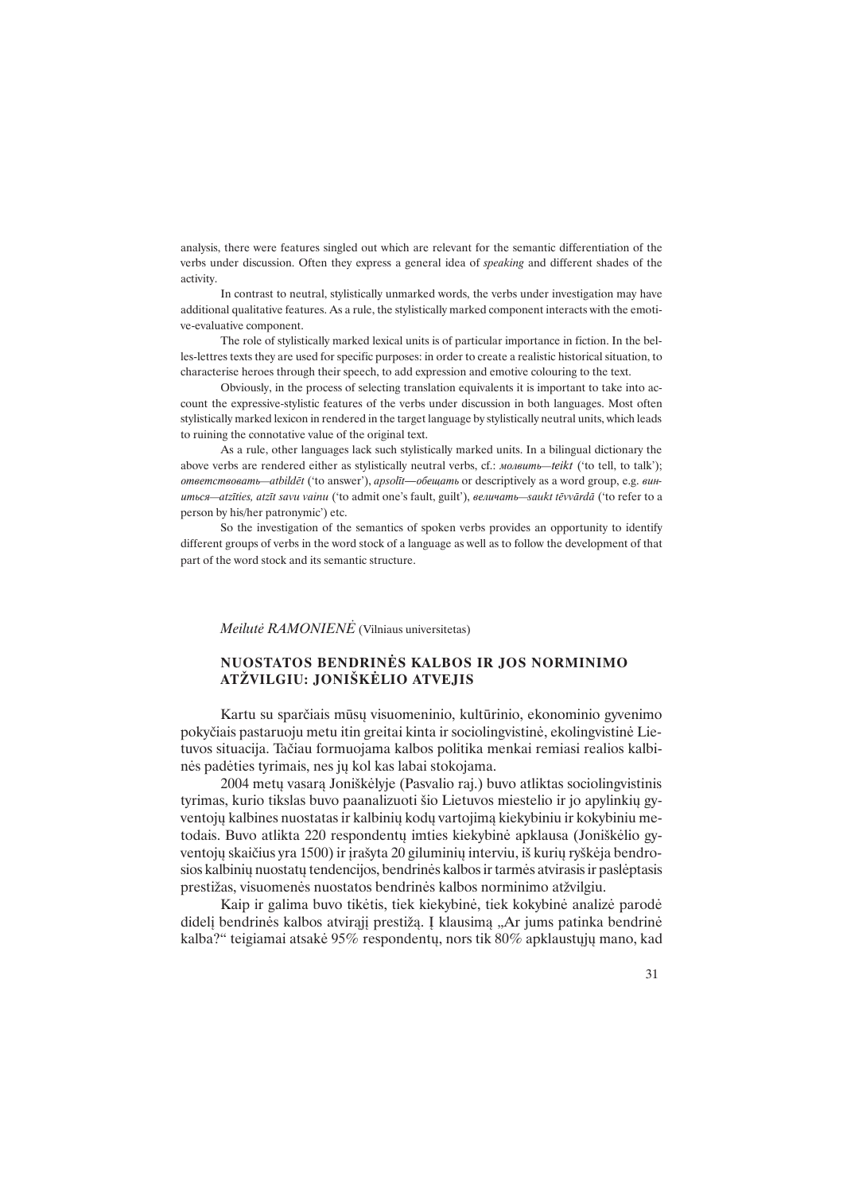analysis, there were features singled out which are relevant for the semantic differentiation of the verbs under discussion. Often they express a general idea of *speaking* and different shades of the activity.

In contrast to neutral, stylistically unmarked words, the verbs under investigation may have additional qualitative features. As a rule, the stylistically marked component interacts with the emotive-evaluative component.

The role of stylistically marked lexical units is of particular importance in fiction. In the belles-lettres texts they are used for specific purposes: in order to create a realistic historical situation, to characterise heroes through their speech, to add expression and emotive colouring to the text.

Obviously, in the process of selecting translation equivalents it is important to take into account the expressive-stylistic features of the verbs under discussion in both languages. Most often stylistically marked lexicon in rendered in the target language by stylistically neutral units, which leads to ruining the connotative value of the original text.

As a rule, other languages lack such stylistically marked units. In a bilingual dictionary the above verbs are rendered either as stylistically neutral verbs, cf.: *молвить—teikt* ('to tell, to talk'); *ответствовать—atbildēt* ('to answer'), *apsolīt—обещать* or descriptively as a word group, e.g. *виниться—atzīties, atzīt savu vainu* ('to admit one's fault, guilt'), *величать—saukt tēvvārdā* ('to refer to a person by his/her patronymic') etc.

So the investigation of the semantics of spoken verbs provides an opportunity to identify different groups of verbs in the word stock of a language as well as to follow the development of that part of the word stock and its semantic structure.

*Meilutė RAMONIENĖ* (Vilniaus universitetas)

## NUOSTATOS BENDRINĖS KALBOS IR JOS NORMINIMO ATŽVILGIU: JONIŠKĖLIO ATVEJIS

Kartu su sparčiais mūsų visuomeninio, kultūrinio, ekonominio gyvenimo pokyčiais pastaruoju metu itin greitai kinta ir sociolingvistinė, ekolingvistinė Lietuvos situacija. Tačiau formuojama kalbos politika menkai remiasi realios kalbinės padėties tyrimais, nes jų kol kas labai stokojama.

2004 metų vasarą Joniškėlyje (Pasvalio raj.) buvo atliktas sociolingvistinis tyrimas, kurio tikslas buvo paanalizuoti šio Lietuvos miestelio ir jo apylinkių gyventojų kalbines nuostatas ir kalbinių kodų vartojimą kiekybiniu ir kokybiniu metodais. Buvo atlikta 220 respondentų imties kiekybinė apklausa (Joniškėlio gyventojų skaičius yra 1500) ir įrašyta 20 giluminių interviu, iš kurių ryškėja bendrosios kalbinių nuostatų tendencijos, bendrinės kalbos ir tarmės atvirasis ir paslėptasis prestižas, visuomenės nuostatos bendrinės kalbos norminimo atžvilgiu.

Kaip ir galima buvo tikėtis, tiek kiekybinė, tiek kokybinė analizė parodė didelį bendrinės kalbos atvirąjį prestižą. Į klausimą „Ar jums patinka bendrinė kalba?" teigiamai atsakė 95% respondentų, nors tik 80% apklaustųjų mano, kad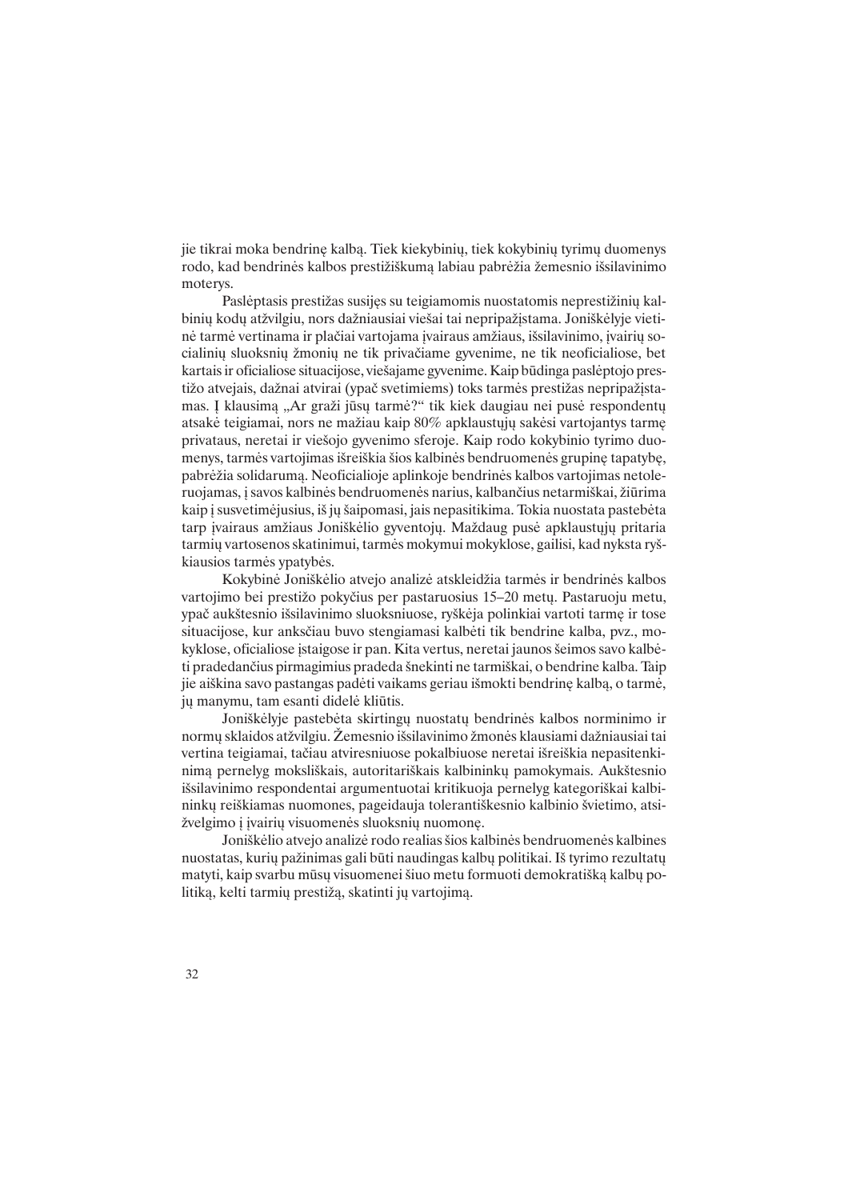jie tikrai moka bendrinę kalbą. Tiek kiekybinių, tiek kokybinių tyrimų duomenys rodo, kad bendrinės kalbos prestižiškumą labiau pabrėžia žemesnio išsilavinimo moterys.

Paslėptasis prestižas susijęs su teigiamomis nuostatomis neprestižinių kalbinių kodų atžvilgiu, nors dažniausiai viešai tai nepripažįstama. Joniškėlyje vietinė tarmė vertinama ir plačiai vartojama įvairaus amžiaus, išsilavinimo, įvairių socialinių sluoksnių žmonių ne tik privačiame gyvenime, ne tik neoficialiose, bet kartais ir oficialiose situacijose, viešajame gyvenime. Kaip būdinga paslėptojo prestižo atvejais, dažnai atvirai (ypač svetimiems) toks tarmės prestižas nepripažįstamas. Į klausimą „Ar graži jūsų tarmė?“ tik kiek daugiau nei pusė respondentų atsakė teigiamai, nors ne mažiau kaip 80% apklaustųjų sakėsi vartojantys tarmę privataus, neretai ir viešojo gyvenimo sferoje. Kaip rodo kokybinio tyrimo duomenys, tarmės vartojimas išreiškia šios kalbinės bendruomenės grupinę tapatybę, pabrėžia solidarumą. Neoficialioje aplinkoje bendrinės kalbos vartojimas netoleruojamas, į savos kalbinės bendruomenės narius, kalbančius netarmiškai, žiūrima kaip į susvetimėjusius, iš jų šaipomasi, jais nepasitikima. Tokia nuostata pastebėta tarp įvairaus amžiaus Joniškėlio gyventojų. Maždaug pusė apklaustųjų pritaria tarmių vartosenos skatinimui, tarmės mokymui mokyklose, gailisi, kad nyksta ryškiausios tarmės ypatybės.

Kokybinė Joniškėlio atvejo analizė atskleidžia tarmės ir bendrinės kalbos vartojimo bei prestižo pokyčius per pastaruosius 15–20 metų. Pastaruoju metu, ypač aukštesnio išsilavinimo sluoksniuose, ryškėja polinkiai vartoti tarmę ir tose situacijose, kur anksčiau buvo stengiamasi kalbėti tik bendrine kalba, pvz., mokyklose, oficialiose įstaigose ir pan. Kita vertus, neretai jaunos šeimos savo kalbėti pradedančius pirmagimius pradeda šnekinti ne tarmiškai, o bendrine kalba. Taip jie aiškina savo pastangas padėti vaikams geriau išmokti bendrinę kalbą, o tarmė, jų manymu, tam esanti didelė kliūtis.

Joniškėlyje pastebėta skirtingų nuostatų bendrinės kalbos norminimo ir normų sklaidos atžvilgiu. Žemesnio išsilavinimo žmonės klausiami dažniausiai tai vertina teigiamai, tačiau atviresniuose pokalbiuose neretai išreiškia nepasitenkinimą pernelyg moksliškais, autoritariškais kalbininkų pamokymais. Aukštesnio išsilavinimo respondentai argumentuotai kritikuoja pernelyg kategoriškai kalbininkų reiškiamas nuomones, pageidauja tolerantiškesnio kalbinio švietimo, atsižvelgimo į įvairių visuomenės sluoksnių nuomonę.

Joniškėlio atvejo analizė rodo realias šios kalbinės bendruomenės kalbines nuostatas, kurių pažinimas gali būti naudingas kalbų politikai. Iš tyrimo rezultatų matyti, kaip svarbu mūsų visuomenei šiuo metu formuoti demokratišką kalbų politiką, kelti tarmių prestižą, skatinti jų vartojimą.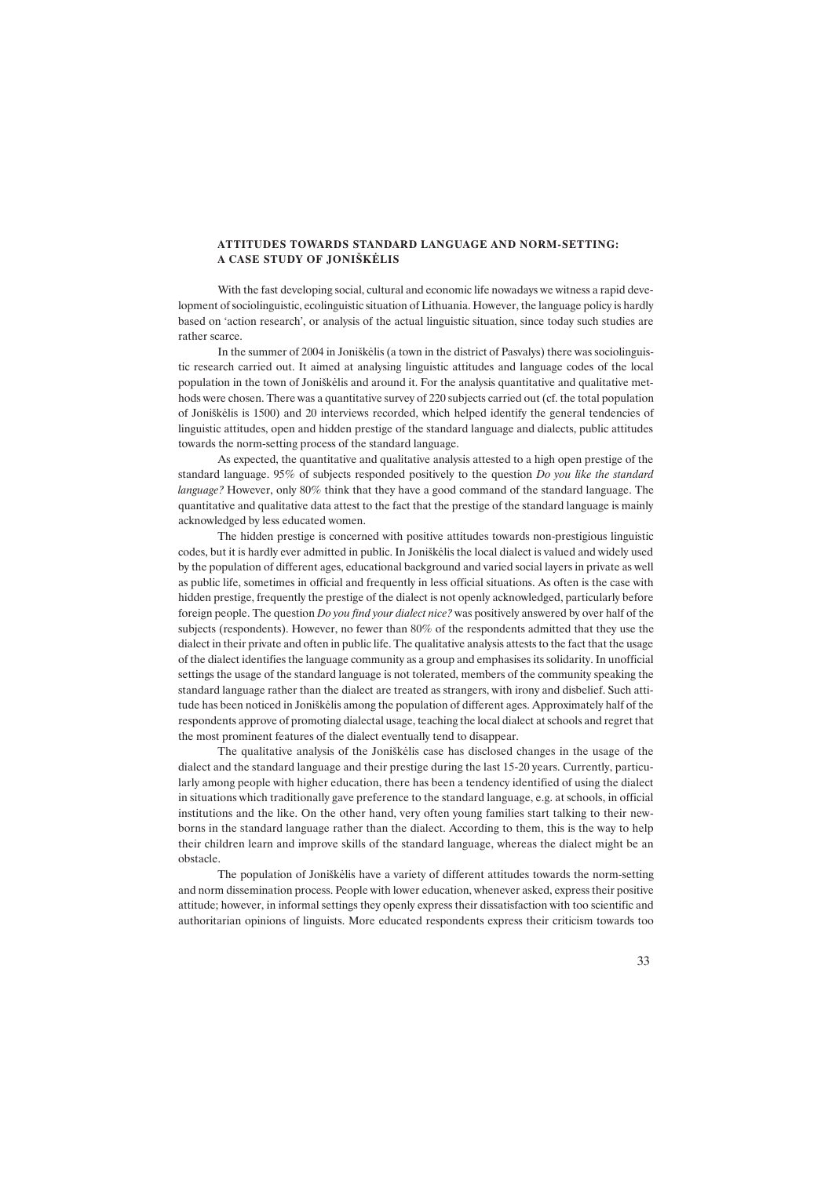### ATTITUDES TOWARDS STANDARD LANGUAGE AND NORM-SETTING: A CASE STUDY OF JONIŠKĖLIS

With the fast developing social, cultural and economic life nowadays we witness a rapid development of sociolinguistic, ecolinguistic situation of Lithuania. However, the language policy is hardly based on 'action research', or analysis of the actual linguistic situation, since today such studies are rather scarce.

In the summer of 2004 in Joniškėlis (a town in the district of Pasvalys) there was sociolinguistic research carried out. It aimed at analysing linguistic attitudes and language codes of the local population in the town of Joniškėlis and around it. For the analysis quantitative and qualitative methods were chosen. There was a quantitative survey of 220 subjects carried out (cf. the total population of Joniškėlis is 1500) and 20 interviews recorded, which helped identify the general tendencies of linguistic attitudes, open and hidden prestige of the standard language and dialects, public attitudes towards the norm-setting process of the standard language.

As expected, the quantitative and qualitative analysis attested to a high open prestige of the standard language. 95% of subjects responded positively to the question *Do you like the standard language?* However, only 80% think that they have a good command of the standard language. The quantitative and qualitative data attest to the fact that the prestige of the standard language is mainly acknowledged by less educated women.

The hidden prestige is concerned with positive attitudes towards non-prestigious linguistic codes, but it is hardly ever admitted in public. In Joniškėlis the local dialect is valued and widely used by the population of different ages, educational background and varied social layers in private as well as public life, sometimes in official and frequently in less official situations. As often is the case with hidden prestige, frequently the prestige of the dialect is not openly acknowledged, particularly before foreign people. The question *Do you find your dialect nice?* was positively answered by over half of the subjects (respondents). However, no fewer than 80% of the respondents admitted that they use the dialect in their private and often in public life. The qualitative analysis attests to the fact that the usage of the dialect identifies the language community as a group and emphasises its solidarity. In unofficial settings the usage of the standard language is not tolerated, members of the community speaking the standard language rather than the dialect are treated as strangers, with irony and disbelief. Such attitude has been noticed in Joniškėlis among the population of different ages. Approximately half of the respondents approve of promoting dialectal usage, teaching the local dialect at schools and regret that the most prominent features of the dialect eventually tend to disappear.

The qualitative analysis of the Joniškėlis case has disclosed changes in the usage of the dialect and the standard language and their prestige during the last 15-20 years. Currently, particularly among people with higher education, there has been a tendency identified of using the dialect in situations which traditionally gave preference to the standard language, e.g. at schools, in official institutions and the like. On the other hand, very often young families start talking to their newborns in the standard language rather than the dialect. According to them, this is the way to help their children learn and improve skills of the standard language, whereas the dialect might be an obstacle.

The population of Joniškėlis have a variety of different attitudes towards the norm-setting and norm dissemination process. People with lower education, whenever asked, express their positive attitude; however, in informal settings they openly express their dissatisfaction with too scientific and authoritarian opinions of linguists. More educated respondents express their criticism towards too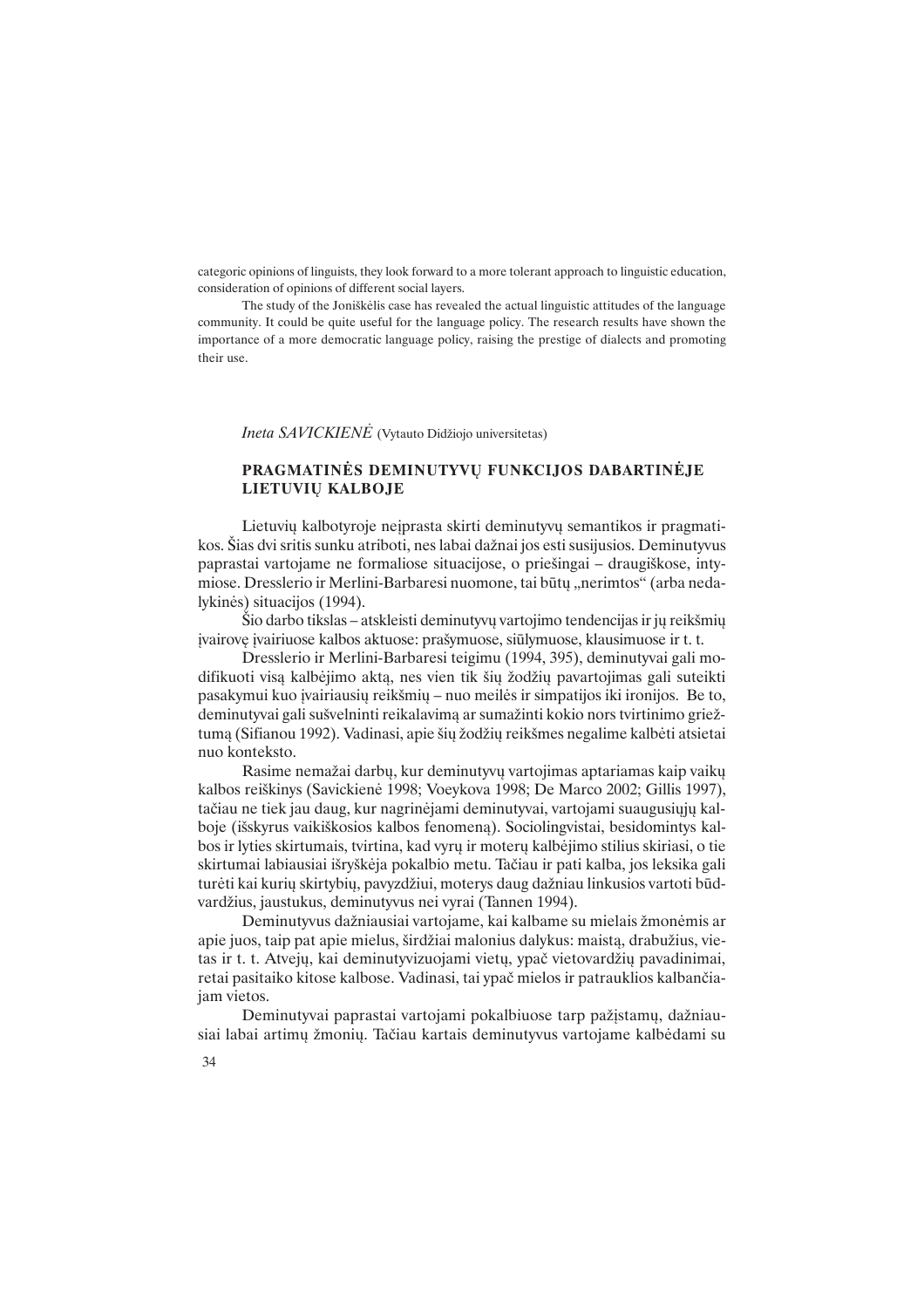categoric opinions of linguists, they look forward to a more tolerant approach to linguistic education, consideration of opinions of different social layers.

The study of the Joniškėlis case has revealed the actual linguistic attitudes of the language community. It could be quite useful for the language policy. The research results have shown the importance of a more democratic language policy, raising the prestige of dialects and promoting their use.

*Ineta SAVICKIENĖ* (Vytauto Didžiojo universitetas)

## PRAGMATINĖS DEMINUTYVŲ FUNKCIJOS DABARTINĖJE LIETUVIŲ KALBOJE

Lietuvių kalbotyroje neįprasta skirti deminutyvų semantikos ir pragmatikos. Šias dvi sritis sunku atriboti, nes labai dažnai jos esti susijusios. Deminutyvus paprastai vartojame ne formaliose situacijose, o priešingai – draugiškose, intymiose. Dresslerio ir Merlini-Barbaresi nuomone, tai būtų „nerimtos" (arba nedalykinės) situacijos (1994).

Šio darbo tikslas – atskleisti deminutyvų vartojimo tendencijas ir jų reikšmių įvairovę įvairiuose kalbos aktuose: prašymuose, siūlymuose, klausimuose ir t. t.

Dresslerio ir Merlini-Barbaresi teigimu (1994, 395), deminutyvai gali modifikuoti visą kalbėjimo aktą, nes vien tik šių žodžių pavartojimas gali suteikti pasakymui kuo įvairiausių reikšmių – nuo meilės ir simpatijos iki ironijos. Be to, deminutyvai gali sušvelninti reikalavimą ar sumažinti kokio nors tvirtinimo griežtumą (Sifianou 1992). Vadinasi, apie šių žodžių reikšmes negalime kalbėti atsietai nuo konteksto.

Rasime nemažai darbų, kur deminutyvų vartojimas aptariamas kaip vaikų kalbos reiškinys (Savickienė 1998; Voeykova 1998; De Marco 2002; Gillis 1997), tačiau ne tiek jau daug, kur nagrinėjami deminutyvai, vartojami suaugusiųjų kalboje (išskyrus vaikiškosios kalbos fenomeną). Sociolingvistai, besidomintys kalbos ir lyties skirtumais, tvirtina, kad vyrų ir moterų kalbėjimo stilius skiriasi, o tie skirtumai labiausiai išryškėja pokalbio metu. Tačiau ir pati kalba, jos leksika gali turėti kai kurių skirtybių, pavyzdžiui, moterys daug dažniau linkusios vartoti būdvardžius, jaustukus, deminutyvus nei vyrai (Tannen 1994).

Deminutyvus dažniausiai vartojame, kai kalbame su mielais žmonėmis ar apie juos, taip pat apie mielus, širdžiai malonius dalykus: maistą, drabužius, vietas ir t. t. Atvejų, kai deminutyvizuojami vietų, ypač vietovardžių pavadinimai, retai pasitaiko kitose kalbose. Vadinasi, tai ypač mielos ir patrauklios kalbančiajam vietos.

Deminutyvai paprastai vartojami pokalbiuose tarp pažįstamų, dažniausiai labai artimų žmonių. Tačiau kartais deminutyvus vartojame kalbėdami su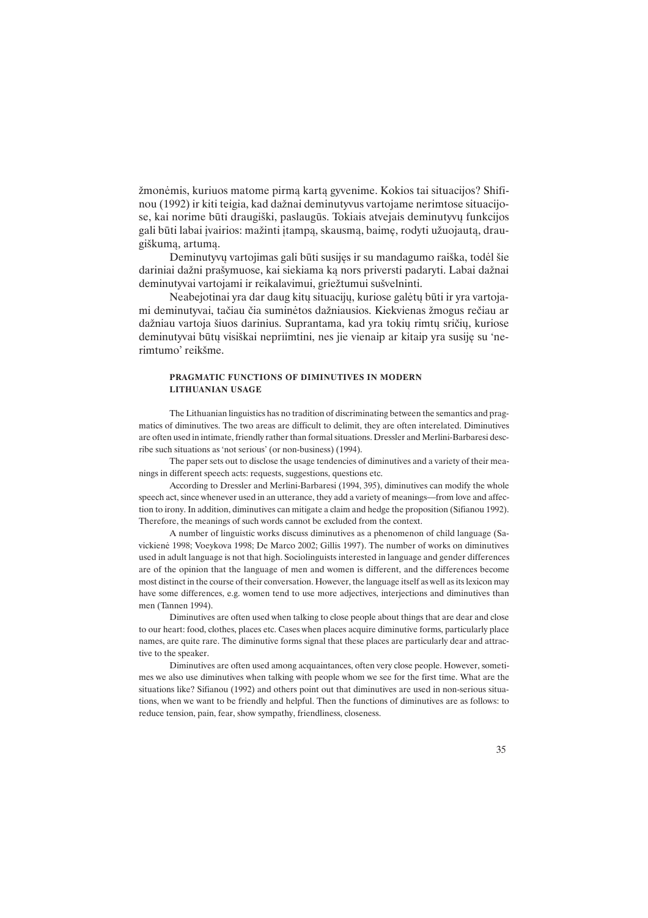žmonėmis, kuriuos matome pirmą kartą gyvenime. Kokios tai situacijos? Shifinou (1992) ir kiti teigia, kad dažnai deminutyvus vartojame nerimtose situacijose, kai norime būti draugiški, paslaugūs. Tokiais atvejais deminutyvų funkcijos gali būti labai įvairios: mažinti įtampą, skausmą, baimę, rodyti užuojautą, draugiškumą, artumą.

Deminutyvų vartojimas gali būti susijęs ir su mandagumo raiška, todėl šie dariniai dažni prašymuose, kai siekiama ką nors priversti padaryti. Labai dažnai deminutyvai vartojami ir reikalavimui, griežtumui sušvelninti.

Neabejotinai yra dar daug kitų situacijų, kuriose galėtų būti ir yra vartojami deminutyvai, tačiau čia suminėtos dažniausios. Kiekvienas žmogus rečiau ar dažniau vartoja šiuos darinius. Suprantama, kad yra tokių rimtų sričių, kuriose deminutyvai būtų visiškai nepriimtini, nes jie vienaip ar kitaip yra susiję su 'nerimtumo' reikšme.

### PRAGMATIC FUNCTIONS OF DIMINUTIVES IN MODERN LITHUANIAN USAGE

The Lithuanian linguistics has no tradition of discriminating between the semantics and pragmatics of diminutives. The two areas are difficult to delimit, they are often interelated. Diminutives are often used in intimate, friendly rather than formal situations. Dressler and Merlini-Barbaresi describe such situations as 'not serious' (or non-business) (1994).

The paper sets out to disclose the usage tendencies of diminutives and a variety of their meanings in different speech acts: requests, suggestions, questions etc.

According to Dressler and Merlini-Barbaresi (1994, 395), diminutives can modify the whole speech act, since whenever used in an utterance, they add a variety of meanings—from love and affection to irony. In addition, diminutives can mitigate a claim and hedge the proposition (Sifianou 1992). Therefore, the meanings of such words cannot be excluded from the context.

A number of linguistic works discuss diminutives as a phenomenon of child language (Savickienė 1998; Voeykova 1998; De Marco 2002; Gillis 1997). The number of works on diminutives used in adult language is not that high. Sociolinguists interested in language and gender differences are of the opinion that the language of men and women is different, and the differences become most distinct in the course of their conversation. However, the language itself as well as its lexicon may have some differences, e.g. women tend to use more adjectives, interjections and diminutives than men (Tannen 1994).

Diminutives are often used when talking to close people about things that are dear and close to our heart: food, clothes, places etc. Cases when places acquire diminutive forms, particularly place names, are quite rare. The diminutive forms signal that these places are particularly dear and attractive to the speaker.

Diminutives are often used among acquaintances, often very close people. However, sometimes we also use diminutives when talking with people whom we see for the first time. What are the situations like? Sifianou (1992) and others point out that diminutives are used in non-serious situations, when we want to be friendly and helpful. Then the functions of diminutives are as follows: to reduce tension, pain, fear, show sympathy, friendliness, closeness.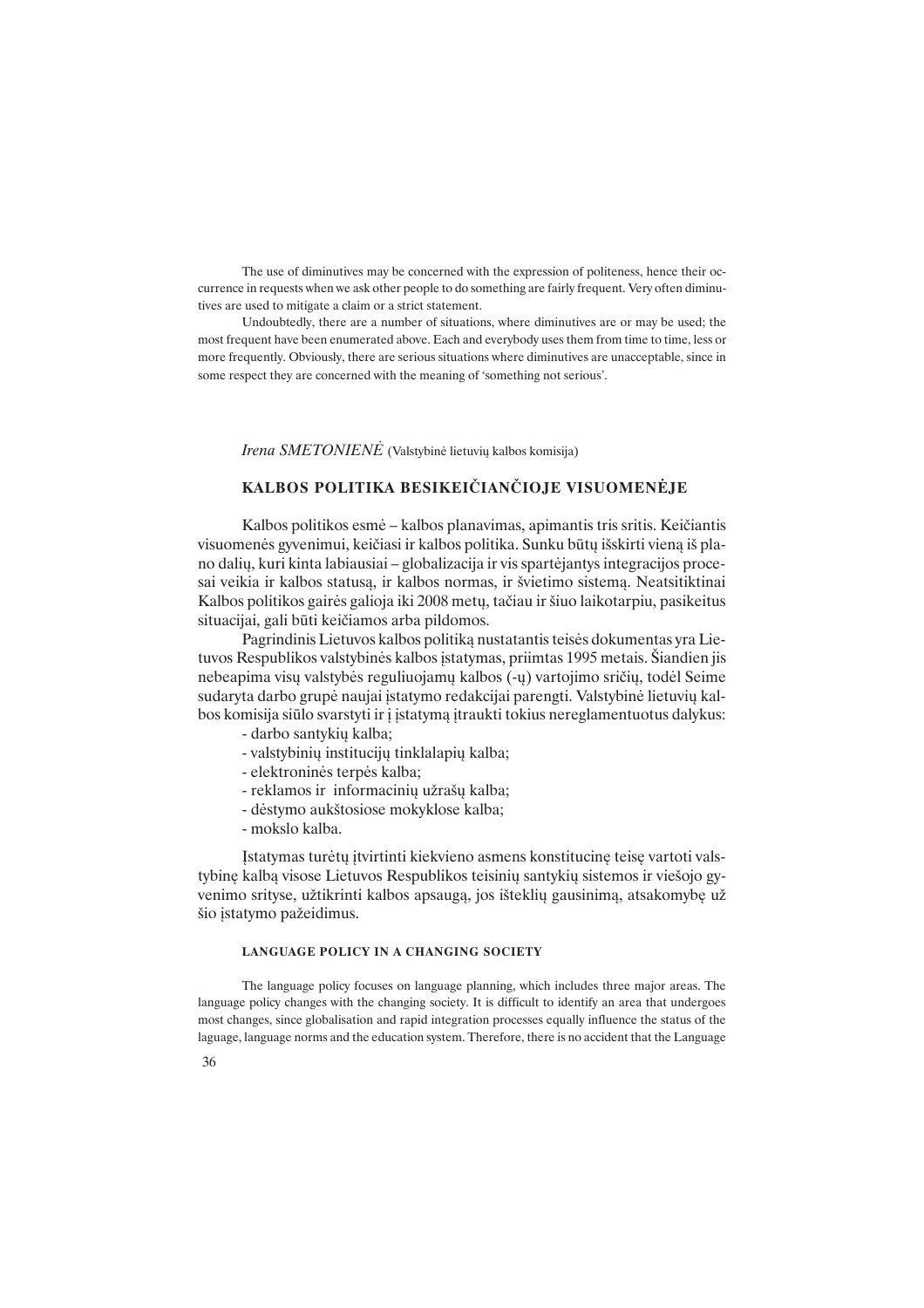The use of diminutives may be concerned with the expression of politeness, hence their occurrence in requests when we ask other people to do something are fairly frequent. Very often diminutives are used to mitigate a claim or a strict statement.

Undoubtedly, there are a number of situations, where diminutives are or may be used; the most frequent have been enumerated above. Each and everybody uses them from time to time, less or more frequently. Obviously, there are serious situations where diminutives are unacceptable, since in some respect they are concerned with the meaning of 'something not serious'.

*Irena SMETONIENĖ* (Valstybinė lietuvių kalbos komisija)

## KALBOS POLITIKA BESIKEIČIANČIOJE VISUOMENĖJE

Kalbos politikos esmė – kalbos planavimas, apimantis tris sritis. Keičiantis visuomenės gyvenimui, keičiasi ir kalbos politika. Sunku būtų išskirti vieną iš plano dalių, kuri kinta labiausiai – globalizacija ir vis spartėjantys integracijos procesai veikia ir kalbos statusą, ir kalbos normas, ir švietimo sistemą. Neatsitiktinai Kalbos politikos gairės galioja iki 2008 metų, tačiau ir šiuo laikotarpiu, pasikeitus situacijai, gali būti keičiamos arba pildomos.

Pagrindinis Lietuvos kalbos politiką nustatantis teisės dokumentas yra Lietuvos Respublikos valstybinės kalbos įstatymas, priimtas 1995 metais. Šiandien jis nebeapima visų valstybės reguliuojamų kalbos (-ų) vartojimo sričių, todėl Seime sudaryta darbo grupė naujai įstatymo redakcijai parengti. Valstybinė lietuvių kalbos komisija siūlo svarstyti ir į įstatymą įtraukti tokius nereglamentuotus dalykus:

- darbo santykių kalba;
- valstybinių institucijų tinklalapių kalba;
- elektroninės terpės kalba;
- reklamos ir informacinių užrašų kalba;
- dėstymo aukštosiose mokyklose kalba;
- mokslo kalba.

Įstatymas turėtų įtvirtinti kiekvieno asmens konstitucinę teisę vartoti valstybinę kalbą visose Lietuvos Respublikos teisinių santykių sistemos ir viešojo gyvenimo srityse, užtikrinti kalbos apsaugą, jos išteklių gausinimą, atsakomybę už šio įstatymo pažeidimus.

### LANGUAGE POLICY IN A CHANGING SOCIETY

The language policy focuses on language planning, which includes three major areas. The language policy changes with the changing society. It is difficult to identify an area that undergoes most changes, since globalisation and rapid integration processes equally influence the status of the laguage, language norms and the education system. Therefore, there is no accident that the Language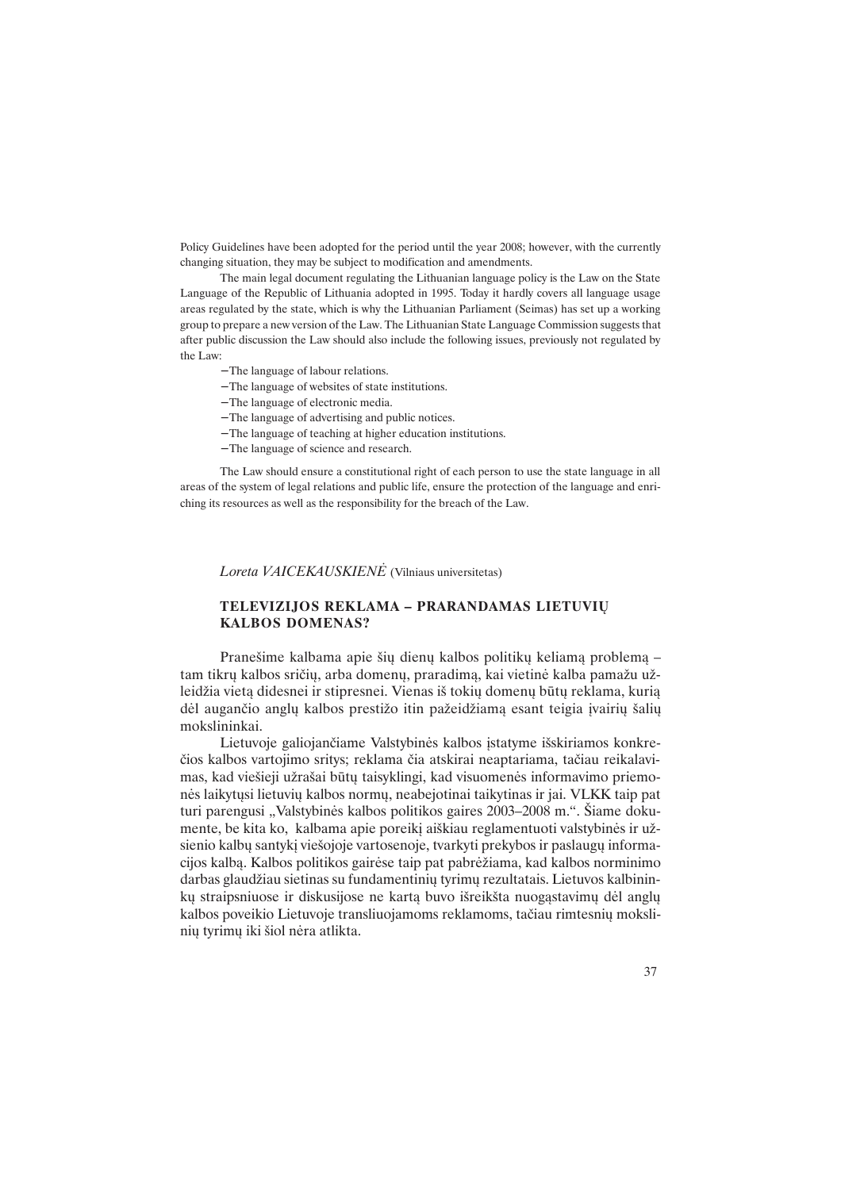Policy Guidelines have been adopted for the period until the year 2008; however, with the currently changing situation, they may be subject to modification and amendments.

The main legal document regulating the Lithuanian language policy is the Law on the State Language of the Republic of Lithuania adopted in 1995. Today it hardly covers all language usage areas regulated by the state, which is why the Lithuanian Parliament (Seimas) has set up a working group to prepare a new version of the Law. The Lithuanian State Language Commission suggests that after public discussion the Law should also include the following issues, previously not regulated by the Law:

- The language of labour relations.
- The language of websites of state institutions.
- The language of electronic media.
- The language of advertising and public notices.
- The language of teaching at higher education institutions.
- The language of science and research.

The Law should ensure a constitutional right of each person to use the state language in all areas of the system of legal relations and public life, ensure the protection of the language and enriching its resources as well as the responsibility for the breach of the Law.

*Loreta VAICEKAUSKIENĖ* (Vilniaus universitetas)

## TELEVIZIJOS REKLAMA – PRARANDAMAS LIETUVIŲ KALBOS DOMENAS?

Pranešime kalbama apie šių dienų kalbos politikų keliamą problemą – tam tikrų kalbos sričių, arba domenų, praradimą, kai vietinė kalba pamažu užleidžia vietą didesnei ir stipresnei. Vienas iš tokių domenų būtų reklama, kurią dėl augančio anglų kalbos prestižo itin pažeidžiamą esant teigia įvairių šalių mokslininkai.

Lietuvoje galiojančiame Valstybinės kalbos įstatyme išskiriamos konkrečios kalbos vartojimo sritys; reklama čia atskirai neaptariama, tačiau reikalavimas, kad viešieji užrašai būtų taisyklingi, kad visuomenės informavimo priemonės laikytųsi lietuvių kalbos normų, neabejotinai taikytinas ir jai. VLKK taip pat turi parengusi „Valstybinės kalbos politikos gaires 2003–2008 m.“. Šiame dokumente, be kita ko, kalbama apie poreikį aiškiau reglamentuoti valstybinės ir užsienio kalbų santykį viešojoje vartosenoje, tvarkyti prekybos ir paslaugų informacijos kalbą. Kalbos politikos gairėse taip pat pabrėžiama, kad kalbos norminimo darbas glaudžiau sietinas su fundamentinių tyrimų rezultatais. Lietuvos kalbininkų straipsniuose ir diskusijose ne kartą buvo išreikšta nuogąstavimų dėl anglų kalbos poveikio Lietuvoje transliuojamoms reklamoms, tačiau rimtesnių mokslinių tyrimų iki šiol nėra atlikta.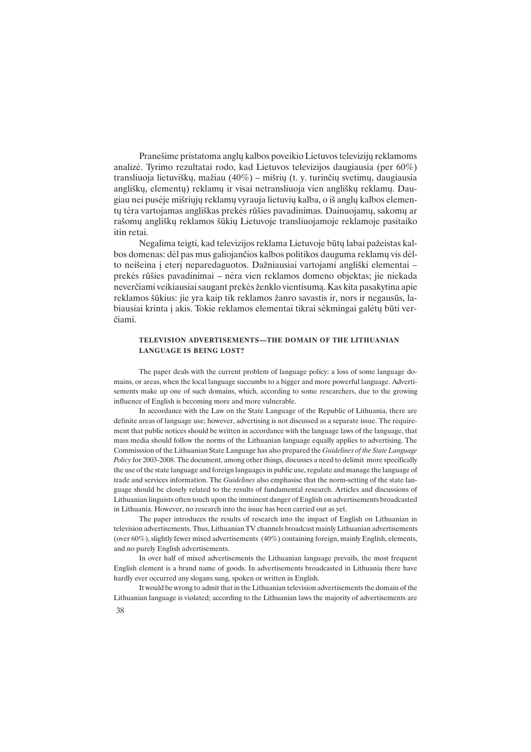Pranešime pristatoma anglų kalbos poveikio Lietuvos televizijų reklamoms analizė. Tyrimo rezultatai rodo, kad Lietuvos televizijos daugiausia (per 60%) transliuoja lietuviškų, mažiau (40%) – mišrių (t. y. turinčių svetimų, daugiausia angliškų, elementų) reklamų ir visai netransliuoja vien angliškų reklamų. Daugiau nei pusėje mišriųjų reklamų vyrauja lietuvių kalba, o iš anglų kalbos elementų tėra vartojamas angliškas prekės rūšies pavadinimas. Dainuojamų, sakomų ar rašomų angliškų reklamos šūkių Lietuvoje transliuojamoje reklamoje pasitaiko itin retai.

Negalima teigti, kad televizijos reklama Lietuvoje būtų labai pažeistas kalbos domenas: dėl pas mus galiojančios kalbos politikos dauguma reklamų vis dėlto neišeina į eterį neparedaguotos. Dažniausiai vartojami angliški elementai – prekės rūšies pavadinimai – nėra vien reklamos domeno objektas; jie niekada neverčiami veikiausiai saugant prekės ženklo vientisumą. Kas kita pasakytina apie reklamos šūkius: jie yra kaip tik reklamos žanro savastis ir, nors ir negausūs, labiausiai krinta į akis. Tokie reklamos elementai tikrai sėkmingai galėtų būti verčiami.

#### TELEVISION ADVERTISEMENTS—THE DOMAIN OF THE LITHUANIAN LANGUAGE IS BEING LOST?

The paper deals with the current problem of language policy: a loss of some language domains, or areas, when the local language succumbs to a bigger and more powerful language. Advertisements make up one of such domains, which, according to some researchers, due to the growing influence of English is becoming more and more vulnerable.

In accordance with the Law on the State Language of the Republic of Lithuania, there are definite areas of language use; however, advertising is not discussed as a separate issue. The requirement that public notices should be written in accordance with the language laws of the language, that mass media should follow the norms of the Lithuanian language equally applies to advertising. The Commisssion of the Lithuanian State Language has also prepared the *Guidelines of the State Language Policy* for 2003-2008. The document, among other things, discusses a need to delimit more specifically the use of the state language and foreign languages in public use, regulate and manage the language of trade and services information. The *Guidelines* also emphasise that the norm-setting of the state language should be closely related to the results of fundamental research. Articles and discussions of Lithuanian linguists often touch upon the imminent danger of English on advertisements broadcasted in Lithuania. However, no research into the issue has been carried out as yet.

The paper introduces the results of research into the impact of English on Lithuanian in television advertisements. Thus, Lithuanian TV channels broadcast mainly Lithuanian advertisements (over 60%), slightly fewer mixed advertisements (40%) containing foreign, mainly English, elements, and no purely English advertisements.

In over half of mixed advertisements the Lithuanian language prevails, the most frequent English element is a brand name of goods. In advertisements broadcasted in Lithuania there have hardly ever occurred any slogans sung, spoken or written in English.

It would be wrong to admit that in the Lithuanian television advertisements the domain of the Lithuanian language is violated; according to the Lithuanian laws the majority of advertisements are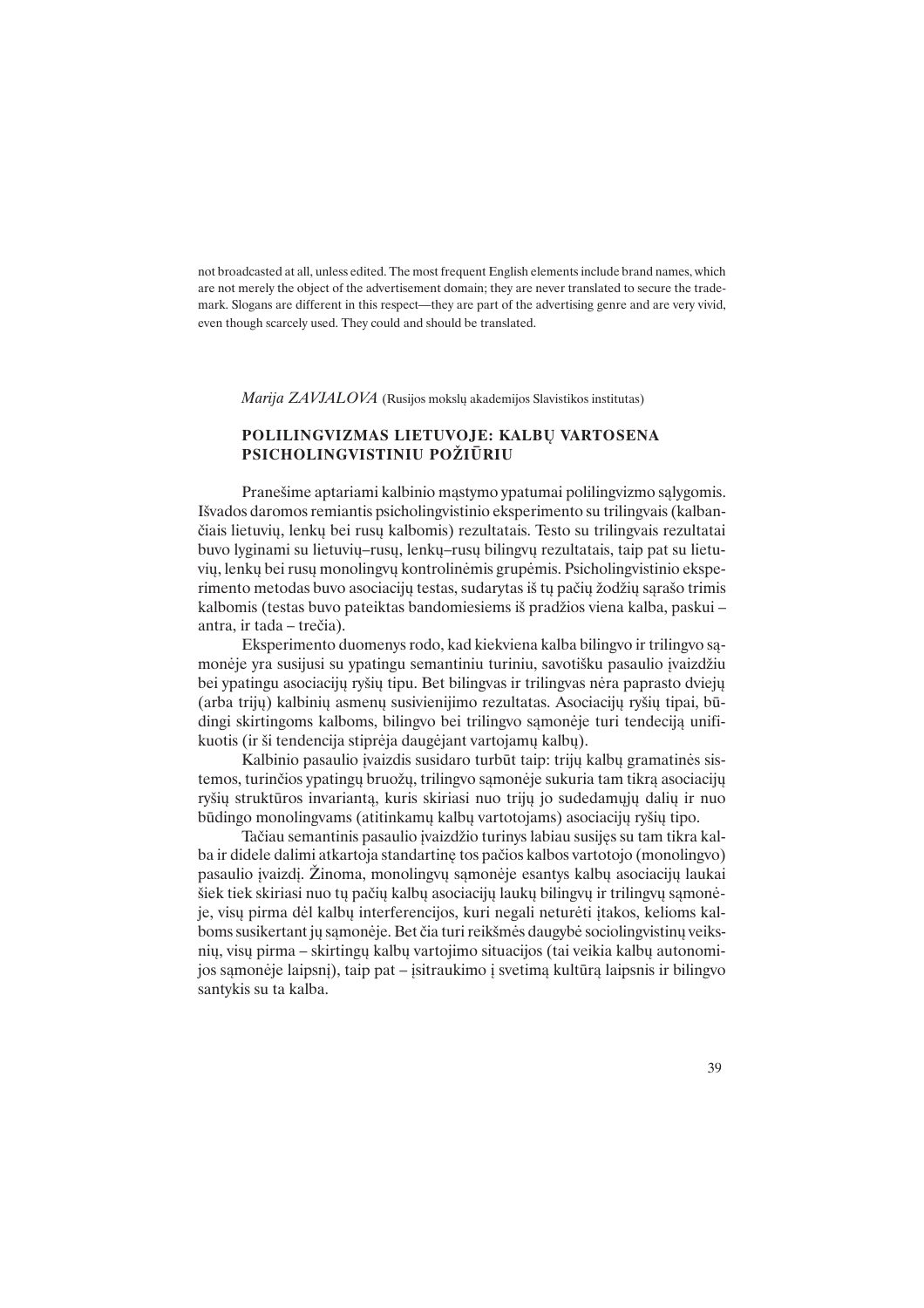not broadcasted at all, unless edited. The most frequent English elements include brand names, which are not merely the object of the advertisement domain; they are never translated to secure the trademark. Slogans are different in this respect—they are part of the advertising genre and are very vivid, even though scarcely used. They could and should be translated.

*Marija ZAVJALOVA* (Rusijos mokslų akademijos Slavistikos institutas)

### POLILINGVIZMAS LIETUVOJE: KALBŲ VARTOSENA PSICHOLINGVISTINIU POŽIŪRIU

Pranešime aptariami kalbinio mąstymo ypatumai polilingvizmo sąlygomis. Išvados daromos remiantis psicholingvistinio eksperimento su trilingvais (kalbančiais lietuvių, lenkų bei rusų kalbomis) rezultatais. Testo su trilingvais rezultatai buvo lyginami su lietuvių–rusų, lenkų–rusų bilingvų rezultatais, taip pat su lietuvių, lenkų bei rusų monolingvų kontrolinėmis grupėmis. Psicholingvistinio eksperimento metodas buvo asociacijų testas, sudarytas iš tų pačių žodžių sąrašo trimis kalbomis (testas buvo pateiktas bandomiesiems iš pradžios viena kalba, paskui – antra, ir tada – trečia).

Eksperimento duomenys rodo, kad kiekviena kalba bilingvo ir trilingvo sąmonėje yra susijusi su ypatingu semantiniu turiniu, savotišku pasaulio įvaizdžiu bei ypatingu asociacijų ryšių tipu. Bet bilingvas ir trilingvas nėra paprasto dviejų (arba trijų) kalbinių asmenų susivienijimo rezultatas. Asociacijų ryšių tipai, būdingi skirtingoms kalboms, bilingvo bei trilingvo sąmonėje turi tendenciją unifikuotis (ir ši tendencija stiprėja daugėjant vartojamų kalbų).

Kalbinio pasaulio įvaizdis susidaro turbūt taip: trijų kalbų gramatinės sistemos, turinčios ypatingų bruožų, trilingvo sąmonėje sukuria tam tikrą asociacijų ryšių struktūros invariantą, kuris skiriasi nuo trijų jo sudedamųjų dalių ir nuo būdingo monolingvams (atitinkamų kalbų vartotojams) asociacijų ryšių tipo.

Tačiau semantinis pasaulio įvaizdžio turinys labiau susijęs su tam tikra kalba ir didele dalimi atkartoja standartinę tos pačios kalbos vartotojo (monolingvo) pasaulio įvaizdį. Žinoma, monolingvų sąmonėje esantys kalbų asociacijų laukai šiek tiek skiriasi nuo tų pačių kalbų asociacijų laukų bilingvų ir trilingvų sąmonėje, visų pirma dėl kalbų interferencijos, kuri negali neturėti įtakos, kelioms kalboms susikertant jų sąmonėje. Bet čia turi reikšmės daugybė sociolingvistinų veiksnių, visų pirma – skirtingų kalbų vartojimo situacijos (tai veikia kalbų autonomijos sąmonėje laipsnį), taip pat – įsitraukimo į svetimą kultūrą laipsnis ir bilingvo santykis su ta kalba.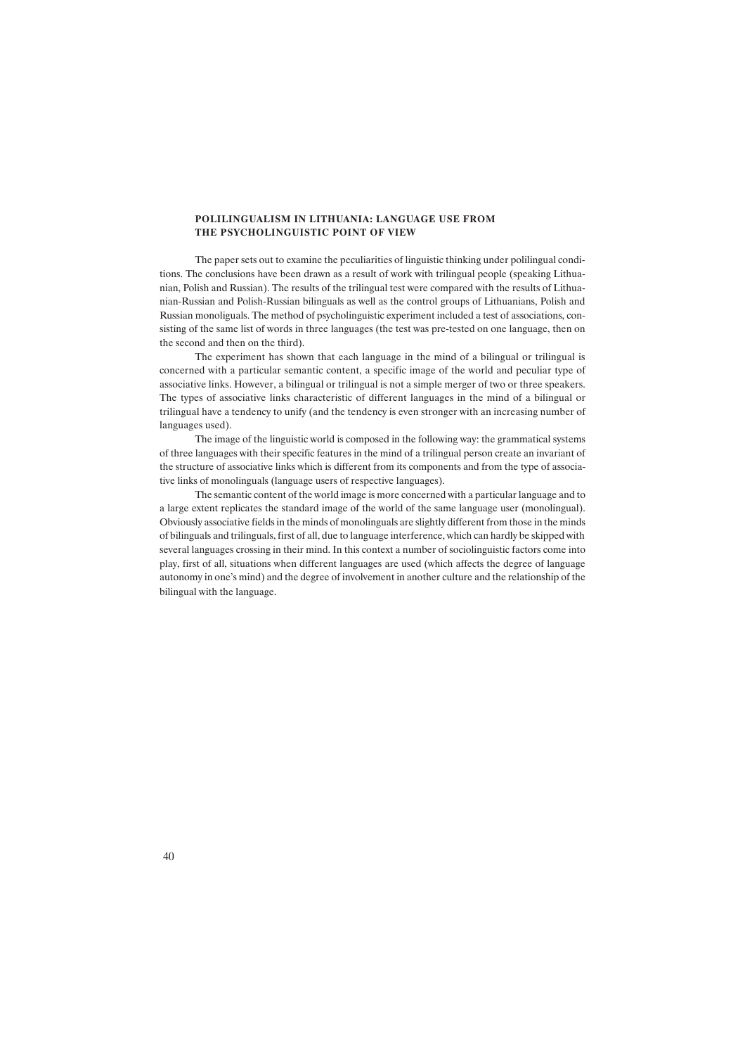## POLILINGUALISM IN LITHUANIA: LANGUAGE USE FROM THE PSYCHOLINGUISTIC POINT OF VIEW

The paper sets out to examine the peculiarities of linguistic thinking under polilingual conditions. The conclusions have been drawn as a result of work with trilingual people (speaking Lithuanian, Polish and Russian). The results of the trilingual test were compared with the results of Lithuanian-Russian and Polish-Russian bilinguals as well as the control groups of Lithuanians, Polish and Russian monoliguals. The method of psycholinguistic experiment included a test of associations, consisting of the same list of words in three languages (the test was pre-tested on one language, then on the second and then on the third).

The experiment has shown that each language in the mind of a bilingual or trilingual is concerned with a particular semantic content, a specific image of the world and peculiar type of associative links. However, a bilingual or trilingual is not a simple merger of two or three speakers. The types of associative links characteristic of different languages in the mind of a bilingual or trilingual have a tendency to unify (and the tendency is even stronger with an increasing number of languages used).

The image of the linguistic world is composed in the following way: the grammatical systems of three languages with their specific features in the mind of a trilingual person create an invariant of the structure of associative links which is different from its components and from the type of associative links of monolinguals (language users of respective languages).

The semantic content of the world image is more concerned with a particular language and to a large extent replicates the standard image of the world of the same language user (monolingual). Obviously associative fields in the minds of monolinguals are slightly different from those in the minds of bilinguals and trilinguals, first of all, due to language interference, which can hardly be skipped with several languages crossing in their mind. In this context a number of sociolinguistic factors come into play, first of all, situations when different languages are used (which affects the degree of language autonomy in one's mind) and the degree of involvement in another culture and the relationship of the bilingual with the language.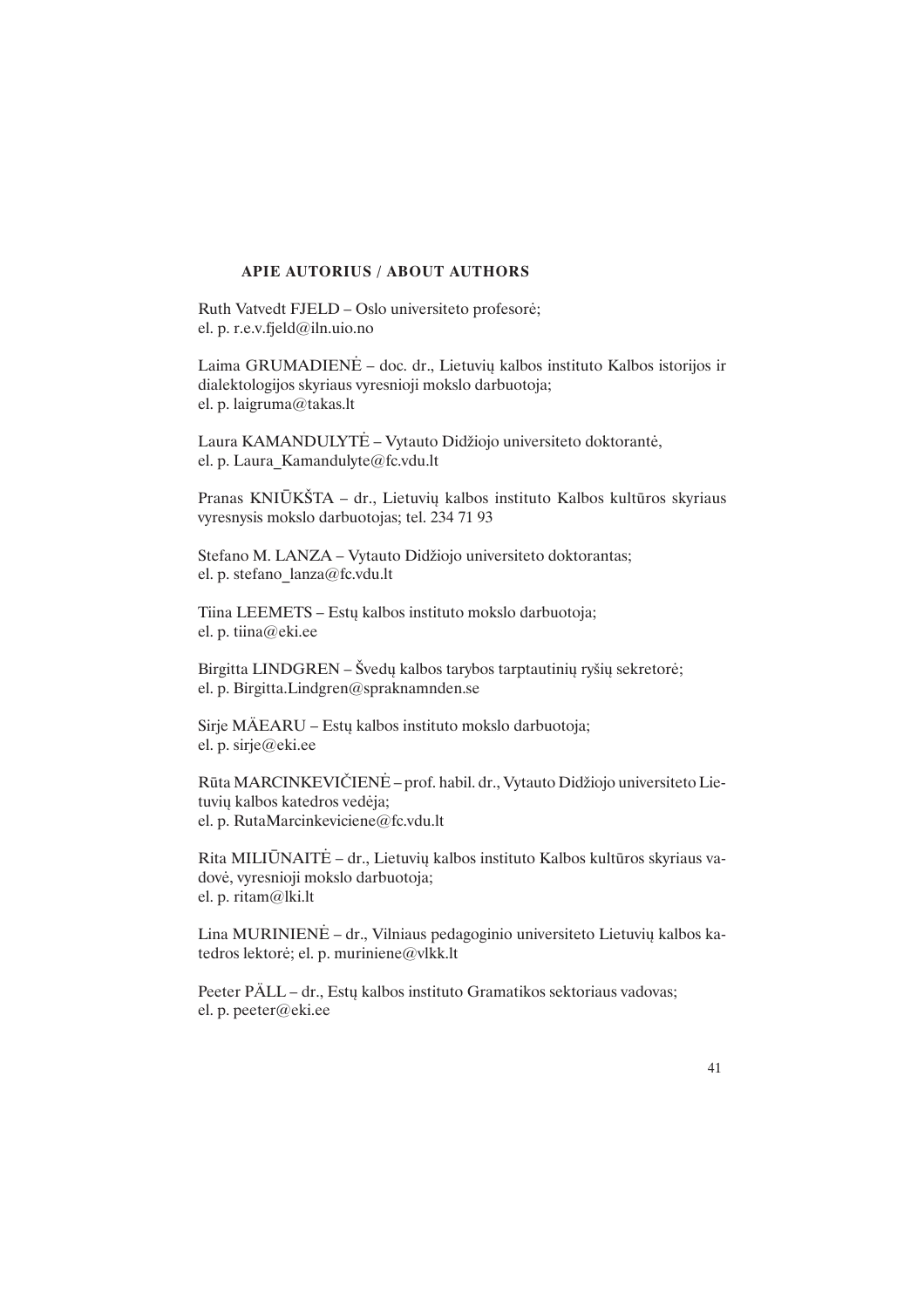## APIE AUTORIUS / ABOUT AUTHORS

Ruth Vatvedt FJELD – Oslo universiteto profesorė;
el. p. r.e.v.fjeld@iln.uio.no

Laima GRUMADIENĖ – doc. dr., Lietuvių kalbos instituto Kalbos istorijos ir dialektologijos skyriaus vyresnioji mokslo darbuotoja;
el. p. laigruma@takas.lt

Laura KAMANDULYTĖ – Vytauto Didžiojo universiteto doktorantė,
el. p. Laura_Kamandulyte@fc.vdu.lt

Pranas KNIŪKŠTA – dr., Lietuvių kalbos instituto Kalbos kultūros skyriaus vyresnysis mokslo darbuotojas; tel. 234 71 93

Stefano M. LANZA – Vytauto Didžiojo universiteto doktorantas;
el. p. stefano_lanza@fc.vdu.lt

Tiina LEEMETS – Estų kalbos instituto mokslo darbuotoja;
el. p. tiina@eki.ee

Birgitta LINDGREN – Švedų kalbos tarybos tarptautinių ryšių sekretorė;
el. p. Birgitta.Lindgren@spraknamnden.se

Sirje MÄEARU – Estų kalbos instituto mokslo darbuotoja;
el. p. sirje@eki.ee

Rūta MARCINKEVIČIENĖ – prof. habil. dr., Vytauto Didžiojo universiteto Lietuvių kalbos katedros vedėja;
el. p. RutaMarcinkeviciene@fc.vdu.lt

Rita MILIŪNAITĖ – dr., Lietuvių kalbos instituto Kalbos kultūros skyriaus vadovė, vyresnioji mokslo darbuotoja;
el. p. ritam@lki.lt

Lina MURINIENĖ – dr., Vilniaus pedagoginio universiteto Lietuvių kalbos katedros lektorė; el. p. muriniene@vlkk.lt

Peeter PÄLL – dr., Estų kalbos instituto Gramatikos sektoriaus vadovas;
el. p. peeter@eki.ee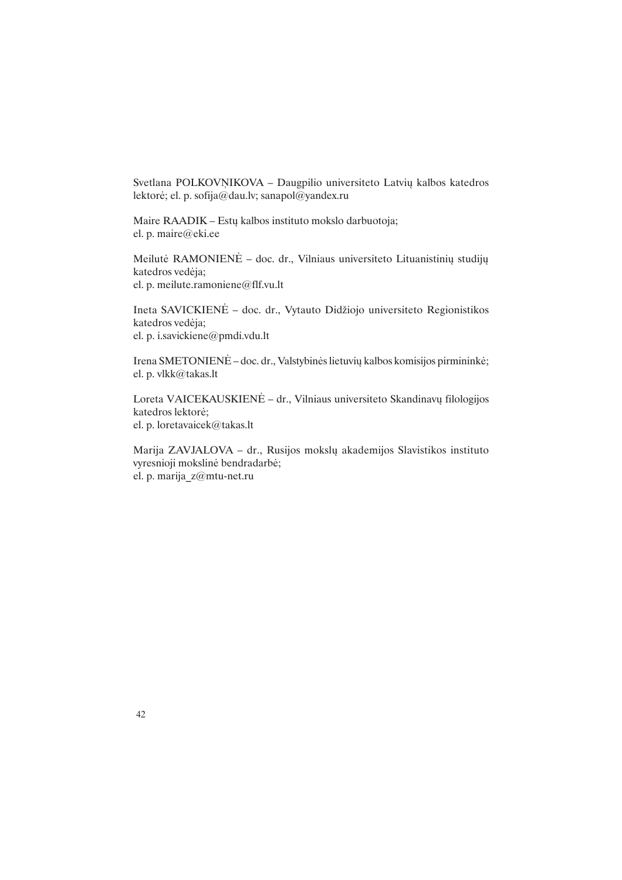Svetlana POLKOVŅIKOVA – Daugpilio universiteto Latvių kalbos katedros lektorė; el. p. sofija@dau.lv; sanapol@yandex.ru

Maire RAADIK – Estų kalbos instituto mokslo darbuotoja;
el. p. maire@eki.ee

Meilutė RAMONIENĖ – doc. dr., Vilniaus universiteto Lituanistinių studijų katedros vedėja;
el. p. meilute.ramoniene@flf.vu.lt

Ineta SAVICKIENĖ – doc. dr., Vytauto Didžiojo universiteto Regionistikos katedros vedėja;
el. p. i.savickiene@pmdi.vdu.lt

Irena SMETONIENĖ – doc. dr., Valstybinės lietuvių kalbos komisijos pirmininkė;
el. p. vlkk@takas.lt

Loreta VAICEKAUSKIENĖ – dr., Vilniaus universiteto Skandinavų filologijos katedros lektorė;
el. p. loretavaicek@takas.lt

Marija ZAVJALOVA – dr., Rusijos mokslų akademijos Slavistikos instituto vyresnioji mokslinė bendradarbė;
el. p. marija_z@mtu-net.ru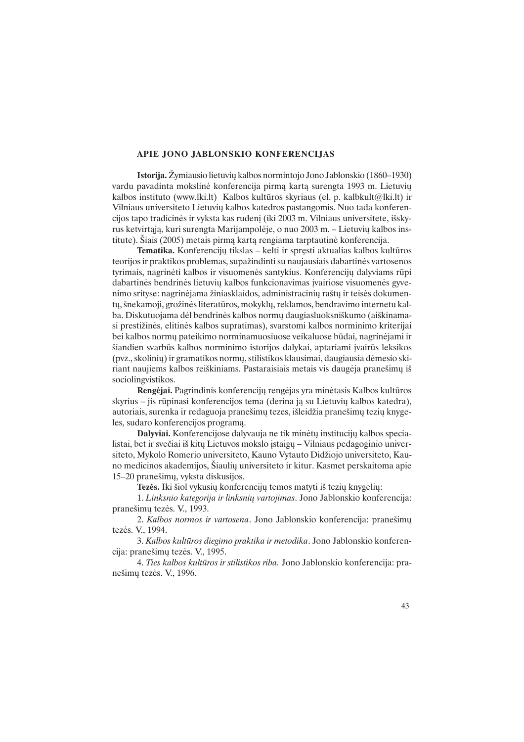## APIE JONO JABLONSKIO KONFERENCIJAS

**Istorija.** Žymiausio lietuvių kalbos normintojo Jono Jablonskio (1860–1930) vardu pavadinta mokslinė konferencija pirmą kartą surengta 1993 m. Lietuvių kalbos instituto (www.lki.lt) Kalbos kultūros skyriaus (el. p. kalbkult@lki.lt) ir Vilniaus universiteto Lietuvių kalbos katedros pastangomis. Nuo tada konferencijos tapo tradicinės ir vyksta kas rudenį (iki 2003 m. Vilniaus universitete, išskyrus ketvirtąją, kuri surengta Marijampolėje, o nuo 2003 m. – Lietuvių kalbos institute). Šiais (2005) metais pirmą kartą rengiama tarptautinė konferencija.

**Tematika.** Konferencijų tikslas – kelti ir spręsti aktualias kalbos kultūros teorijos ir praktikos problemas, supažindinti su naujausiais dabartinės vartosenos tyrimais, nagrinėti kalbos ir visuomenės santykius. Konferencijų dalyviams rūpi dabartinės bendrinės lietuvių kalbos funkcionavimas įvairiose visuomenės gyvenimo srityse: nagrinėjama žiniasklaidos, administracinių raštų ir teisės dokumentų, šnekamoji, grožinės literatūros, mokyklų, reklamos, bendravimo internetu kalba. Diskutuojama dėl bendrinės kalbos normų daugiasluoksniškumo (aiškinamasi prestižinės, elitinės kalbos supratimas), svarstomi kalbos norminimo kriterijai bei kalbos normų pateikimo norminamuosiuose veikaluose būdai, nagrinėjami ir šiandien svarbūs kalbos norminimo istorijos dalykai, aptariami įvairūs leksikos (pvz., skolinių) ir gramatikos normų, stilistikos klausimai, daugiausia dėmesio skiriant naujiems kalbos reiškiniams. Pastaraisiais metais vis daugėja pranešimų iš sociolingvistikos.

**Rengėjai.** Pagrindinis konferencijų rengėjas yra minėtasis Kalbos kultūros skyrius – jis rūpinasi konferencijos tema (derina ją su Lietuvių kalbos katedra), autoriais, surenka ir redaguoja pranešimų tezes, išleidžia pranešimų tezių knygeles, sudaro konferencijos programą.

**Dalyviai.** Konferencijose dalyvauja ne tik minėtų institucijų kalbos specialistai, bet ir svečiai iš kitų Lietuvos mokslo įstaigų – Vilniaus pedagoginio universiteto, Mykolo Romerio universiteto, Kauno Vytauto Didžiojo universiteto, Kauno medicinos akademijos, Šiaulių universiteto ir kitur. Kasmet perskaitoma apie 15–20 pranešimų, vyksta diskusijos.

**Tezės.** Iki šiol vykusių konferencijų temos matyti iš tezių knygelių:

1. *Linksnio kategorija ir linksnių vartojimas*. Jono Jablonskio konferencija: pranešimų tezės. V., 1993.

2. *Kalbos normos ir vartosena*. Jono Jablonskio konferencija: pranešimų tezės. V., 1994.

3. *Kalbos kultūros diegimo praktika ir metodika*. Jono Jablonskio konferencija: pranešimų tezės. V., 1995.

4. *Ties kalbos kultūros ir stilistikos riba.* Jono Jablonskio konferencija: pranešimų tezės. V., 1996.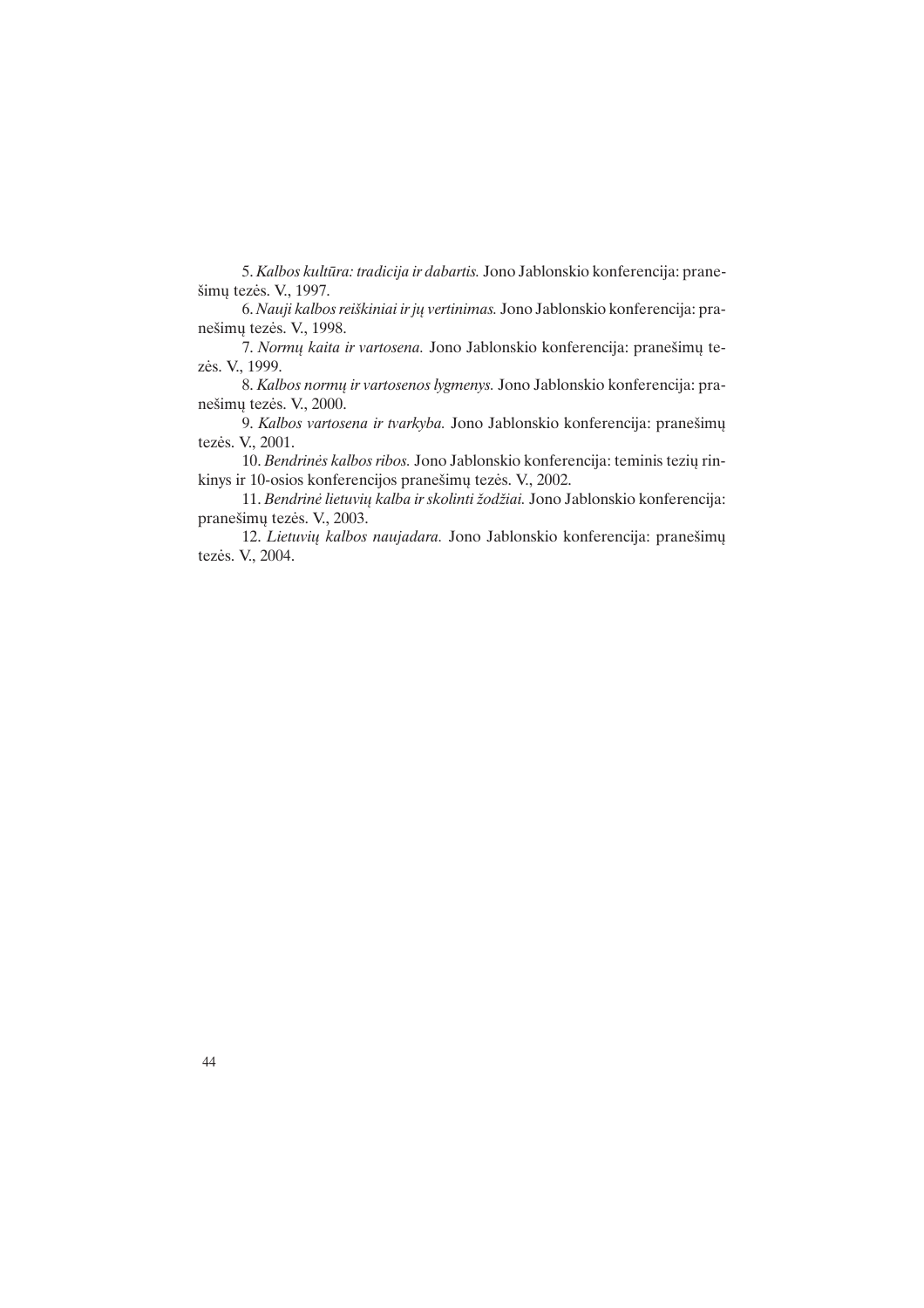5. *Kalbos kultūra: tradicija ir dabartis.* Jono Jablonskio konferencija: pranešimų tezės. V., 1997.

6. *Nauji kalbos reiškiniai ir jų vertinimas.* Jono Jablonskio konferencija: pranešimų tezės. V., 1998.

7. *Normų kaita ir vartosena.* Jono Jablonskio konferencija: pranešimų tezės. V., 1999.

8. *Kalbos normų ir vartosenos lygmenys.* Jono Jablonskio konferencija: pranešimų tezės. V., 2000.

9. *Kalbos vartosena ir tvarkyba.* Jono Jablonskio konferencija: pranešimų tezės. V., 2001.

10. *Bendrinės kalbos ribos.* Jono Jablonskio konferencija: teminis tezių rinkinys ir 10-osios konferencijos pranešimų tezės. V., 2002.

11. *Bendrinė lietuvių kalba ir skolinti žodžiai.* Jono Jablonskio konferencija: pranešimų tezės. V., 2003.

12. *Lietuvių kalbos naujadara.* Jono Jablonskio konferencija: pranešimų tezės. V., 2004.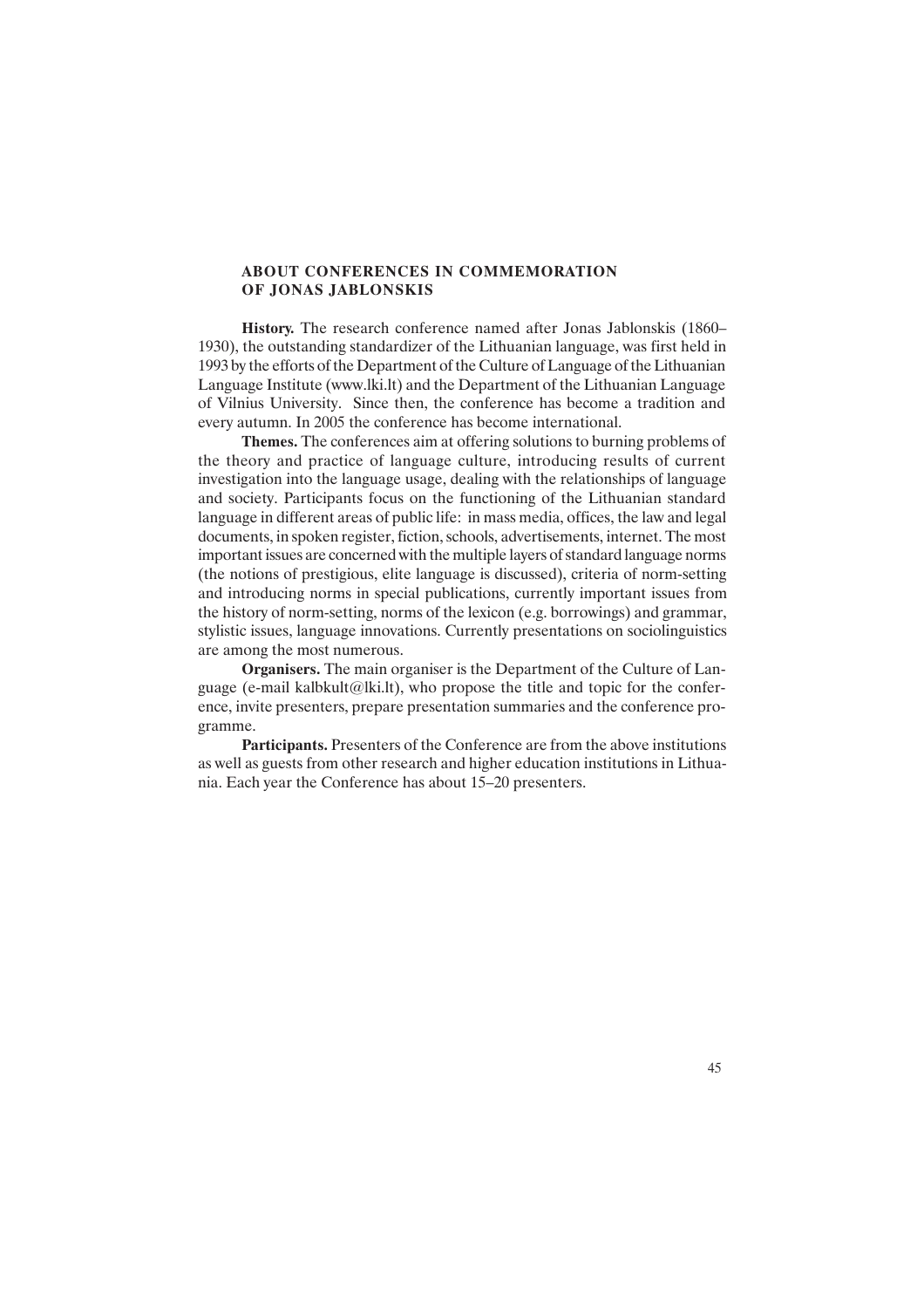## ABOUT CONFERENCES IN COMMEMORATION OF JONAS JABLONSKIS

**History.** The research conference named after Jonas Jablonskis (1860–1930), the outstanding standardizer of the Lithuanian language, was first held in 1993 by the efforts of the Department of the Culture of Language of the Lithuanian Language Institute (www.lki.lt) and the Department of the Lithuanian Language of Vilnius University. Since then, the conference has become a tradition and every autumn. In 2005 the conference has become international.

**Themes.** The conferences aim at offering solutions to burning problems of the theory and practice of language culture, introducing results of current investigation into the language usage, dealing with the relationships of language and society. Participants focus on the functioning of the Lithuanian standard language in different areas of public life: in mass media, offices, the law and legal documents, in spoken register, fiction, schools, advertisements, internet. The most important issues are concerned with the multiple layers of standard language norms (the notions of prestigious, elite language is discussed), criteria of norm-setting and introducing norms in special publications, currently important issues from the history of norm-setting, norms of the lexicon (e.g. borrowings) and grammar, stylistic issues, language innovations. Currently presentations on sociolinguistics are among the most numerous.

**Organisers.** The main organiser is the Department of the Culture of Language (e-mail kalbkult@lki.lt), who propose the title and topic for the conference, invite presenters, prepare presentation summaries and the conference programme.

**Participants.** Presenters of the Conference are from the above institutions as well as guests from other research and higher education institutions in Lithuania. Each year the Conference has about 15–20 presenters.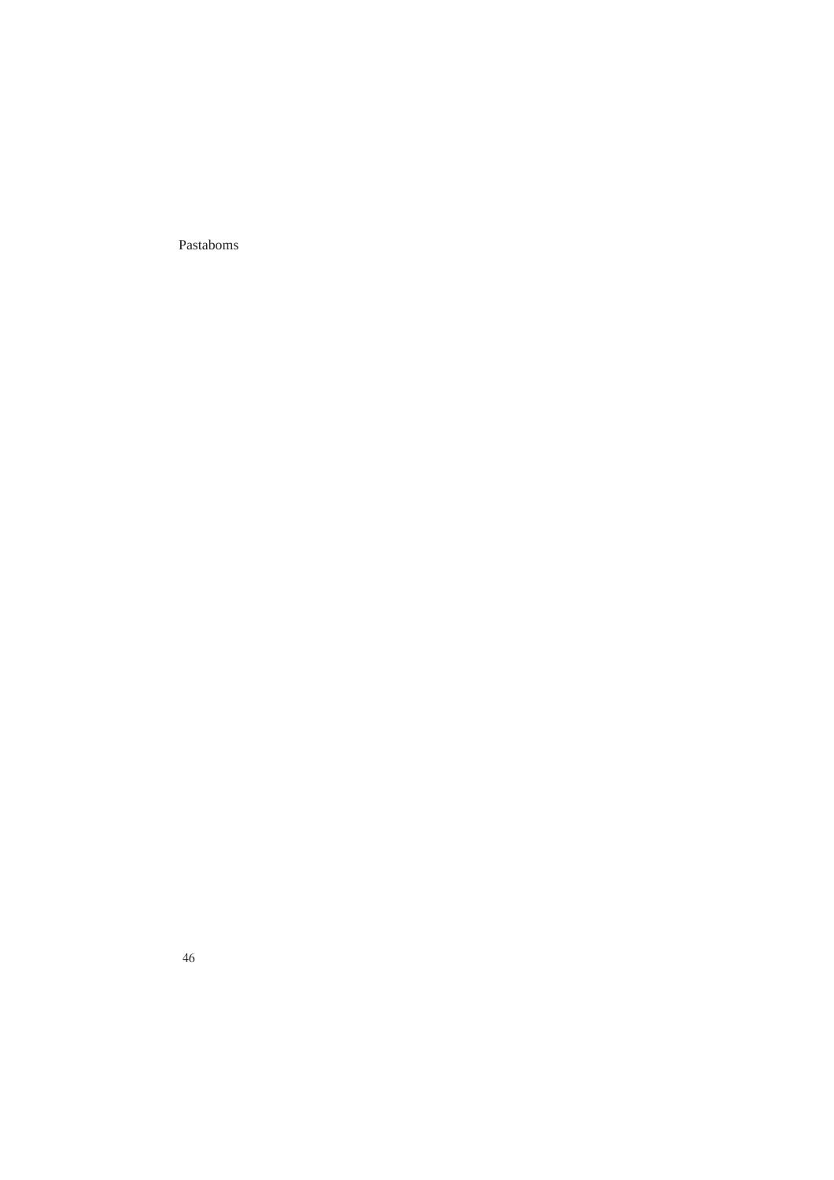Pastaboms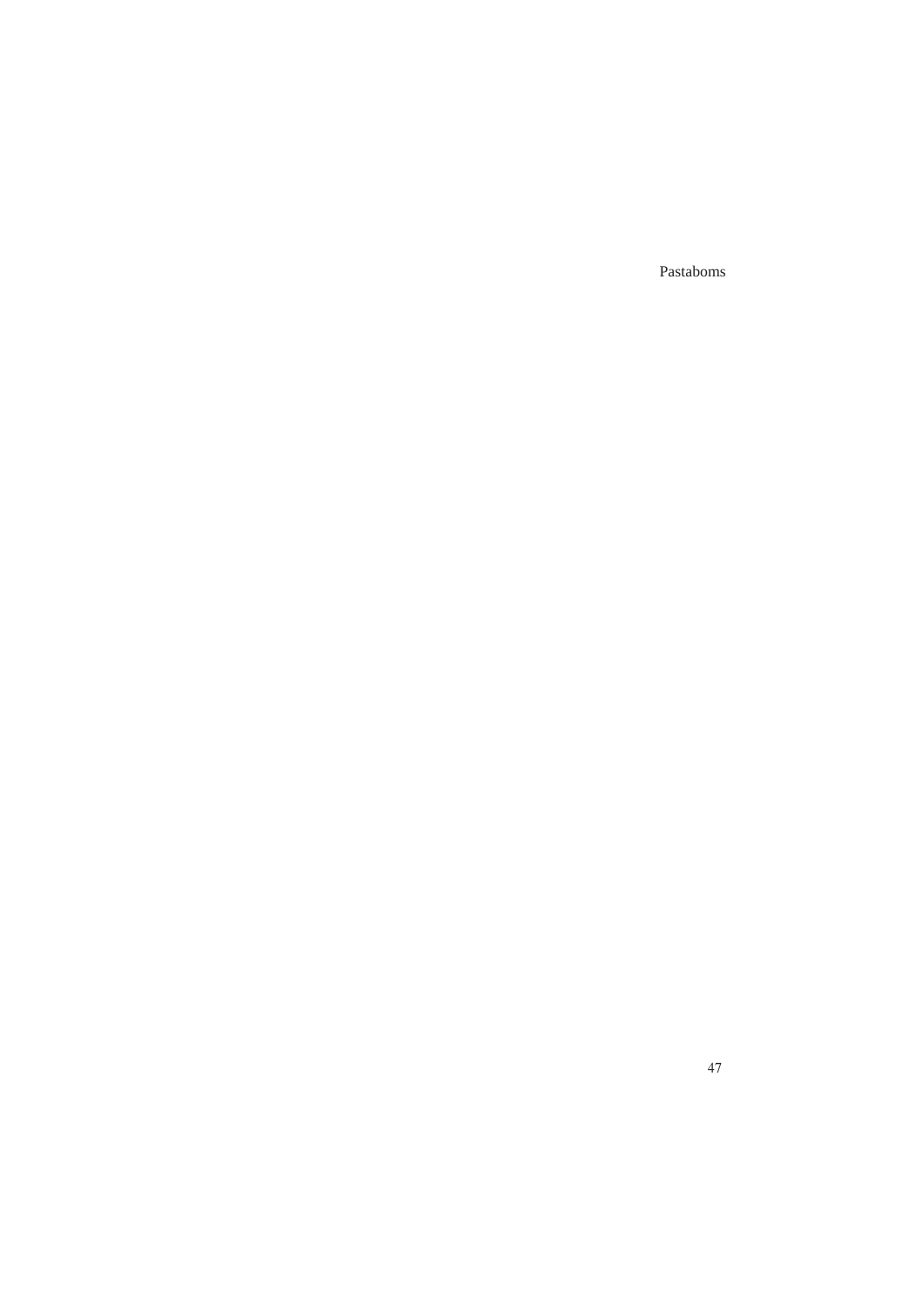Pastaboms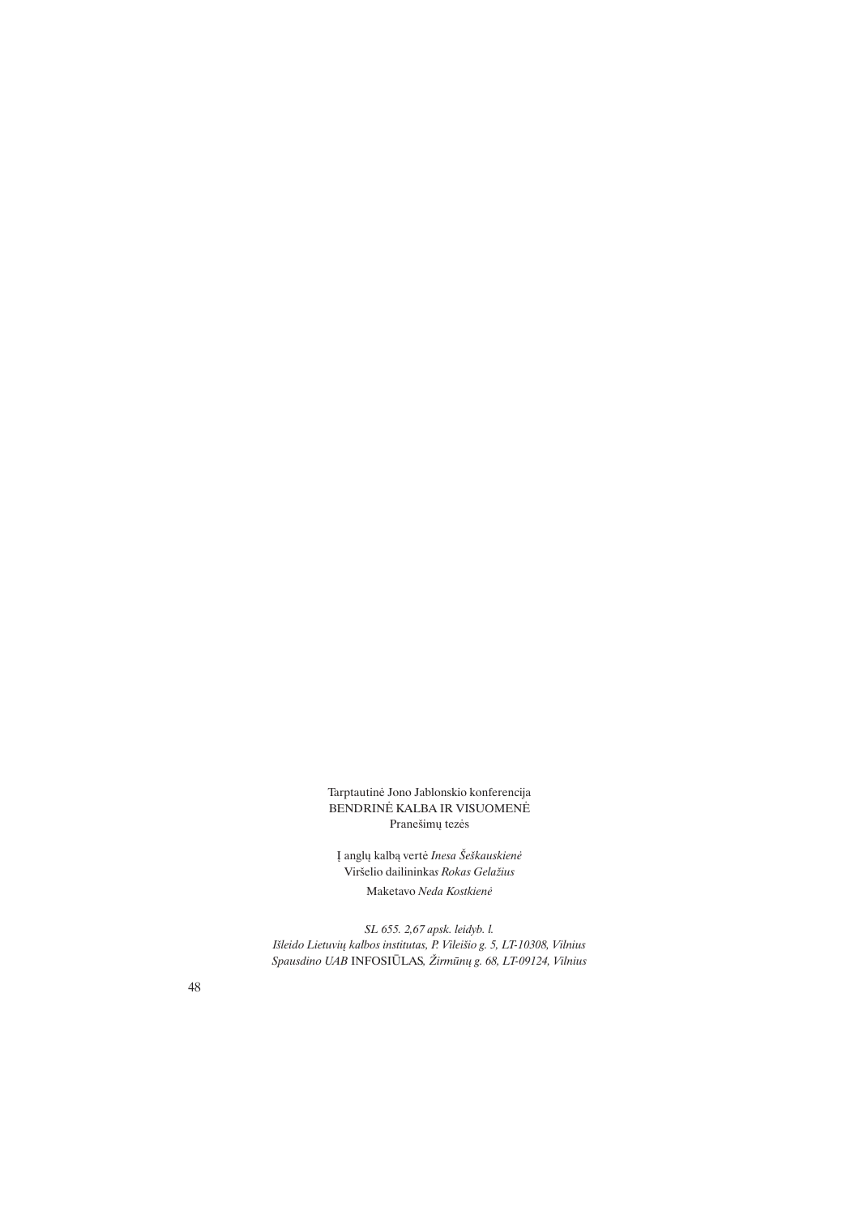Tarptautinė Jono Jablonskio konferencija
BENDRINĖ KALBA IR VISUOMENĖ
Pranešimų tezės

Į anglų kalbą vertė *Inesa Šeškauskienė*
Viršelio dailininkas *Rokas Gelažius*
Maketavo *Neda Kostkienė*

*SL 655. 2,67 apsk. leidyb. l.*
*Išleido Lietuvių kalbos institutas, P. Vileišio g. 5, LT-10308, Vilnius*
*Spausdino UAB* INFOSIŪLAS*, Žirmūnų g. 68, LT-09124, Vilnius*